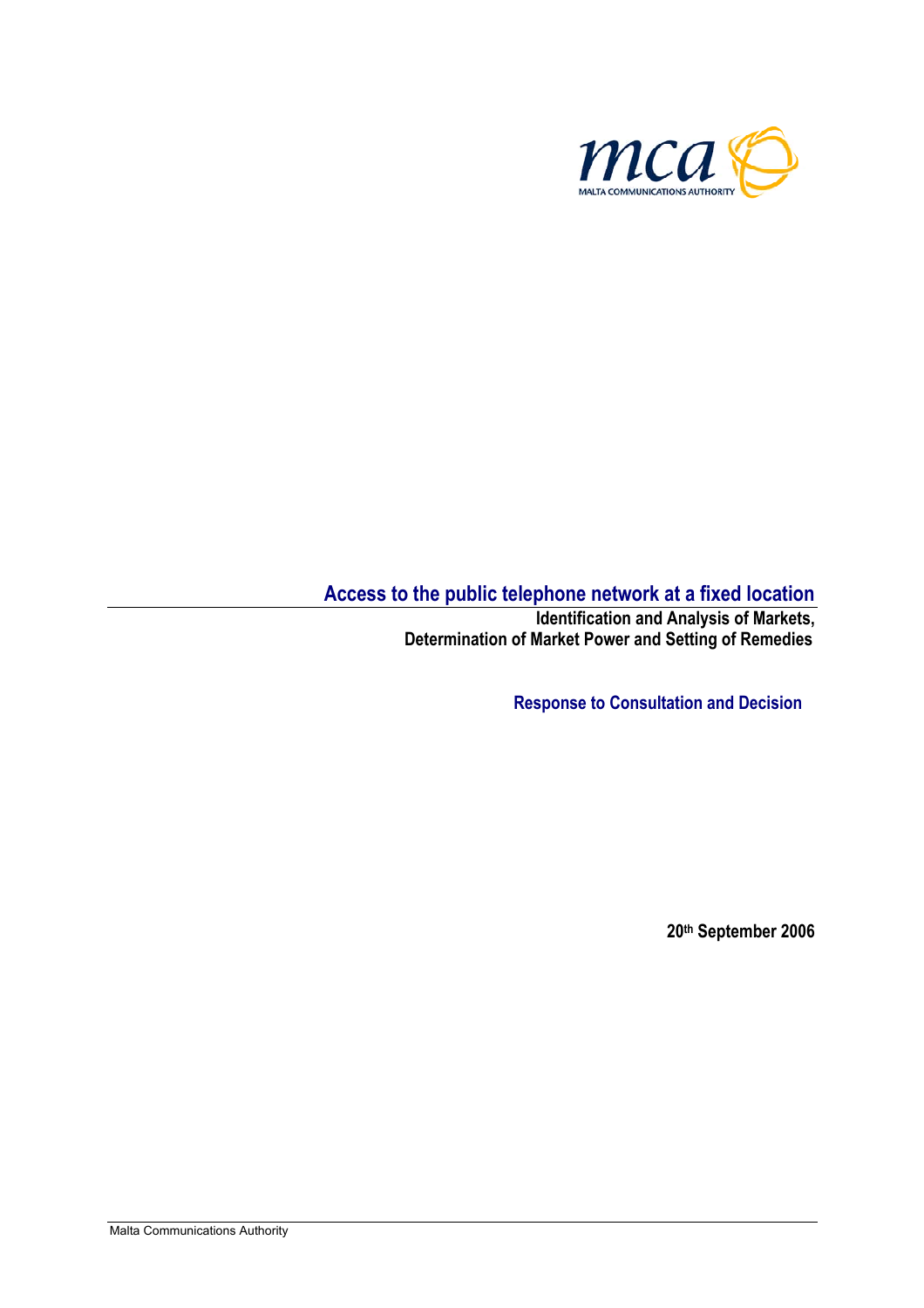# Access to the public telephone network at a fixed location

**Identification and Analysis of Markets, Determination of Market Power and Setting of Remedies**

## Response to Consultation and Decision

**20th September 2006**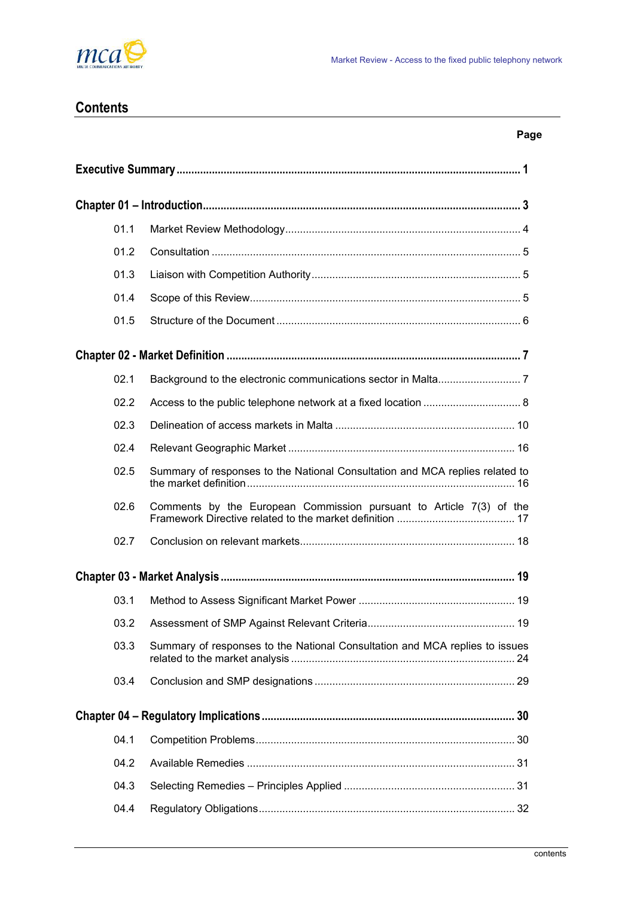# Contents

| | | Page |
|---|---|---|
| **Executive Summary** | | **1** |
| **Chapter 01 – Introduction** | | **3** |
| 01.1 | Market Review Methodology | 4 |
| 01.2 | Consultation | 5 |
| 01.3 | Liaison with Competition Authority | 5 |
| 01.4 | Scope of this Review | 5 |
| 01.5 | Structure of the Document | 6 |
| **Chapter 02 - Market Definition** | | **7** |
| 02.1 | Background to the electronic communications sector in Malta | 7 |
| 02.2 | Access to the public telephone network at a fixed location | 8 |
| 02.3 | Delineation of access markets in Malta | 10 |
| 02.4 | Relevant Geographic Market | 16 |
| 02.5 | Summary of responses to the National Consultation and MCA replies related to the market definition | 16 |
| 02.6 | Comments by the European Commission pursuant to Article 7(3) of the Framework Directive related to the market definition | 17 |
| 02.7 | Conclusion on relevant markets | 18 |
| **Chapter 03 - Market Analysis** | | **19** |
| 03.1 | Method to Assess Significant Market Power | 19 |
| 03.2 | Assessment of SMP Against Relevant Criteria | 19 |
| 03.3 | Summary of responses to the National Consultation and MCA replies to issues related to the market analysis | 24 |
| 03.4 | Conclusion and SMP designations | 29 |
| **Chapter 04 – Regulatory Implications** | | **30** |
| 04.1 | Competition Problems | 30 |
| 04.2 | Available Remedies | 31 |
| 04.3 | Selecting Remedies – Principles Applied | 31 |
| 04.4 | Regulatory Obligations | 32 |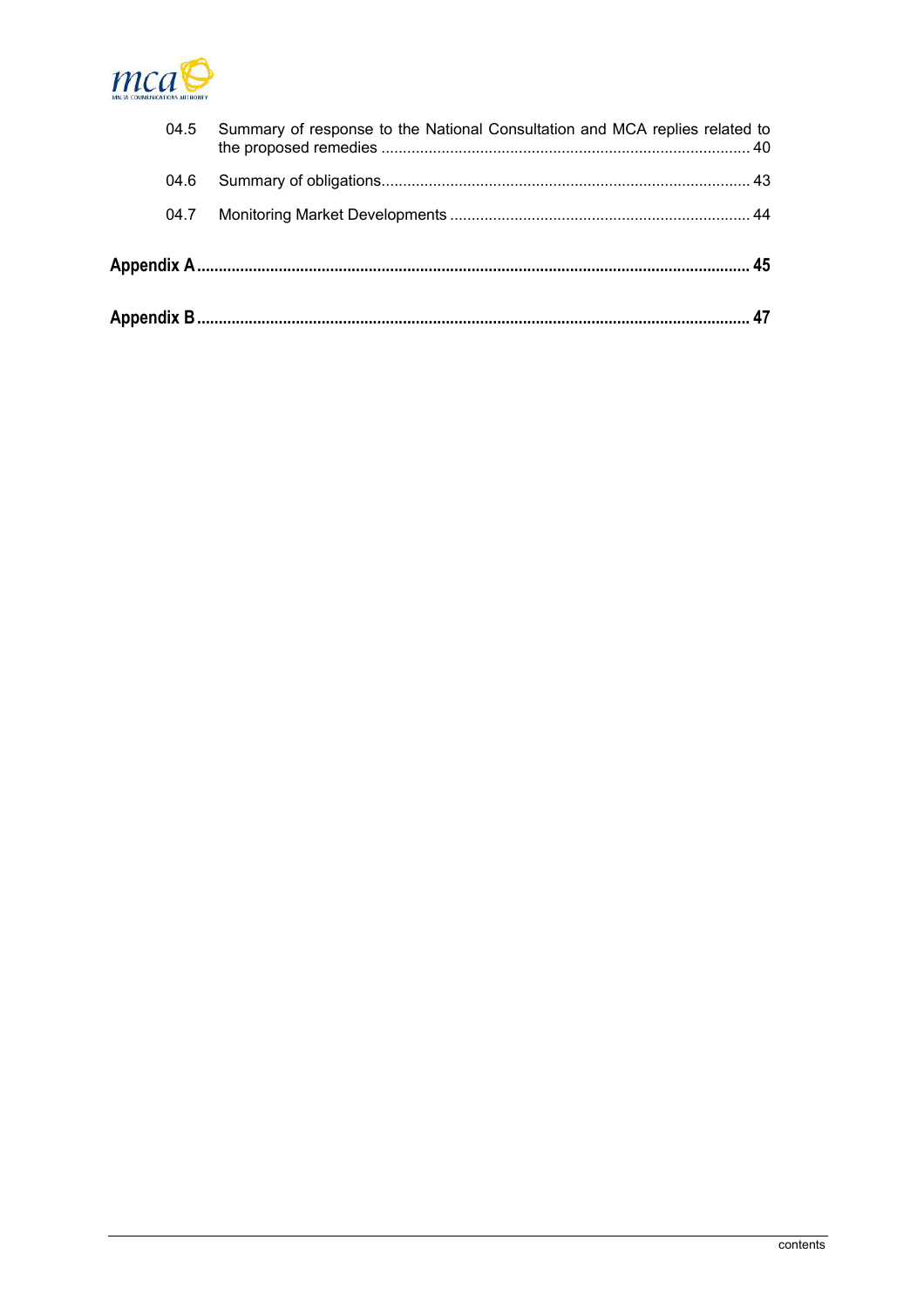04.5 Summary of response to the National Consultation and MCA replies related to the proposed remedies ..................................................................................... 40

04.6 Summary of obligations..................................................................................... 43

04.7 Monitoring Market Developments ..................................................................... 44

**Appendix A ............................................................................................................... 45**

**Appendix B ............................................................................................................... 47**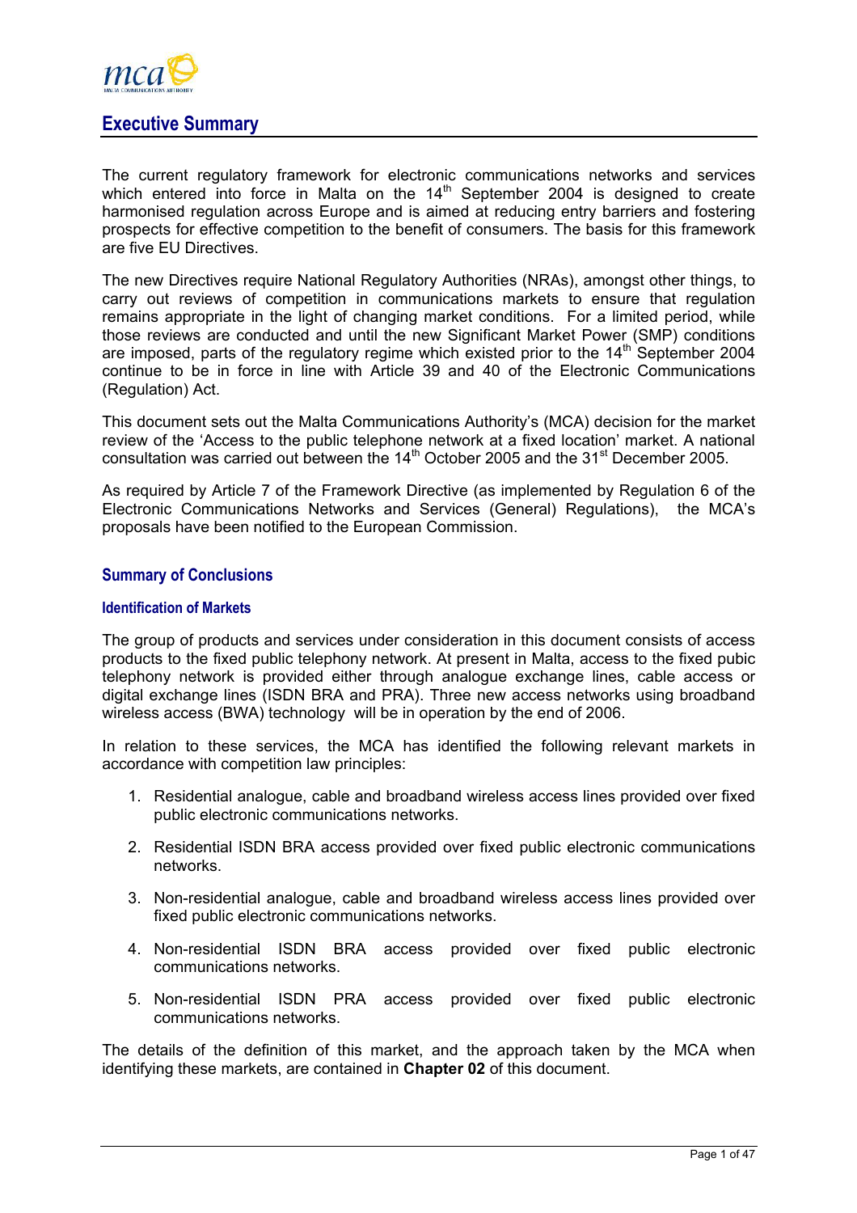# Executive Summary

The current regulatory framework for electronic communications networks and services which entered into force in Malta on the 14th September 2004 is designed to create harmonised regulation across Europe and is aimed at reducing entry barriers and fostering prospects for effective competition to the benefit of consumers. The basis for this framework are five EU Directives.

The new Directives require National Regulatory Authorities (NRAs), amongst other things, to carry out reviews of competition in communications markets to ensure that regulation remains appropriate in the light of changing market conditions. For a limited period, while those reviews are conducted and until the new Significant Market Power (SMP) conditions are imposed, parts of the regulatory regime which existed prior to the 14th September 2004 continue to be in force in line with Article 39 and 40 of the Electronic Communications (Regulation) Act.

This document sets out the Malta Communications Authority's (MCA) decision for the market review of the 'Access to the public telephone network at a fixed location' market. A national consultation was carried out between the 14th October 2005 and the 31st December 2005.

As required by Article 7 of the Framework Directive (as implemented by Regulation 6 of the Electronic Communications Networks and Services (General) Regulations), the MCA's proposals have been notified to the European Commission.

## Summary of Conclusions

### Identification of Markets

The group of products and services under consideration in this document consists of access products to the fixed public telephony network. At present in Malta, access to the fixed pubic telephony network is provided either through analogue exchange lines, cable access or digital exchange lines (ISDN BRA and PRA). Three new access networks using broadband wireless access (BWA) technology will be in operation by the end of 2006.

In relation to these services, the MCA has identified the following relevant markets in accordance with competition law principles:

1. Residential analogue, cable and broadband wireless access lines provided over fixed public electronic communications networks.
2. Residential ISDN BRA access provided over fixed public electronic communications networks.
3. Non-residential analogue, cable and broadband wireless access lines provided over fixed public electronic communications networks.
4. Non-residential ISDN BRA access provided over fixed public electronic communications networks.
5. Non-residential ISDN PRA access provided over fixed public electronic communications networks.

The details of the definition of this market, and the approach taken by the MCA when identifying these markets, are contained in **Chapter 02** of this document.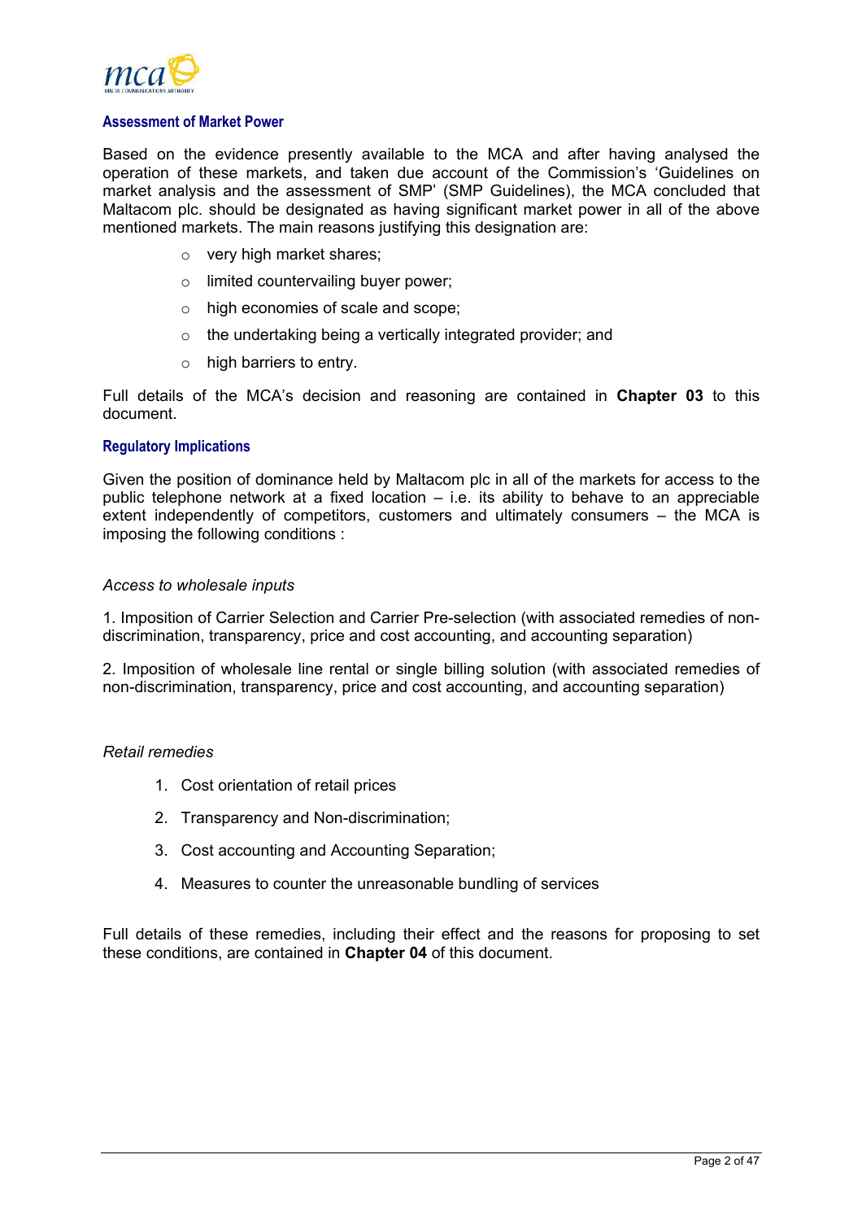### Assessment of Market Power

Based on the evidence presently available to the MCA and after having analysed the operation of these markets, and taken due account of the Commission's 'Guidelines on market analysis and the assessment of SMP' (SMP Guidelines), the MCA concluded that Maltacom plc. should be designated as having significant market power in all of the above mentioned markets. The main reasons justifying this designation are:

- very high market shares;
- limited countervailing buyer power;
- high economies of scale and scope;
- the undertaking being a vertically integrated provider; and
- high barriers to entry.

Full details of the MCA's decision and reasoning are contained in **Chapter 03** to this document.

### Regulatory Implications

Given the position of dominance held by Maltacom plc in all of the markets for access to the public telephone network at a fixed location – i.e. its ability to behave to an appreciable extent independently of competitors, customers and ultimately consumers – the MCA is imposing the following conditions :

*Access to wholesale inputs*

1. Imposition of Carrier Selection and Carrier Pre-selection (with associated remedies of non-discrimination, transparency, price and cost accounting, and accounting separation)

2. Imposition of wholesale line rental or single billing solution (with associated remedies of non-discrimination, transparency, price and cost accounting, and accounting separation)

*Retail remedies*

1. Cost orientation of retail prices
2. Transparency and Non-discrimination;
3. Cost accounting and Accounting Separation;
4. Measures to counter the unreasonable bundling of services

Full details of these remedies, including their effect and the reasons for proposing to set these conditions, are contained in **Chapter 04** of this document.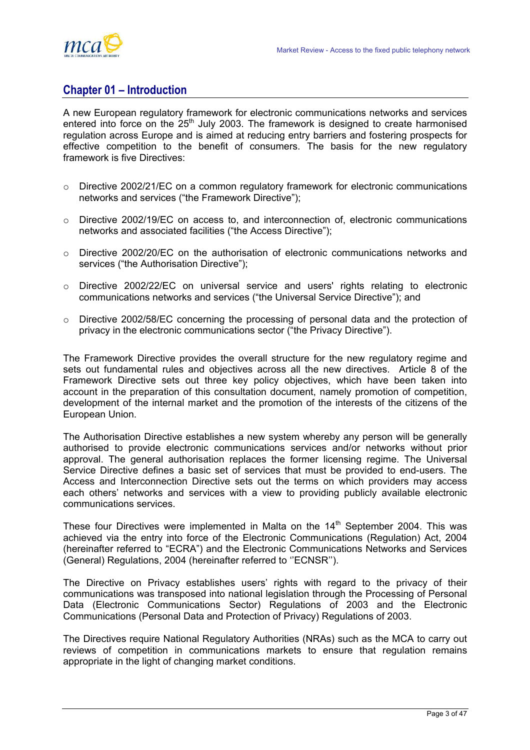## Chapter 01 – Introduction

A new European regulatory framework for electronic communications networks and services entered into force on the 25th July 2003. The framework is designed to create harmonised regulation across Europe and is aimed at reducing entry barriers and fostering prospects for effective competition to the benefit of consumers. The basis for the new regulatory framework is five Directives:

- Directive 2002/21/EC on a common regulatory framework for electronic communications networks and services ("the Framework Directive");
- Directive 2002/19/EC on access to, and interconnection of, electronic communications networks and associated facilities ("the Access Directive");
- Directive 2002/20/EC on the authorisation of electronic communications networks and services ("the Authorisation Directive");
- Directive 2002/22/EC on universal service and users' rights relating to electronic communications networks and services ("the Universal Service Directive"); and
- Directive 2002/58/EC concerning the processing of personal data and the protection of privacy in the electronic communications sector ("the Privacy Directive").

The Framework Directive provides the overall structure for the new regulatory regime and sets out fundamental rules and objectives across all the new directives. Article 8 of the Framework Directive sets out three key policy objectives, which have been taken into account in the preparation of this consultation document, namely promotion of competition, development of the internal market and the promotion of the interests of the citizens of the European Union.

The Authorisation Directive establishes a new system whereby any person will be generally authorised to provide electronic communications services and/or networks without prior approval. The general authorisation replaces the former licensing regime. The Universal Service Directive defines a basic set of services that must be provided to end-users. The Access and Interconnection Directive sets out the terms on which providers may access each others' networks and services with a view to providing publicly available electronic communications services.

These four Directives were implemented in Malta on the 14th September 2004. This was achieved via the entry into force of the Electronic Communications (Regulation) Act, 2004 (hereinafter referred to "ECRA") and the Electronic Communications Networks and Services (General) Regulations, 2004 (hereinafter referred to ''ECNSR'').

The Directive on Privacy establishes users' rights with regard to the privacy of their communications was transposed into national legislation through the Processing of Personal Data (Electronic Communications Sector) Regulations of 2003 and the Electronic Communications (Personal Data and Protection of Privacy) Regulations of 2003.

The Directives require National Regulatory Authorities (NRAs) such as the MCA to carry out reviews of competition in communications markets to ensure that regulation remains appropriate in the light of changing market conditions.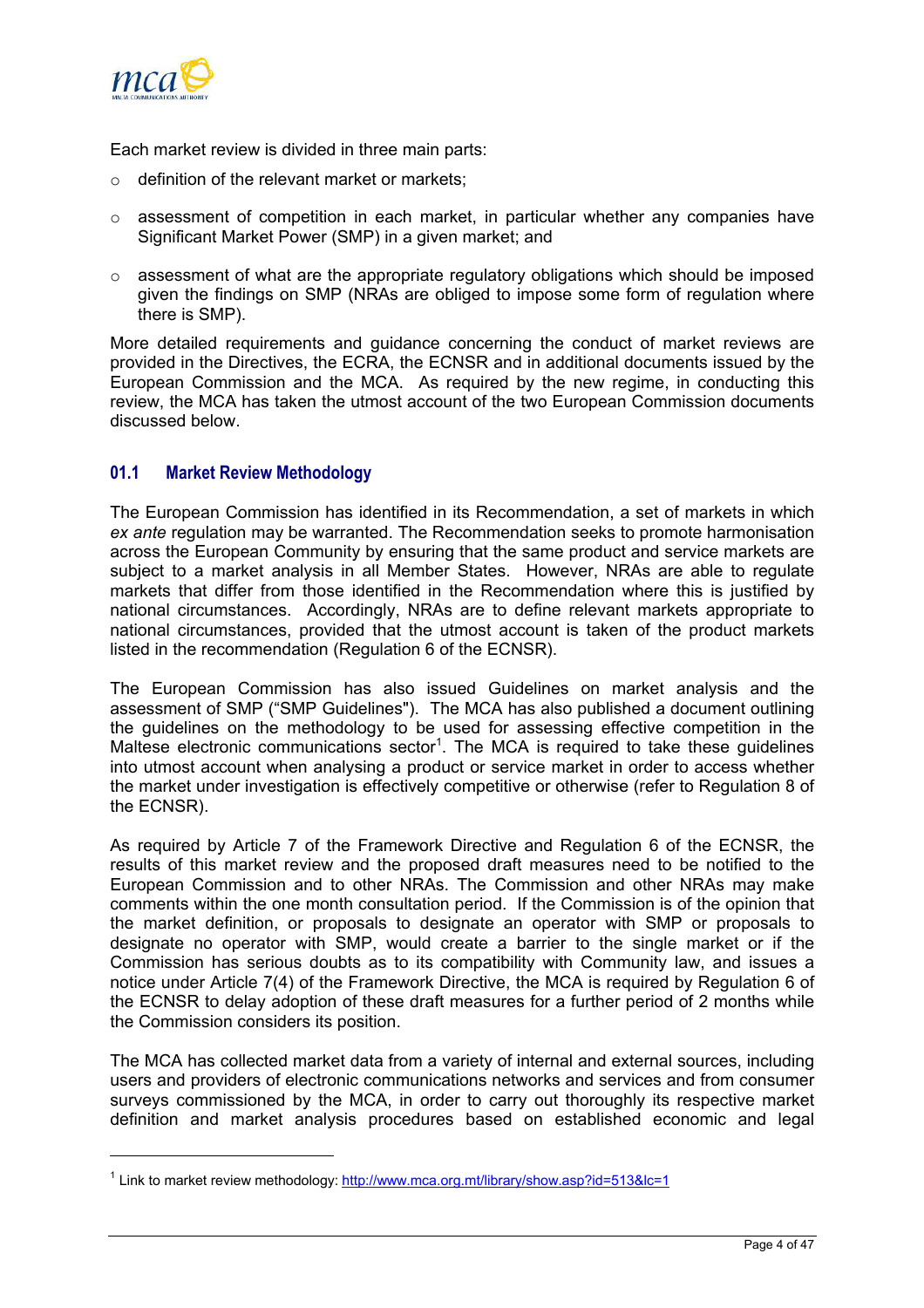Each market review is divided in three main parts:

- definition of the relevant market or markets;
- assessment of competition in each market, in particular whether any companies have Significant Market Power (SMP) in a given market; and
- assessment of what are the appropriate regulatory obligations which should be imposed given the findings on SMP (NRAs are obliged to impose some form of regulation where there is SMP).

More detailed requirements and guidance concerning the conduct of market reviews are provided in the Directives, the ECRA, the ECNSR and in additional documents issued by the European Commission and the MCA. As required by the new regime, in conducting this review, the MCA has taken the utmost account of the two European Commission documents discussed below.

## 01.1 Market Review Methodology

The European Commission has identified in its Recommendation, a set of markets in which *ex ante* regulation may be warranted. The Recommendation seeks to promote harmonisation across the European Community by ensuring that the same product and service markets are subject to a market analysis in all Member States. However, NRAs are able to regulate markets that differ from those identified in the Recommendation where this is justified by national circumstances. Accordingly, NRAs are to define relevant markets appropriate to national circumstances, provided that the utmost account is taken of the product markets listed in the recommendation (Regulation 6 of the ECNSR).

The European Commission has also issued Guidelines on market analysis and the assessment of SMP ("SMP Guidelines"). The MCA has also published a document outlining the guidelines on the methodology to be used for assessing effective competition in the Maltese electronic communications sector[1]. The MCA is required to take these guidelines into utmost account when analysing a product or service market in order to access whether the market under investigation is effectively competitive or otherwise (refer to Regulation 8 of the ECNSR).

As required by Article 7 of the Framework Directive and Regulation 6 of the ECNSR, the results of this market review and the proposed draft measures need to be notified to the European Commission and to other NRAs. The Commission and other NRAs may make comments within the one month consultation period. If the Commission is of the opinion that the market definition, or proposals to designate an operator with SMP or proposals to designate no operator with SMP, would create a barrier to the single market or if the Commission has serious doubts as to its compatibility with Community law, and issues a notice under Article 7(4) of the Framework Directive, the MCA is required by Regulation 6 of the ECNSR to delay adoption of these draft measures for a further period of 2 months while the Commission considers its position.

The MCA has collected market data from a variety of internal and external sources, including users and providers of electronic communications networks and services and from consumer surveys commissioned by the MCA, in order to carry out thoroughly its respective market definition and market analysis procedures based on established economic and legal

---

[1] Link to market review methodology: http://www.mca.org.mt/library/show.asp?id=513&lc=1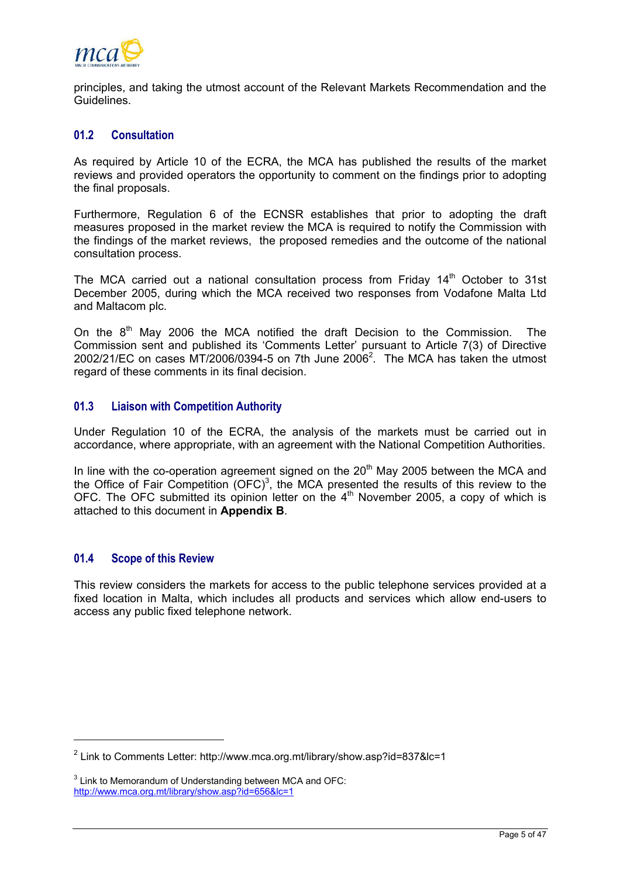principles, and taking the utmost account of the Relevant Markets Recommendation and the Guidelines.

## 01.2 Consultation

As required by Article 10 of the ECRA, the MCA has published the results of the market reviews and provided operators the opportunity to comment on the findings prior to adopting the final proposals.

Furthermore, Regulation 6 of the ECNSR establishes that prior to adopting the draft measures proposed in the market review the MCA is required to notify the Commission with the findings of the market reviews, the proposed remedies and the outcome of the national consultation process.

The MCA carried out a national consultation process from Friday 14th October to 31st December 2005, during which the MCA received two responses from Vodafone Malta Ltd and Maltacom plc.

On the 8th May 2006 the MCA notified the draft Decision to the Commission. The Commission sent and published its 'Comments Letter' pursuant to Article 7(3) of Directive 2002/21/EC on cases MT/2006/0394-5 on 7th June 2006[2]. The MCA has taken the utmost regard of these comments in its final decision.

## 01.3 Liaison with Competition Authority

Under Regulation 10 of the ECRA, the analysis of the markets must be carried out in accordance, where appropriate, with an agreement with the National Competition Authorities.

In line with the co-operation agreement signed on the 20th May 2005 between the MCA and the Office of Fair Competition (OFC)[3], the MCA presented the results of this review to the OFC. The OFC submitted its opinion letter on the 4th November 2005, a copy of which is attached to this document in **Appendix B**.

## 01.4 Scope of this Review

This review considers the markets for access to the public telephone services provided at a fixed location in Malta, which includes all products and services which allow end-users to access any public fixed telephone network.

---

[2] Link to Comments Letter: http://www.mca.org.mt/library/show.asp?id=837&lc=1

[3] Link to Memorandum of Understanding between MCA and OFC: http://www.mca.org.mt/library/show.asp?id=656&lc=1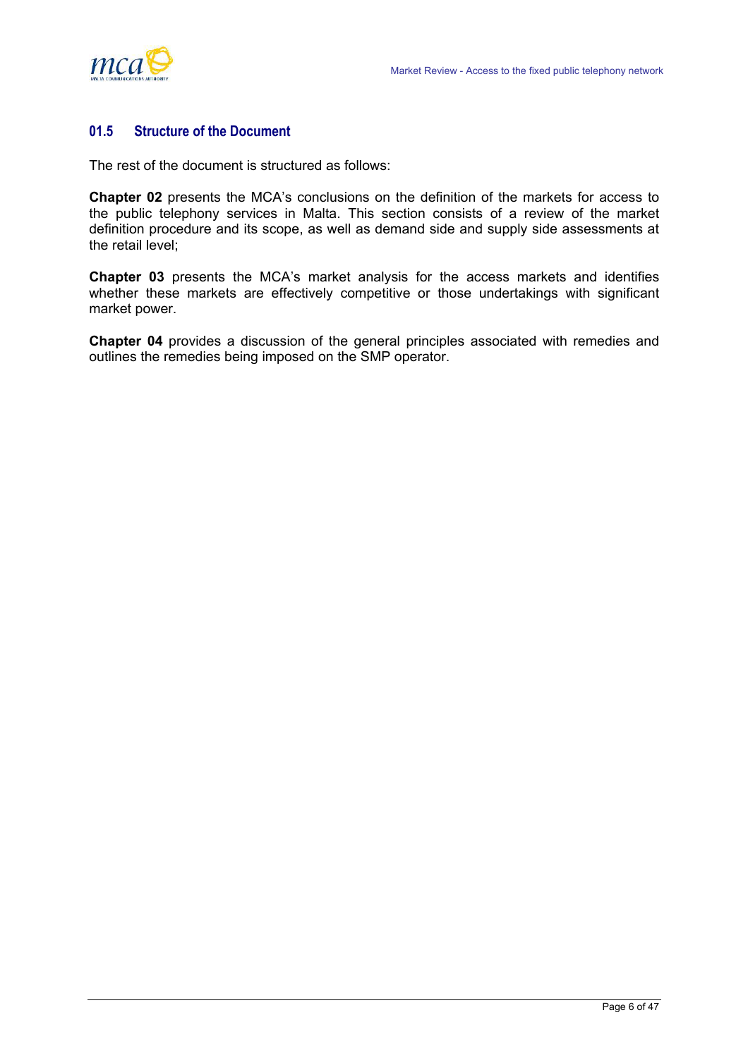## 01.5 Structure of the Document

The rest of the document is structured as follows:

**Chapter 02** presents the MCA's conclusions on the definition of the markets for access to the public telephony services in Malta. This section consists of a review of the market definition procedure and its scope, as well as demand side and supply side assessments at the retail level;

**Chapter 03** presents the MCA's market analysis for the access markets and identifies whether these markets are effectively competitive or those undertakings with significant market power.

**Chapter 04** provides a discussion of the general principles associated with remedies and outlines the remedies being imposed on the SMP operator.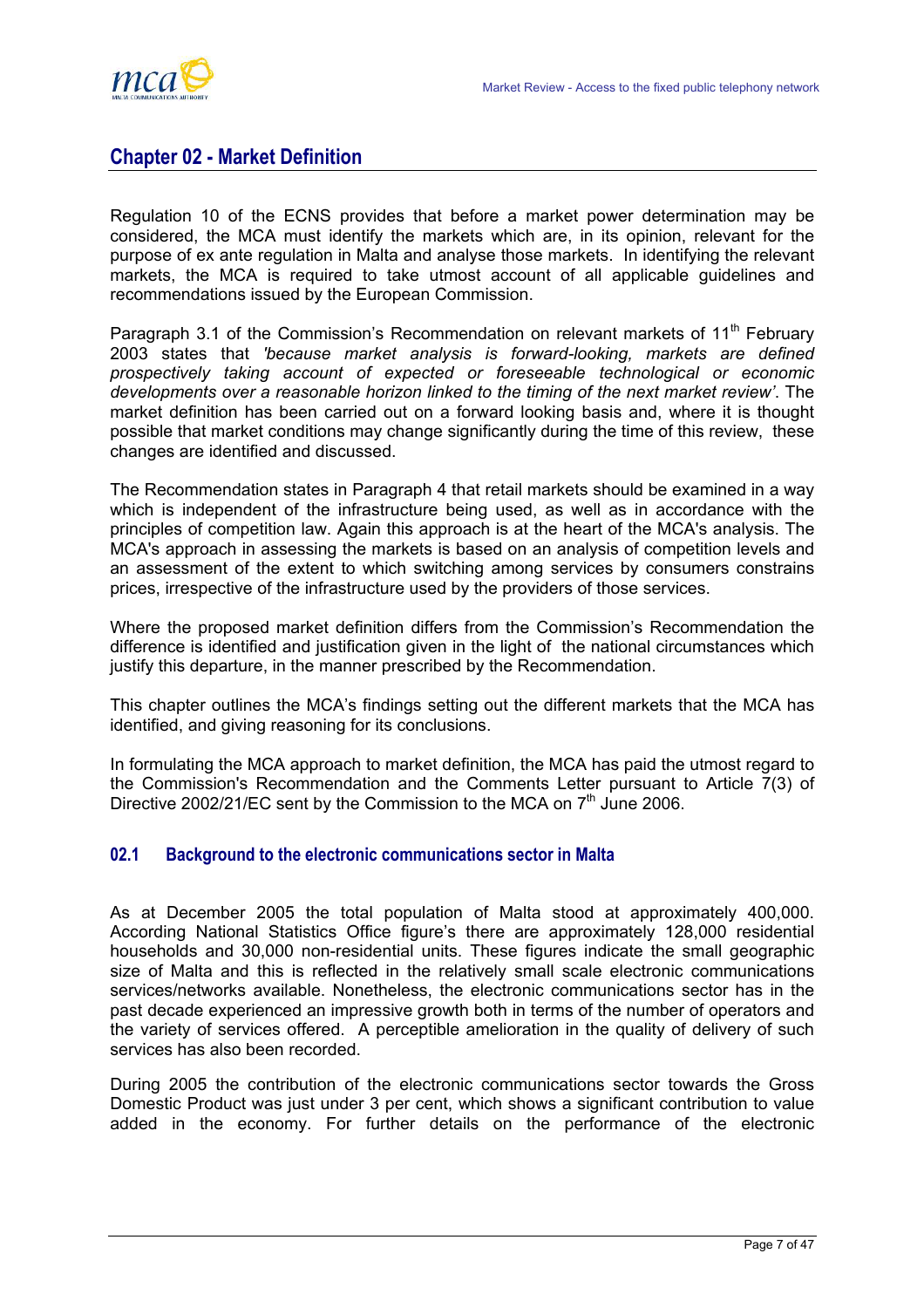## Chapter 02 - Market Definition

Regulation 10 of the ECNS provides that before a market power determination may be considered, the MCA must identify the markets which are, in its opinion, relevant for the purpose of ex ante regulation in Malta and analyse those markets. In identifying the relevant markets, the MCA is required to take utmost account of all applicable guidelines and recommendations issued by the European Commission.

Paragraph 3.1 of the Commission's Recommendation on relevant markets of 11th February 2003 states that *'because market analysis is forward-looking, markets are defined prospectively taking account of expected or foreseeable technological or economic developments over a reasonable horizon linked to the timing of the next market review'*. The market definition has been carried out on a forward looking basis and, where it is thought possible that market conditions may change significantly during the time of this review, these changes are identified and discussed.

The Recommendation states in Paragraph 4 that retail markets should be examined in a way which is independent of the infrastructure being used, as well as in accordance with the principles of competition law. Again this approach is at the heart of the MCA's analysis. The MCA's approach in assessing the markets is based on an analysis of competition levels and an assessment of the extent to which switching among services by consumers constrains prices, irrespective of the infrastructure used by the providers of those services.

Where the proposed market definition differs from the Commission's Recommendation the difference is identified and justification given in the light of the national circumstances which justify this departure, in the manner prescribed by the Recommendation.

This chapter outlines the MCA's findings setting out the different markets that the MCA has identified, and giving reasoning for its conclusions.

In formulating the MCA approach to market definition, the MCA has paid the utmost regard to the Commission's Recommendation and the Comments Letter pursuant to Article 7(3) of Directive 2002/21/EC sent by the Commission to the MCA on 7th June 2006.

### 02.1 Background to the electronic communications sector in Malta

As at December 2005 the total population of Malta stood at approximately 400,000. According National Statistics Office figure's there are approximately 128,000 residential households and 30,000 non-residential units. These figures indicate the small geographic size of Malta and this is reflected in the relatively small scale electronic communications services/networks available. Nonetheless, the electronic communications sector has in the past decade experienced an impressive growth both in terms of the number of operators and the variety of services offered. A perceptible amelioration in the quality of delivery of such services has also been recorded.

During 2005 the contribution of the electronic communications sector towards the Gross Domestic Product was just under 3 per cent, which shows a significant contribution to value added in the economy. For further details on the performance of the electronic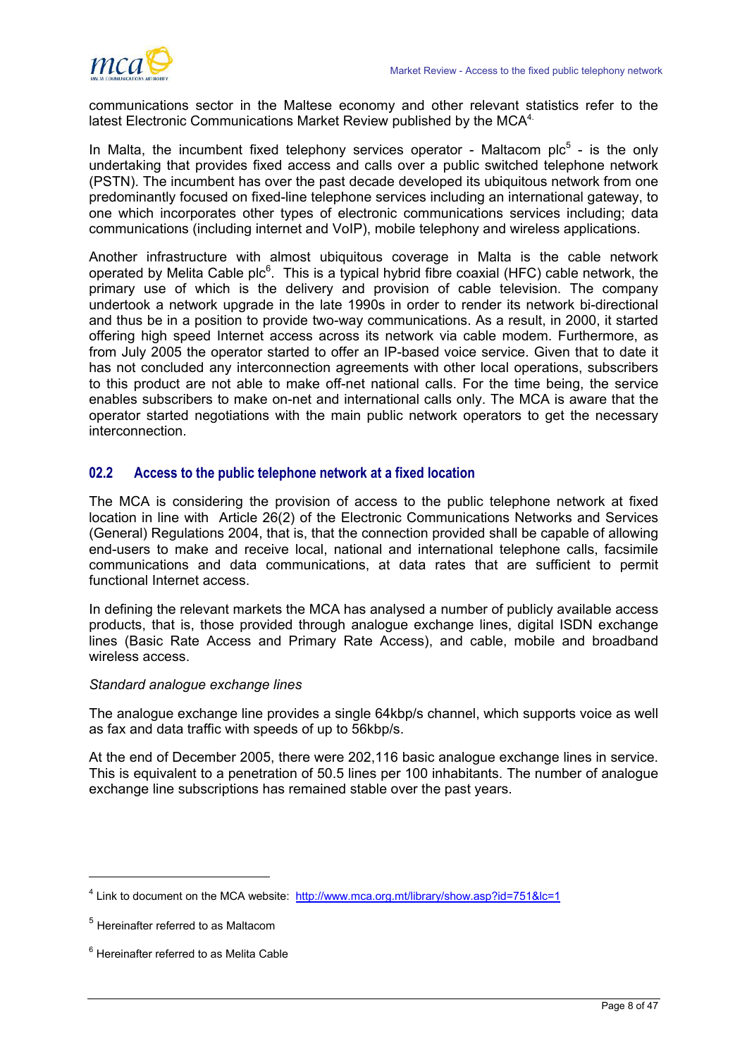communications sector in the Maltese economy and other relevant statistics refer to the latest Electronic Communications Market Review published by the MCA[4].

In Malta, the incumbent fixed telephony services operator - Maltacom plc[5] - is the only undertaking that provides fixed access and calls over a public switched telephone network (PSTN). The incumbent has over the past decade developed its ubiquitous network from one predominantly focused on fixed-line telephone services including an international gateway, to one which incorporates other types of electronic communications services including; data communications (including internet and VoIP), mobile telephony and wireless applications.

Another infrastructure with almost ubiquitous coverage in Malta is the cable network operated by Melita Cable plc[6]. This is a typical hybrid fibre coaxial (HFC) cable network, the primary use of which is the delivery and provision of cable television. The company undertook a network upgrade in the late 1990s in order to render its network bi-directional and thus be in a position to provide two-way communications. As a result, in 2000, it started offering high speed Internet access across its network via cable modem. Furthermore, as from July 2005 the operator started to offer an IP-based voice service. Given that to date it has not concluded any interconnection agreements with other local operations, subscribers to this product are not able to make off-net national calls. For the time being, the service enables subscribers to make on-net and international calls only. The MCA is aware that the operator started negotiations with the main public network operators to get the necessary interconnection.

## 02.2 Access to the public telephone network at a fixed location

The MCA is considering the provision of access to the public telephone network at fixed location in line with Article 26(2) of the Electronic Communications Networks and Services (General) Regulations 2004, that is, that the connection provided shall be capable of allowing end-users to make and receive local, national and international telephone calls, facsimile communications and data communications, at data rates that are sufficient to permit functional Internet access.

In defining the relevant markets the MCA has analysed a number of publicly available access products, that is, those provided through analogue exchange lines, digital ISDN exchange lines (Basic Rate Access and Primary Rate Access), and cable, mobile and broadband wireless access.

*Standard analogue exchange lines*

The analogue exchange line provides a single 64kbp/s channel, which supports voice as well as fax and data traffic with speeds of up to 56kbp/s.

At the end of December 2005, there were 202,116 basic analogue exchange lines in service. This is equivalent to a penetration of 50.5 lines per 100 inhabitants. The number of analogue exchange line subscriptions has remained stable over the past years.

---

[4] Link to document on the MCA website: http://www.mca.org.mt/library/show.asp?id=751&lc=1

[5] Hereinafter referred to as Maltacom

[6] Hereinafter referred to as Melita Cable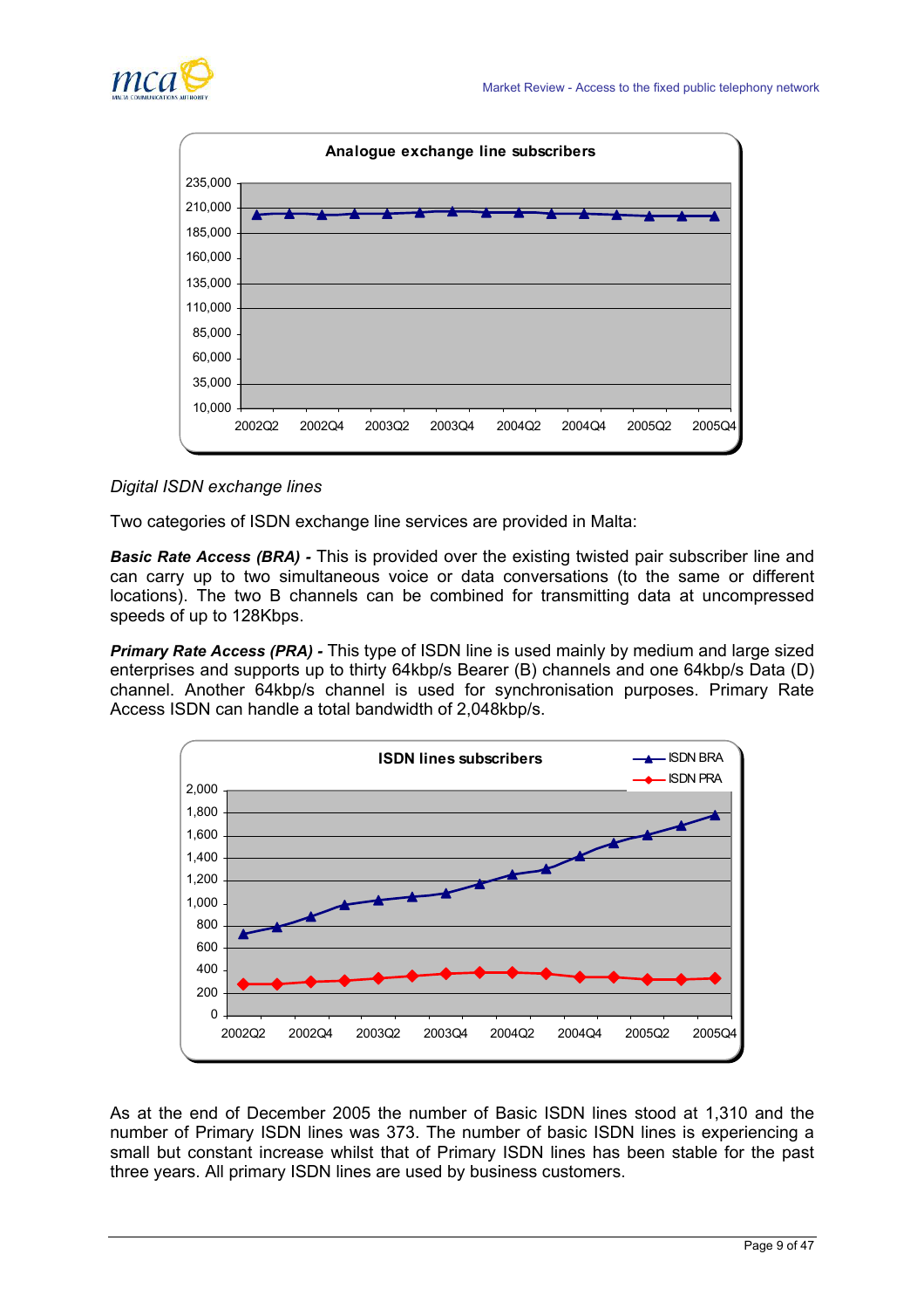Analogue exchange line subscribers

235,000
210,000
185,000
160,000
135,000
110,000
85,000
60,000
35,000
10,000

2002Q2 2002Q4 2003Q2 2003Q4 2004Q2 2004Q4 2005Q2 2005Q4

*Digital ISDN exchange lines*

Two categories of ISDN exchange line services are provided in Malta:

***Basic Rate Access (BRA) -*** This is provided over the existing twisted pair subscriber line and can carry up to two simultaneous voice or data conversations (to the same or different locations). The two B channels can be combined for transmitting data at uncompressed speeds of up to 128Kbps.

***Primary Rate Access (PRA) -*** This type of ISDN line is used mainly by medium and large sized enterprises and supports up to thirty 64kbp/s Bearer (B) channels and one 64kbp/s Data (D) channel. Another 64kbp/s channel is used for synchronisation purposes. Primary Rate Access ISDN can handle a total bandwidth of 2,048kbp/s.

ISDN lines subscribers

ISDN BRA
ISDN PRA

2,000
1,800
1,600
1,400
1,200
1,000
800
600
400
200
0

2002Q2 2002Q4 2003Q2 2003Q4 2004Q2 2004Q4 2005Q2 2005Q4

As at the end of December 2005 the number of Basic ISDN lines stood at 1,310 and the number of Primary ISDN lines was 373. The number of basic ISDN lines is experiencing a small but constant increase whilst that of Primary ISDN lines has been stable for the past three years. All primary ISDN lines are used by business customers.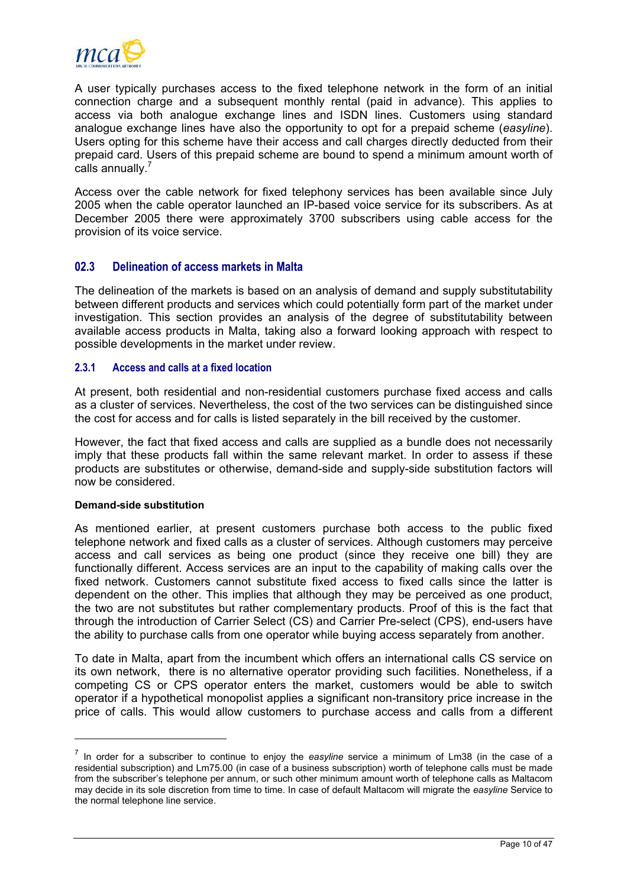A user typically purchases access to the fixed telephone network in the form of an initial connection charge and a subsequent monthly rental (paid in advance). This applies to access via both analogue exchange lines and ISDN lines. Customers using standard analogue exchange lines have also the opportunity to opt for a prepaid scheme (*easyline*). Users opting for this scheme have their access and call charges directly deducted from their prepaid card. Users of this prepaid scheme are bound to spend a minimum amount worth of calls annually.[7]

Access over the cable network for fixed telephony services has been available since July 2005 when the cable operator launched an IP-based voice service for its subscribers. As at December 2005 there were approximately 3700 subscribers using cable access for the provision of its voice service.

## 02.3 Delineation of access markets in Malta

The delineation of the markets is based on an analysis of demand and supply substitutability between different products and services which could potentially form part of the market under investigation. This section provides an analysis of the degree of substitutability between available access products in Malta, taking also a forward looking approach with respect to possible developments in the market under review.

### 2.3.1 Access and calls at a fixed location

At present, both residential and non-residential customers purchase fixed access and calls as a cluster of services. Nevertheless, the cost of the two services can be distinguished since the cost for access and for calls is listed separately in the bill received by the customer.

However, the fact that fixed access and calls are supplied as a bundle does not necessarily imply that these products fall within the same relevant market. In order to assess if these products are substitutes or otherwise, demand-side and supply-side substitution factors will now be considered.

**Demand-side substitution**

As mentioned earlier, at present customers purchase both access to the public fixed telephone network and fixed calls as a cluster of services. Although customers may perceive access and call services as being one product (since they receive one bill) they are functionally different. Access services are an input to the capability of making calls over the fixed network. Customers cannot substitute fixed access to fixed calls since the latter is dependent on the other. This implies that although they may be perceived as one product, the two are not substitutes but rather complementary products. Proof of this is the fact that through the introduction of Carrier Select (CS) and Carrier Pre-select (CPS), end-users have the ability to purchase calls from one operator while buying access separately from another.

To date in Malta, apart from the incumbent which offers an international calls CS service on its own network, there is no alternative operator providing such facilities. Nonetheless, if a competing CS or CPS operator enters the market, customers would be able to switch operator if a hypothetical monopolist applies a significant non-transitory price increase in the price of calls. This would allow customers to purchase access and calls from a different

---

[7] In order for a subscriber to continue to enjoy the *easyline* service a minimum of Lm38 (in the case of a residential subscription) and Lm75.00 (in case of a business subscription) worth of telephone calls must be made from the subscriber's telephone per annum, or such other minimum amount worth of telephone calls as Maltacom may decide in its sole discretion from time to time. In case of default Maltacom will migrate the *easyline* Service to the normal telephone line service.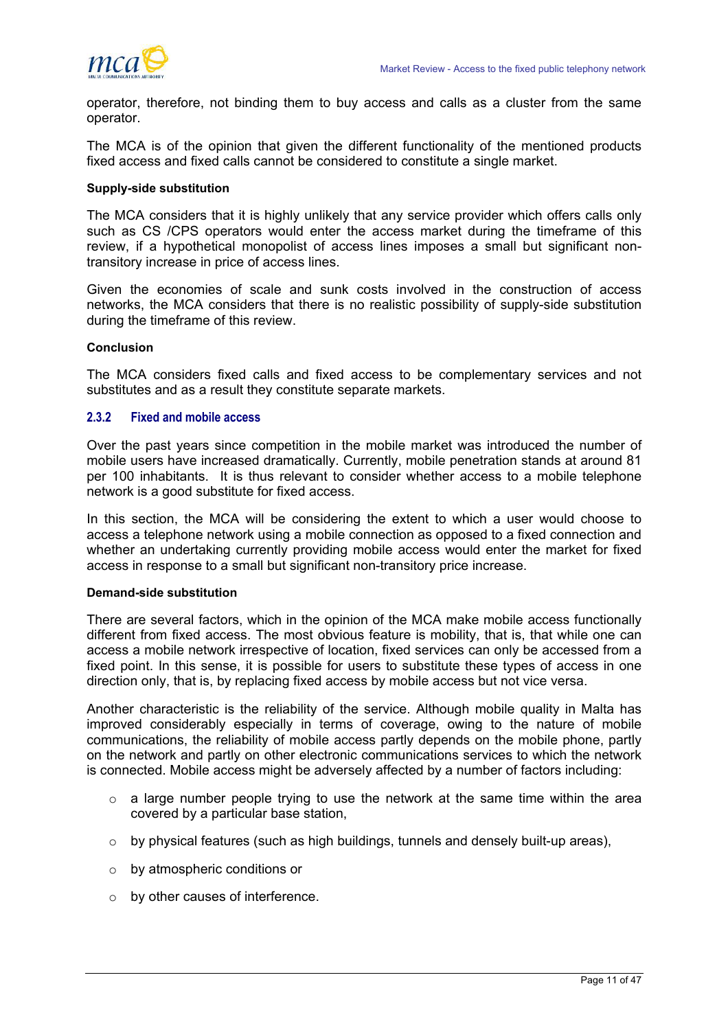operator, therefore, not binding them to buy access and calls as a cluster from the same operator.

The MCA is of the opinion that given the different functionality of the mentioned products fixed access and fixed calls cannot be considered to constitute a single market.

**Supply-side substitution**

The MCA considers that it is highly unlikely that any service provider which offers calls only such as CS /CPS operators would enter the access market during the timeframe of this review, if a hypothetical monopolist of access lines imposes a small but significant non-transitory increase in price of access lines.

Given the economies of scale and sunk costs involved in the construction of access networks, the MCA considers that there is no realistic possibility of supply-side substitution during the timeframe of this review.

**Conclusion**

The MCA considers fixed calls and fixed access to be complementary services and not substitutes and as a result they constitute separate markets.

### 2.3.2 Fixed and mobile access

Over the past years since competition in the mobile market was introduced the number of mobile users have increased dramatically. Currently, mobile penetration stands at around 81 per 100 inhabitants. It is thus relevant to consider whether access to a mobile telephone network is a good substitute for fixed access.

In this section, the MCA will be considering the extent to which a user would choose to access a telephone network using a mobile connection as opposed to a fixed connection and whether an undertaking currently providing mobile access would enter the market for fixed access in response to a small but significant non-transitory price increase.

**Demand-side substitution**

There are several factors, which in the opinion of the MCA make mobile access functionally different from fixed access. The most obvious feature is mobility, that is, that while one can access a mobile network irrespective of location, fixed services can only be accessed from a fixed point. In this sense, it is possible for users to substitute these types of access in one direction only, that is, by replacing fixed access by mobile access but not vice versa.

Another characteristic is the reliability of the service. Although mobile quality in Malta has improved considerably especially in terms of coverage, owing to the nature of mobile communications, the reliability of mobile access partly depends on the mobile phone, partly on the network and partly on other electronic communications services to which the network is connected. Mobile access might be adversely affected by a number of factors including:

- a large number people trying to use the network at the same time within the area covered by a particular base station,
- by physical features (such as high buildings, tunnels and densely built-up areas),
- by atmospheric conditions or
- by other causes of interference.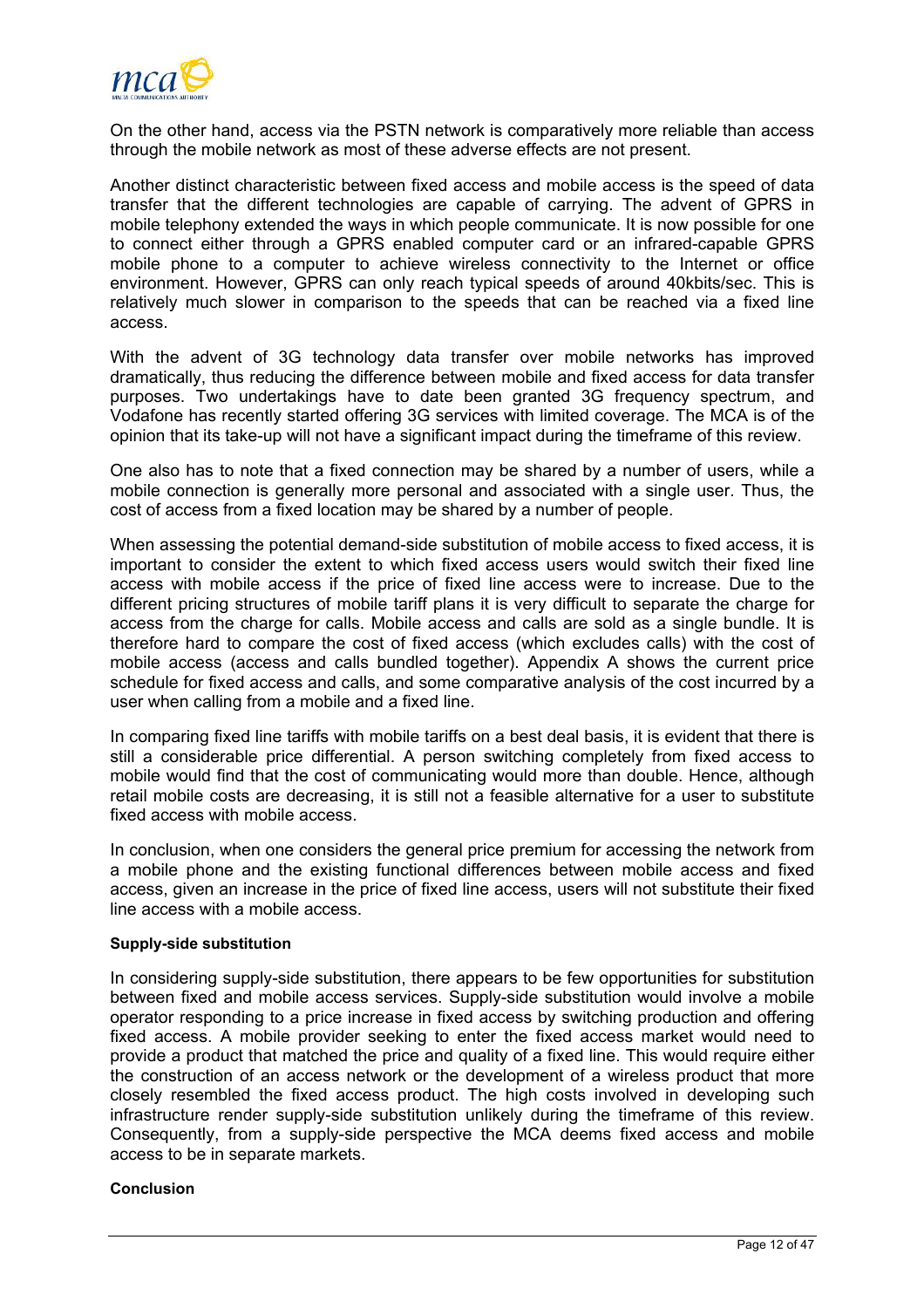On the other hand, access via the PSTN network is comparatively more reliable than access through the mobile network as most of these adverse effects are not present.

Another distinct characteristic between fixed access and mobile access is the speed of data transfer that the different technologies are capable of carrying. The advent of GPRS in mobile telephony extended the ways in which people communicate. It is now possible for one to connect either through a GPRS enabled computer card or an infrared-capable GPRS mobile phone to a computer to achieve wireless connectivity to the Internet or office environment. However, GPRS can only reach typical speeds of around 40kbits/sec. This is relatively much slower in comparison to the speeds that can be reached via a fixed line access.

With the advent of 3G technology data transfer over mobile networks has improved dramatically, thus reducing the difference between mobile and fixed access for data transfer purposes. Two undertakings have to date been granted 3G frequency spectrum, and Vodafone has recently started offering 3G services with limited coverage. The MCA is of the opinion that its take-up will not have a significant impact during the timeframe of this review.

One also has to note that a fixed connection may be shared by a number of users, while a mobile connection is generally more personal and associated with a single user. Thus, the cost of access from a fixed location may be shared by a number of people.

When assessing the potential demand-side substitution of mobile access to fixed access, it is important to consider the extent to which fixed access users would switch their fixed line access with mobile access if the price of fixed line access were to increase. Due to the different pricing structures of mobile tariff plans it is very difficult to separate the charge for access from the charge for calls. Mobile access and calls are sold as a single bundle. It is therefore hard to compare the cost of fixed access (which excludes calls) with the cost of mobile access (access and calls bundled together). Appendix A shows the current price schedule for fixed access and calls, and some comparative analysis of the cost incurred by a user when calling from a mobile and a fixed line.

In comparing fixed line tariffs with mobile tariffs on a best deal basis, it is evident that there is still a considerable price differential. A person switching completely from fixed access to mobile would find that the cost of communicating would more than double. Hence, although retail mobile costs are decreasing, it is still not a feasible alternative for a user to substitute fixed access with mobile access.

In conclusion, when one considers the general price premium for accessing the network from a mobile phone and the existing functional differences between mobile access and fixed access, given an increase in the price of fixed line access, users will not substitute their fixed line access with a mobile access.

**Supply-side substitution**

In considering supply-side substitution, there appears to be few opportunities for substitution between fixed and mobile access services. Supply-side substitution would involve a mobile operator responding to a price increase in fixed access by switching production and offering fixed access. A mobile provider seeking to enter the fixed access market would need to provide a product that matched the price and quality of a fixed line. This would require either the construction of an access network or the development of a wireless product that more closely resembled the fixed access product. The high costs involved in developing such infrastructure render supply-side substitution unlikely during the timeframe of this review. Consequently, from a supply-side perspective the MCA deems fixed access and mobile access to be in separate markets.

**Conclusion**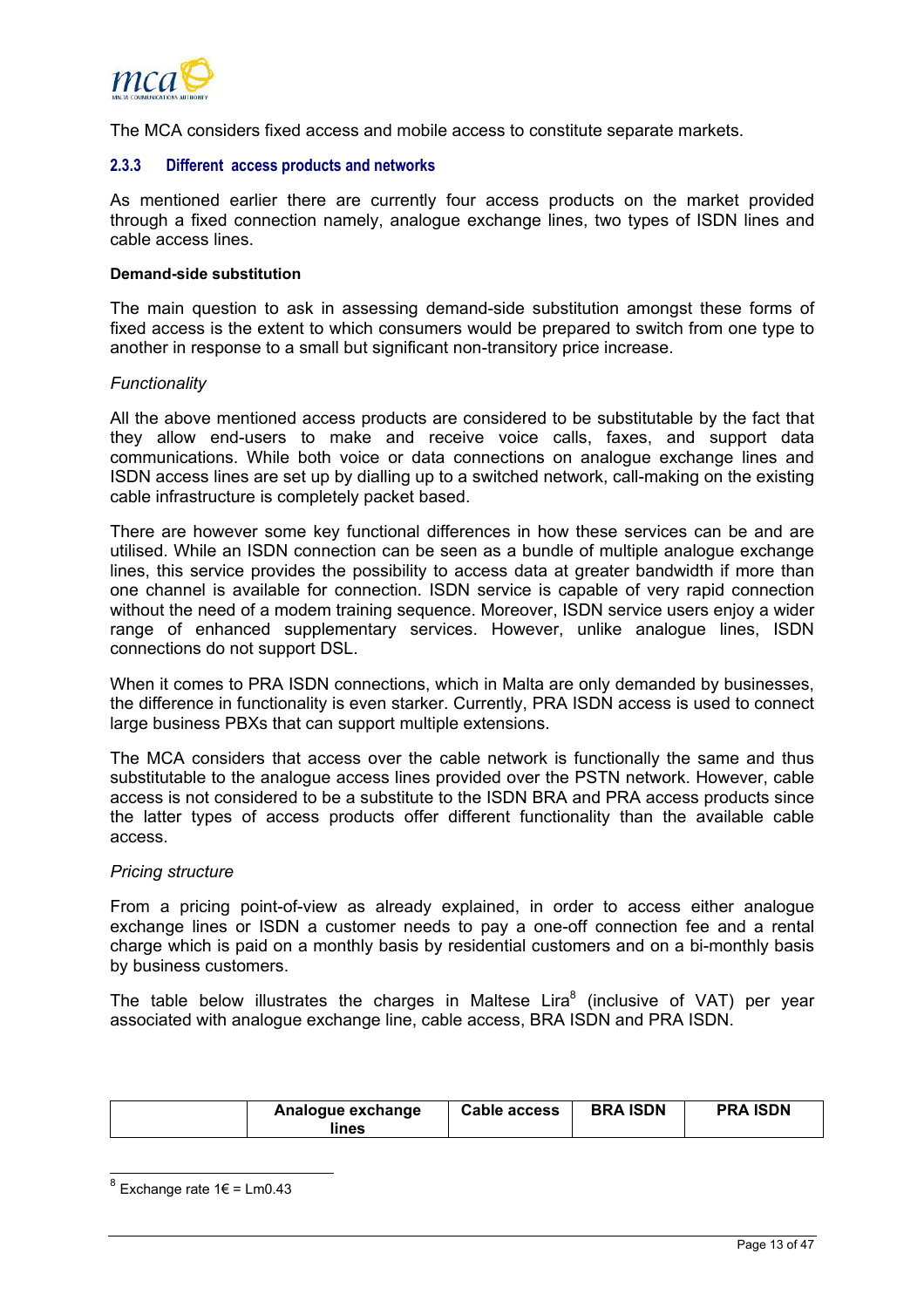The MCA considers fixed access and mobile access to constitute separate markets.

### 2.3.3 Different access products and networks

As mentioned earlier there are currently four access products on the market provided through a fixed connection namely, analogue exchange lines, two types of ISDN lines and cable access lines.

**Demand-side substitution**

The main question to ask in assessing demand-side substitution amongst these forms of fixed access is the extent to which consumers would be prepared to switch from one type to another in response to a small but significant non-transitory price increase.

*Functionality*

All the above mentioned access products are considered to be substitutable by the fact that they allow end-users to make and receive voice calls, faxes, and support data communications. While both voice or data connections on analogue exchange lines and ISDN access lines are set up by dialling up to a switched network, call-making on the existing cable infrastructure is completely packet based.

There are however some key functional differences in how these services can be and are utilised. While an ISDN connection can be seen as a bundle of multiple analogue exchange lines, this service provides the possibility to access data at greater bandwidth if more than one channel is available for connection. ISDN service is capable of very rapid connection without the need of a modem training sequence. Moreover, ISDN service users enjoy a wider range of enhanced supplementary services. However, unlike analogue lines, ISDN connections do not support DSL.

When it comes to PRA ISDN connections, which in Malta are only demanded by businesses, the difference in functionality is even starker. Currently, PRA ISDN access is used to connect large business PBXs that can support multiple extensions.

The MCA considers that access over the cable network is functionally the same and thus substitutable to the analogue access lines provided over the PSTN network. However, cable access is not considered to be a substitute to the ISDN BRA and PRA access products since the latter types of access products offer different functionality than the available cable access.

*Pricing structure*

From a pricing point-of-view as already explained, in order to access either analogue exchange lines or ISDN a customer needs to pay a one-off connection fee and a rental charge which is paid on a monthly basis by residential customers and on a bi-monthly basis by business customers.

The table below illustrates the charges in Maltese Lira[8] (inclusive of VAT) per year associated with analogue exchange line, cable access, BRA ISDN and PRA ISDN.

| | Analogue exchange lines | Cable access | BRA ISDN | PRA ISDN |
|---|---|---|---|---|

[8] Exchange rate 1€ = Lm0.43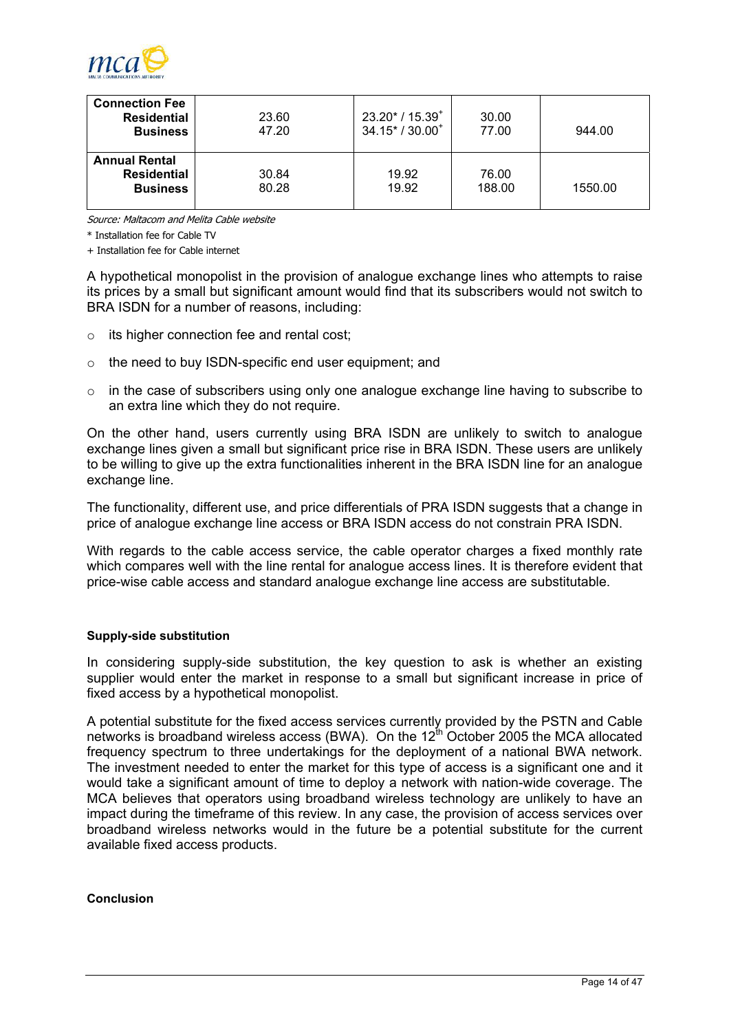| | | | | |
|---|---|---|---|---|
| **Connection Fee**<br>**Residential**<br>**Business** | 23.60<br>47.20 | 23.20* / 15.39⁺<br>34.15* / 30.00⁺ | 30.00<br>77.00 | 944.00 |
| **Annual Rental**<br>**Residential**<br>**Business** | 30.84<br>80.28 | 19.92<br>19.92 | 76.00<br>188.00 | 1550.00 |

*Source: Maltacom and Melita Cable website*

\* Installation fee for Cable TV

\+ Installation fee for Cable internet

A hypothetical monopolist in the provision of analogue exchange lines who attempts to raise its prices by a small but significant amount would find that its subscribers would not switch to BRA ISDN for a number of reasons, including:

- its higher connection fee and rental cost;
- the need to buy ISDN-specific end user equipment; and
- in the case of subscribers using only one analogue exchange line having to subscribe to an extra line which they do not require.

On the other hand, users currently using BRA ISDN are unlikely to switch to analogue exchange lines given a small but significant price rise in BRA ISDN. These users are unlikely to be willing to give up the extra functionalities inherent in the BRA ISDN line for an analogue exchange line.

The functionality, different use, and price differentials of PRA ISDN suggests that a change in price of analogue exchange line access or BRA ISDN access do not constrain PRA ISDN.

With regards to the cable access service, the cable operator charges a fixed monthly rate which compares well with the line rental for analogue access lines. It is therefore evident that price-wise cable access and standard analogue exchange line access are substitutable.

**Supply-side substitution**

In considering supply-side substitution, the key question to ask is whether an existing supplier would enter the market in response to a small but significant increase in price of fixed access by a hypothetical monopolist.

A potential substitute for the fixed access services currently provided by the PSTN and Cable networks is broadband wireless access (BWA). On the 12th October 2005 the MCA allocated frequency spectrum to three undertakings for the deployment of a national BWA network. The investment needed to enter the market for this type of access is a significant one and it would take a significant amount of time to deploy a network with nation-wide coverage. The MCA believes that operators using broadband wireless technology are unlikely to have an impact during the timeframe of this review. In any case, the provision of access services over broadband wireless networks would in the future be a potential substitute for the current available fixed access products.

**Conclusion**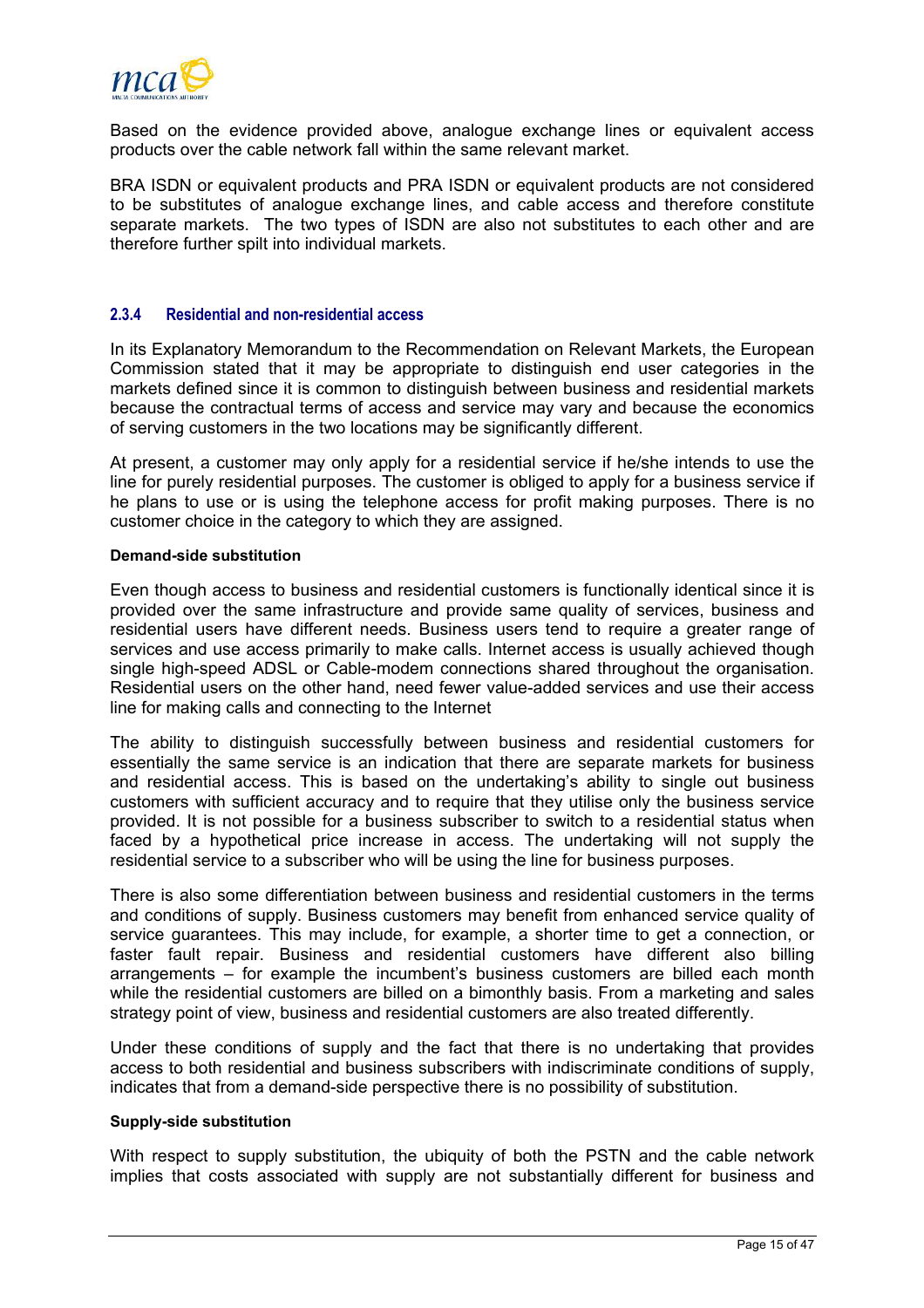Based on the evidence provided above, analogue exchange lines or equivalent access products over the cable network fall within the same relevant market.

BRA ISDN or equivalent products and PRA ISDN or equivalent products are not considered to be substitutes of analogue exchange lines, and cable access and therefore constitute separate markets. The two types of ISDN are also not substitutes to each other and are therefore further spilt into individual markets.

### 2.3.4 Residential and non-residential access

In its Explanatory Memorandum to the Recommendation on Relevant Markets, the European Commission stated that it may be appropriate to distinguish end user categories in the markets defined since it is common to distinguish between business and residential markets because the contractual terms of access and service may vary and because the economics of serving customers in the two locations may be significantly different.

At present, a customer may only apply for a residential service if he/she intends to use the line for purely residential purposes. The customer is obliged to apply for a business service if he plans to use or is using the telephone access for profit making purposes. There is no customer choice in the category to which they are assigned.

**Demand-side substitution**

Even though access to business and residential customers is functionally identical since it is provided over the same infrastructure and provide same quality of services, business and residential users have different needs. Business users tend to require a greater range of services and use access primarily to make calls. Internet access is usually achieved though single high-speed ADSL or Cable-modem connections shared throughout the organisation. Residential users on the other hand, need fewer value-added services and use their access line for making calls and connecting to the Internet

The ability to distinguish successfully between business and residential customers for essentially the same service is an indication that there are separate markets for business and residential access. This is based on the undertaking's ability to single out business customers with sufficient accuracy and to require that they utilise only the business service provided. It is not possible for a business subscriber to switch to a residential status when faced by a hypothetical price increase in access. The undertaking will not supply the residential service to a subscriber who will be using the line for business purposes.

There is also some differentiation between business and residential customers in the terms and conditions of supply. Business customers may benefit from enhanced service quality of service guarantees. This may include, for example, a shorter time to get a connection, or faster fault repair. Business and residential customers have different also billing arrangements – for example the incumbent's business customers are billed each month while the residential customers are billed on a bimonthly basis. From a marketing and sales strategy point of view, business and residential customers are also treated differently.

Under these conditions of supply and the fact that there is no undertaking that provides access to both residential and business subscribers with indiscriminate conditions of supply, indicates that from a demand-side perspective there is no possibility of substitution.

**Supply-side substitution**

With respect to supply substitution, the ubiquity of both the PSTN and the cable network implies that costs associated with supply are not substantially different for business and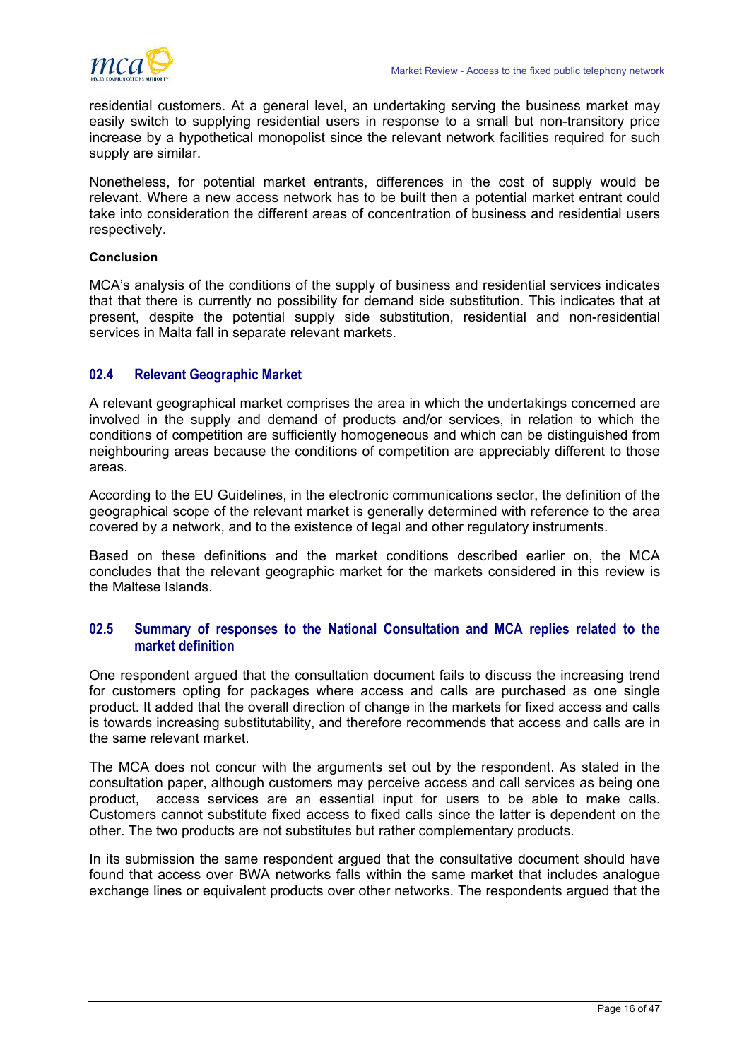residential customers. At a general level, an undertaking serving the business market may easily switch to supplying residential users in response to a small but non-transitory price increase by a hypothetical monopolist since the relevant network facilities required for such supply are similar.

Nonetheless, for potential market entrants, differences in the cost of supply would be relevant. Where a new access network has to be built then a potential market entrant could take into consideration the different areas of concentration of business and residential users respectively.

**Conclusion**

MCA's analysis of the conditions of the supply of business and residential services indicates that that there is currently no possibility for demand side substitution. This indicates that at present, despite the potential supply side substitution, residential and non-residential services in Malta fall in separate relevant markets.

## 02.4 Relevant Geographic Market

A relevant geographical market comprises the area in which the undertakings concerned are involved in the supply and demand of products and/or services, in relation to which the conditions of competition are sufficiently homogeneous and which can be distinguished from neighbouring areas because the conditions of competition are appreciably different to those areas.

According to the EU Guidelines, in the electronic communications sector, the definition of the geographical scope of the relevant market is generally determined with reference to the area covered by a network, and to the existence of legal and other regulatory instruments.

Based on these definitions and the market conditions described earlier on, the MCA concludes that the relevant geographic market for the markets considered in this review is the Maltese Islands.

## 02.5 Summary of responses to the National Consultation and MCA replies related to the market definition

One respondent argued that the consultation document fails to discuss the increasing trend for customers opting for packages where access and calls are purchased as one single product. It added that the overall direction of change in the markets for fixed access and calls is towards increasing substitutability, and therefore recommends that access and calls are in the same relevant market.

The MCA does not concur with the arguments set out by the respondent. As stated in the consultation paper, although customers may perceive access and call services as being one product, access services are an essential input for users to be able to make calls. Customers cannot substitute fixed access to fixed calls since the latter is dependent on the other. The two products are not substitutes but rather complementary products.

In its submission the same respondent argued that the consultative document should have found that access over BWA networks falls within the same market that includes analogue exchange lines or equivalent products over other networks. The respondents argued that the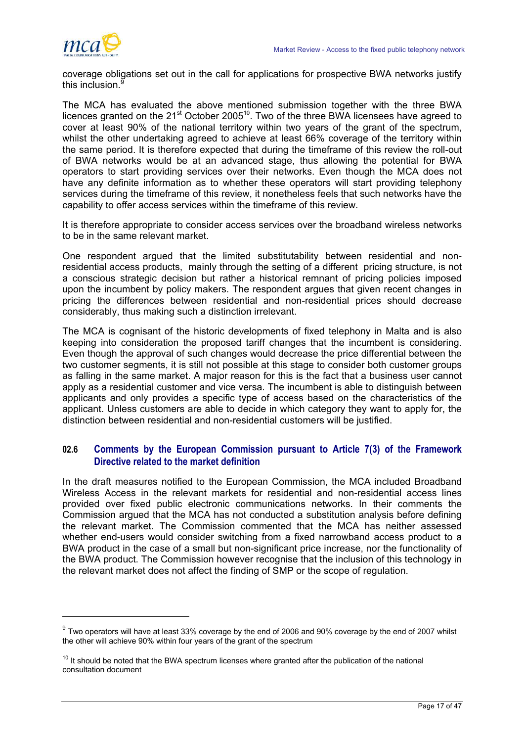coverage obligations set out in the call for applications for prospective BWA networks justify this inclusion.[9]

The MCA has evaluated the above mentioned submission together with the three BWA licences granted on the 21st October 2005[10]. Two of the three BWA licensees have agreed to cover at least 90% of the national territory within two years of the grant of the spectrum, whilst the other undertaking agreed to achieve at least 66% coverage of the territory within the same period. It is therefore expected that during the timeframe of this review the roll-out of BWA networks would be at an advanced stage, thus allowing the potential for BWA operators to start providing services over their networks. Even though the MCA does not have any definite information as to whether these operators will start providing telephony services during the timeframe of this review, it nonetheless feels that such networks have the capability to offer access services within the timeframe of this review.

It is therefore appropriate to consider access services over the broadband wireless networks to be in the same relevant market.

One respondent argued that the limited substitutability between residential and non-residential access products, mainly through the setting of a different pricing structure, is not a conscious strategic decision but rather a historical remnant of pricing policies imposed upon the incumbent by policy makers. The respondent argues that given recent changes in pricing the differences between residential and non-residential prices should decrease considerably, thus making such a distinction irrelevant.

The MCA is cognisant of the historic developments of fixed telephony in Malta and is also keeping into consideration the proposed tariff changes that the incumbent is considering. Even though the approval of such changes would decrease the price differential between the two customer segments, it is still not possible at this stage to consider both customer groups as falling in the same market. A major reason for this is the fact that a business user cannot apply as a residential customer and vice versa. The incumbent is able to distinguish between applicants and only provides a specific type of access based on the characteristics of the applicant. Unless customers are able to decide in which category they want to apply for, the distinction between residential and non-residential customers will be justified.

### 02.6 Comments by the European Commission pursuant to Article 7(3) of the Framework Directive related to the market definition

In the draft measures notified to the European Commission, the MCA included Broadband Wireless Access in the relevant markets for residential and non-residential access lines provided over fixed public electronic communications networks. In their comments the Commission argued that the MCA has not conducted a substitution analysis before defining the relevant market. The Commission commented that the MCA has neither assessed whether end-users would consider switching from a fixed narrowband access product to a BWA product in the case of a small but non-significant price increase, nor the functionality of the BWA product. The Commission however recognise that the inclusion of this technology in the relevant market does not affect the finding of SMP or the scope of regulation.

---

[9] Two operators will have at least 33% coverage by the end of 2006 and 90% coverage by the end of 2007 whilst the other will achieve 90% within four years of the grant of the spectrum

[10] It should be noted that the BWA spectrum licenses where granted after the publication of the national consultation document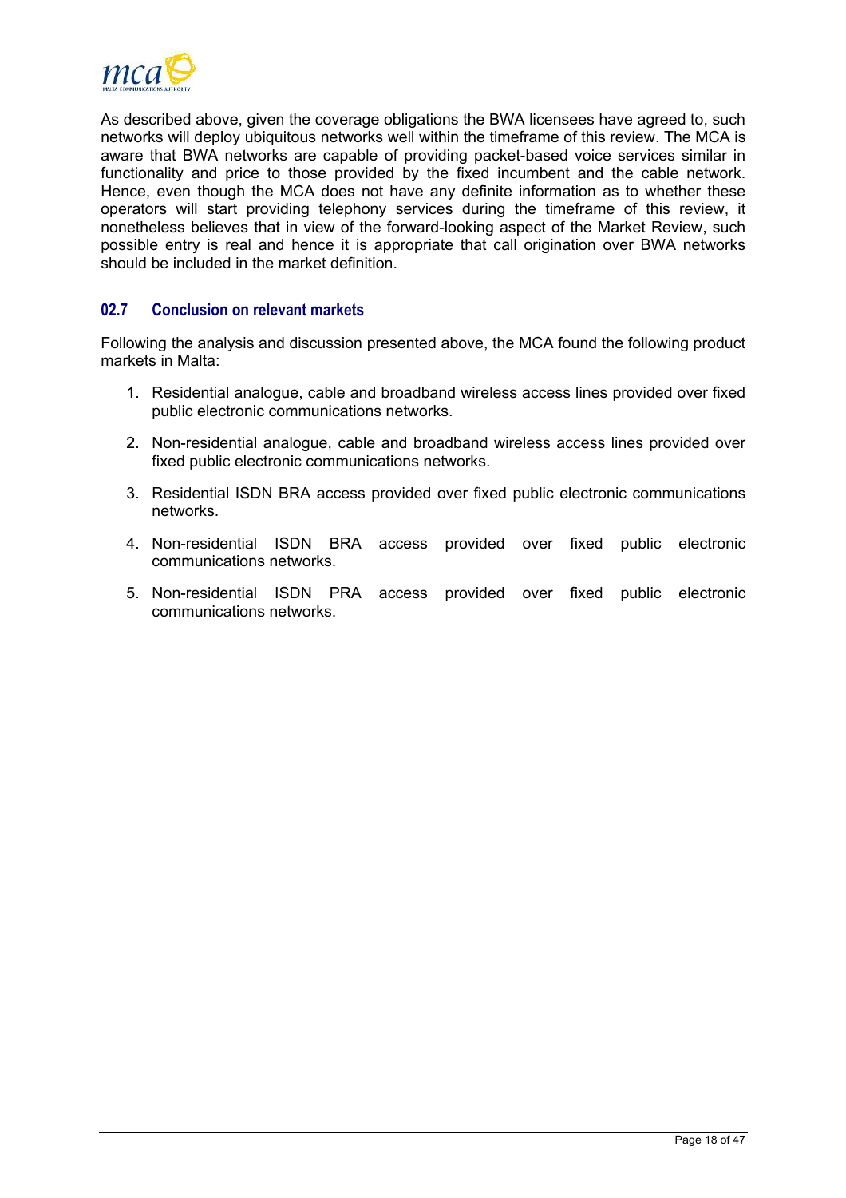As described above, given the coverage obligations the BWA licensees have agreed to, such networks will deploy ubiquitous networks well within the timeframe of this review. The MCA is aware that BWA networks are capable of providing packet-based voice services similar in functionality and price to those provided by the fixed incumbent and the cable network. Hence, even though the MCA does not have any definite information as to whether these operators will start providing telephony services during the timeframe of this review, it nonetheless believes that in view of the forward-looking aspect of the Market Review, such possible entry is real and hence it is appropriate that call origination over BWA networks should be included in the market definition.

## 02.7 Conclusion on relevant markets

Following the analysis and discussion presented above, the MCA found the following product markets in Malta:

1. Residential analogue, cable and broadband wireless access lines provided over fixed public electronic communications networks.
2. Non-residential analogue, cable and broadband wireless access lines provided over fixed public electronic communications networks.
3. Residential ISDN BRA access provided over fixed public electronic communications networks.
4. Non-residential ISDN BRA access provided over fixed public electronic communications networks.
5. Non-residential ISDN PRA access provided over fixed public electronic communications networks.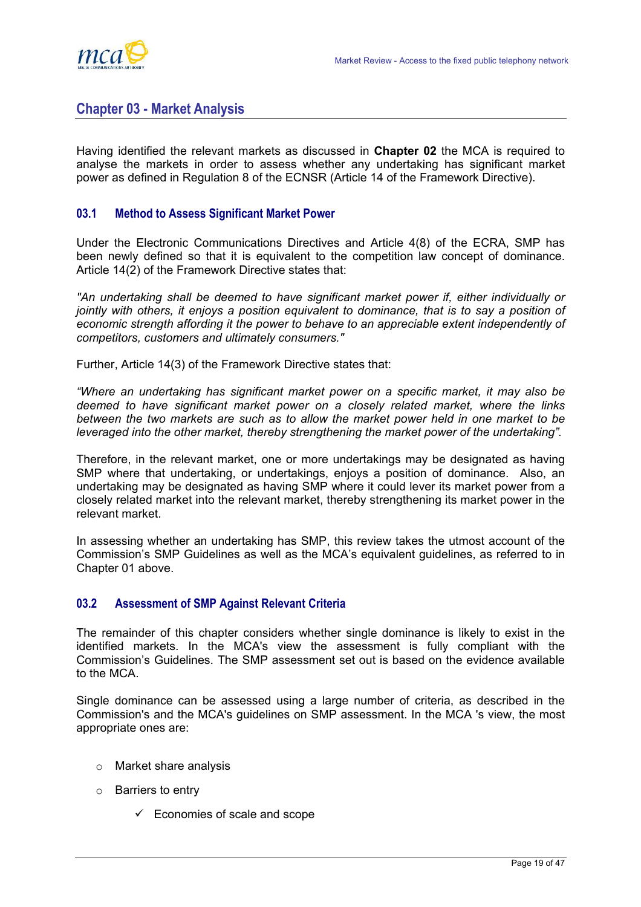## Chapter 03 - Market Analysis

Having identified the relevant markets as discussed in **Chapter 02** the MCA is required to analyse the markets in order to assess whether any undertaking has significant market power as defined in Regulation 8 of the ECNSR (Article 14 of the Framework Directive).

### 03.1 Method to Assess Significant Market Power

Under the Electronic Communications Directives and Article 4(8) of the ECRA, SMP has been newly defined so that it is equivalent to the competition law concept of dominance. Article 14(2) of the Framework Directive states that:

*"An undertaking shall be deemed to have significant market power if, either individually or jointly with others, it enjoys a position equivalent to dominance, that is to say a position of economic strength affording it the power to behave to an appreciable extent independently of competitors, customers and ultimately consumers."*

Further, Article 14(3) of the Framework Directive states that:

*"Where an undertaking has significant market power on a specific market, it may also be deemed to have significant market power on a closely related market, where the links between the two markets are such as to allow the market power held in one market to be leveraged into the other market, thereby strengthening the market power of the undertaking".*

Therefore, in the relevant market, one or more undertakings may be designated as having SMP where that undertaking, or undertakings, enjoys a position of dominance. Also, an undertaking may be designated as having SMP where it could lever its market power from a closely related market into the relevant market, thereby strengthening its market power in the relevant market.

In assessing whether an undertaking has SMP, this review takes the utmost account of the Commission's SMP Guidelines as well as the MCA's equivalent guidelines, as referred to in Chapter 01 above.

### 03.2 Assessment of SMP Against Relevant Criteria

The remainder of this chapter considers whether single dominance is likely to exist in the identified markets. In the MCA's view the assessment is fully compliant with the Commission's Guidelines. The SMP assessment set out is based on the evidence available to the MCA.

Single dominance can be assessed using a large number of criteria, as described in the Commission's and the MCA's guidelines on SMP assessment. In the MCA 's view, the most appropriate ones are:

- Market share analysis
- Barriers to entry
  - ✓ Economies of scale and scope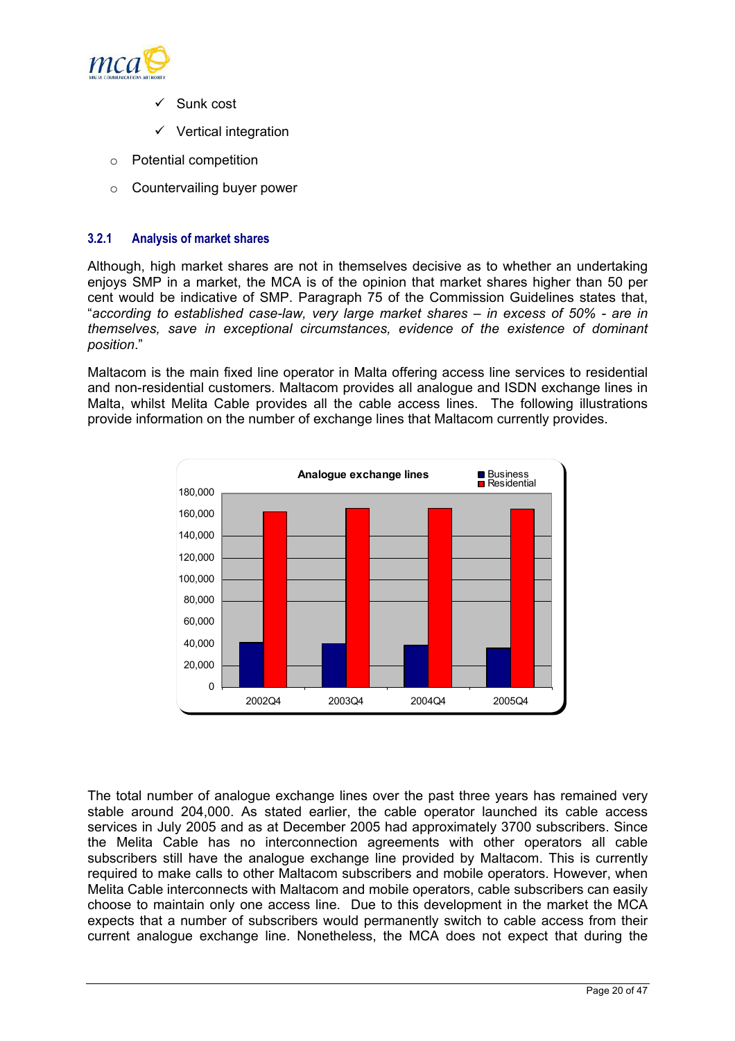- ✓ Sunk cost
- ✓ Vertical integration
- Potential competition
- Countervailing buyer power

### 3.2.1 Analysis of market shares

Although, high market shares are not in themselves decisive as to whether an undertaking enjoys SMP in a market, the MCA is of the opinion that market shares higher than 50 per cent would be indicative of SMP. Paragraph 75 of the Commission Guidelines states that, "*according to established case-law, very large market shares – in excess of 50% - are in themselves, save in exceptional circumstances, evidence of the existence of dominant position*."

Maltacom is the main fixed line operator in Malta offering access line services to residential and non-residential customers. Maltacom provides all analogue and ISDN exchange lines in Malta, whilst Melita Cable provides all the cable access lines. The following illustrations provide information on the number of exchange lines that Maltacom currently provides.

Analogue exchange lines

Business
Residential

180,000
160,000
140,000
120,000
100,000
80,000
60,000
40,000
20,000
0

2002Q4
2003Q4
2004Q4
2005Q4

The total number of analogue exchange lines over the past three years has remained very stable around 204,000. As stated earlier, the cable operator launched its cable access services in July 2005 and as at December 2005 had approximately 3700 subscribers. Since the Melita Cable has no interconnection agreements with other operators all cable subscribers still have the analogue exchange line provided by Maltacom. This is currently required to make calls to other Maltacom subscribers and mobile operators. However, when Melita Cable interconnects with Maltacom and mobile operators, cable subscribers can easily choose to maintain only one access line. Due to this development in the market the MCA expects that a number of subscribers would permanently switch to cable access from their current analogue exchange line. Nonetheless, the MCA does not expect that during the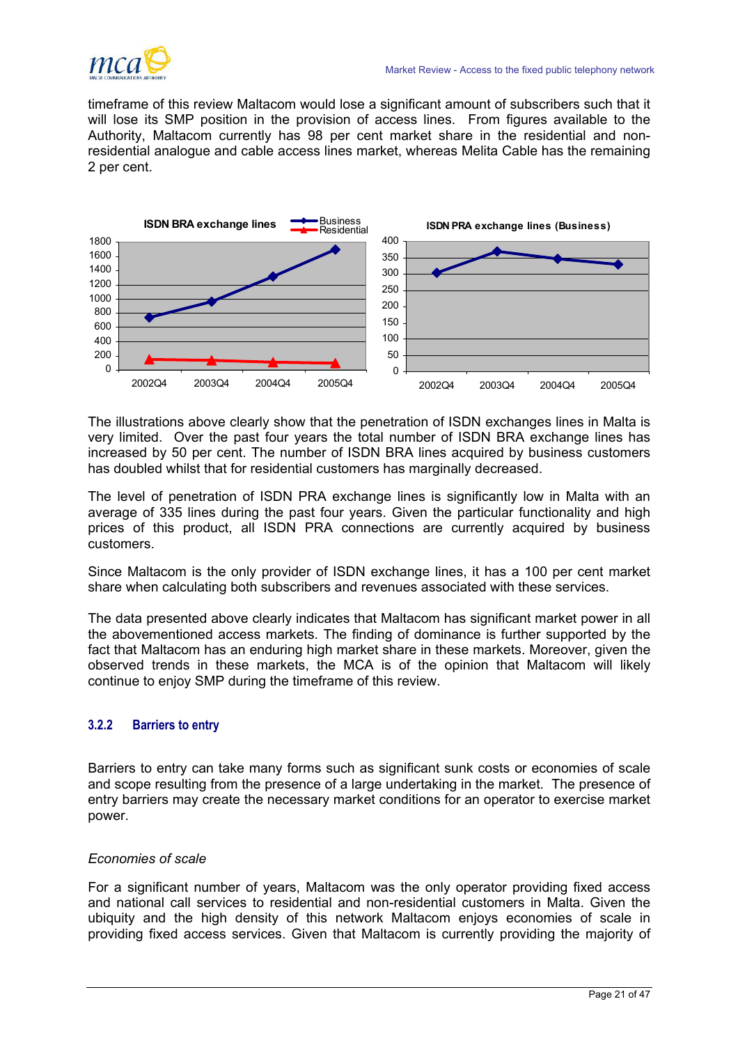timeframe of this review Maltacom would lose a significant amount of subscribers such that it will lose its SMP position in the provision of access lines. From figures available to the Authority, Maltacom currently has 98 per cent market share in the residential and non-residential analogue and cable access lines market, whereas Melita Cable has the remaining 2 per cent.

ISDN BRA exchange lines

Business
Residential

1800
1600
1400
1200
1000
800
600
400
200
0

2002Q4 2003Q4 2004Q4 2005Q4

ISDN PRA exchange lines (Business)

400
350
300
250
200
150
100
50
0

2002Q4 2003Q4 2004Q4 2005Q4

The illustrations above clearly show that the penetration of ISDN exchanges lines in Malta is very limited. Over the past four years the total number of ISDN BRA exchange lines has increased by 50 per cent. The number of ISDN BRA lines acquired by business customers has doubled whilst that for residential customers has marginally decreased.

The level of penetration of ISDN PRA exchange lines is significantly low in Malta with an average of 335 lines during the past four years. Given the particular functionality and high prices of this product, all ISDN PRA connections are currently acquired by business customers.

Since Maltacom is the only provider of ISDN exchange lines, it has a 100 per cent market share when calculating both subscribers and revenues associated with these services.

The data presented above clearly indicates that Maltacom has significant market power in all the abovementioned access markets. The finding of dominance is further supported by the fact that Maltacom has an enduring high market share in these markets. Moreover, given the observed trends in these markets, the MCA is of the opinion that Maltacom will likely continue to enjoy SMP during the timeframe of this review.

### 3.2.2 Barriers to entry

Barriers to entry can take many forms such as significant sunk costs or economies of scale and scope resulting from the presence of a large undertaking in the market. The presence of entry barriers may create the necessary market conditions for an operator to exercise market power.

*Economies of scale*

For a significant number of years, Maltacom was the only operator providing fixed access and national call services to residential and non-residential customers in Malta. Given the ubiquity and the high density of this network Maltacom enjoys economies of scale in providing fixed access services. Given that Maltacom is currently providing the majority of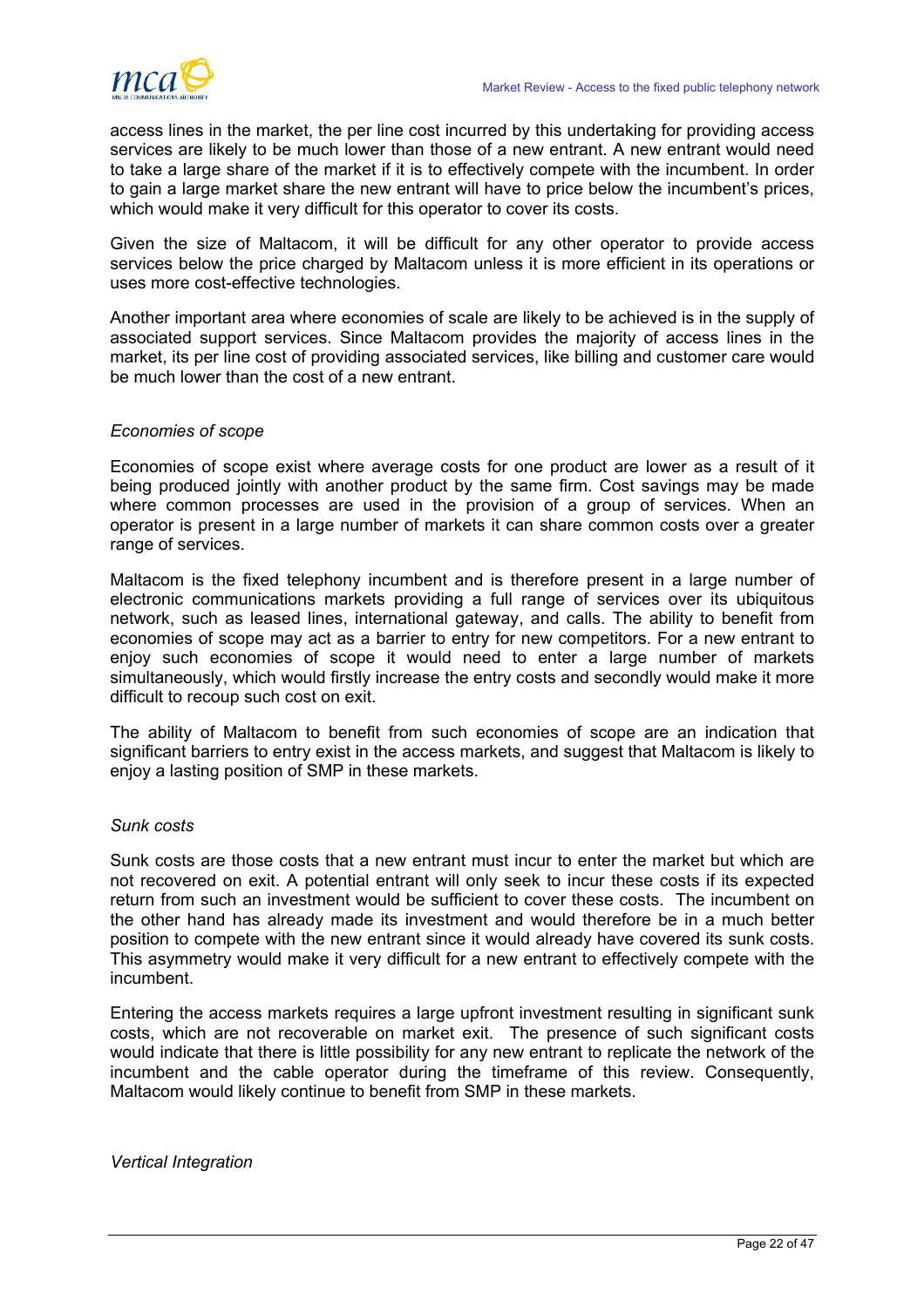access lines in the market, the per line cost incurred by this undertaking for providing access services are likely to be much lower than those of a new entrant. A new entrant would need to take a large share of the market if it is to effectively compete with the incumbent. In order to gain a large market share the new entrant will have to price below the incumbent's prices, which would make it very difficult for this operator to cover its costs.

Given the size of Maltacom, it will be difficult for any other operator to provide access services below the price charged by Maltacom unless it is more efficient in its operations or uses more cost-effective technologies.

Another important area where economies of scale are likely to be achieved is in the supply of associated support services. Since Maltacom provides the majority of access lines in the market, its per line cost of providing associated services, like billing and customer care would be much lower than the cost of a new entrant.

*Economies of scope*

Economies of scope exist where average costs for one product are lower as a result of it being produced jointly with another product by the same firm. Cost savings may be made where common processes are used in the provision of a group of services. When an operator is present in a large number of markets it can share common costs over a greater range of services.

Maltacom is the fixed telephony incumbent and is therefore present in a large number of electronic communications markets providing a full range of services over its ubiquitous network, such as leased lines, international gateway, and calls. The ability to benefit from economies of scope may act as a barrier to entry for new competitors. For a new entrant to enjoy such economies of scope it would need to enter a large number of markets simultaneously, which would firstly increase the entry costs and secondly would make it more difficult to recoup such cost on exit.

The ability of Maltacom to benefit from such economies of scope are an indication that significant barriers to entry exist in the access markets, and suggest that Maltacom is likely to enjoy a lasting position of SMP in these markets.

*Sunk costs*

Sunk costs are those costs that a new entrant must incur to enter the market but which are not recovered on exit. A potential entrant will only seek to incur these costs if its expected return from such an investment would be sufficient to cover these costs. The incumbent on the other hand has already made its investment and would therefore be in a much better position to compete with the new entrant since it would already have covered its sunk costs. This asymmetry would make it very difficult for a new entrant to effectively compete with the incumbent.

Entering the access markets requires a large upfront investment resulting in significant sunk costs, which are not recoverable on market exit. The presence of such significant costs would indicate that there is little possibility for any new entrant to replicate the network of the incumbent and the cable operator during the timeframe of this review. Consequently, Maltacom would likely continue to benefit from SMP in these markets.

*Vertical Integration*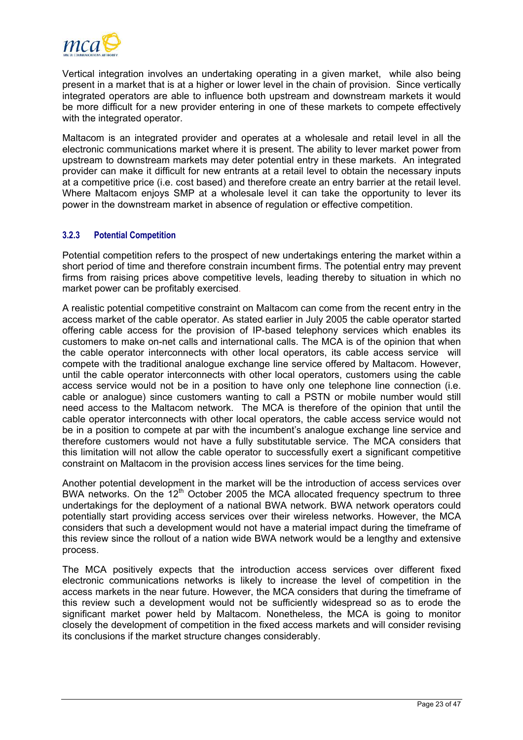Vertical integration involves an undertaking operating in a given market, while also being present in a market that is at a higher or lower level in the chain of provision. Since vertically integrated operators are able to influence both upstream and downstream markets it would be more difficult for a new provider entering in one of these markets to compete effectively with the integrated operator.

Maltacom is an integrated provider and operates at a wholesale and retail level in all the electronic communications market where it is present. The ability to lever market power from upstream to downstream markets may deter potential entry in these markets. An integrated provider can make it difficult for new entrants at a retail level to obtain the necessary inputs at a competitive price (i.e. cost based) and therefore create an entry barrier at the retail level. Where Maltacom enjoys SMP at a wholesale level it can take the opportunity to lever its power in the downstream market in absence of regulation or effective competition.

### 3.2.3 Potential Competition

Potential competition refers to the prospect of new undertakings entering the market within a short period of time and therefore constrain incumbent firms. The potential entry may prevent firms from raising prices above competitive levels, leading thereby to situation in which no market power can be profitably exercised.

A realistic potential competitive constraint on Maltacom can come from the recent entry in the access market of the cable operator. As stated earlier in July 2005 the cable operator started offering cable access for the provision of IP-based telephony services which enables its customers to make on-net calls and international calls. The MCA is of the opinion that when the cable operator interconnects with other local operators, its cable access service will compete with the traditional analogue exchange line service offered by Maltacom. However, until the cable operator interconnects with other local operators, customers using the cable access service would not be in a position to have only one telephone line connection (i.e. cable or analogue) since customers wanting to call a PSTN or mobile number would still need access to the Maltacom network. The MCA is therefore of the opinion that until the cable operator interconnects with other local operators, the cable access service would not be in a position to compete at par with the incumbent's analogue exchange line service and therefore customers would not have a fully substitutable service. The MCA considers that this limitation will not allow the cable operator to successfully exert a significant competitive constraint on Maltacom in the provision access lines services for the time being.

Another potential development in the market will be the introduction of access services over BWA networks. On the 12th October 2005 the MCA allocated frequency spectrum to three undertakings for the deployment of a national BWA network. BWA network operators could potentially start providing access services over their wireless networks. However, the MCA considers that such a development would not have a material impact during the timeframe of this review since the rollout of a nation wide BWA network would be a lengthy and extensive process.

The MCA positively expects that the introduction access services over different fixed electronic communications networks is likely to increase the level of competition in the access markets in the near future. However, the MCA considers that during the timeframe of this review such a development would not be sufficiently widespread so as to erode the significant market power held by Maltacom. Nonetheless, the MCA is going to monitor closely the development of competition in the fixed access markets and will consider revising its conclusions if the market structure changes considerably.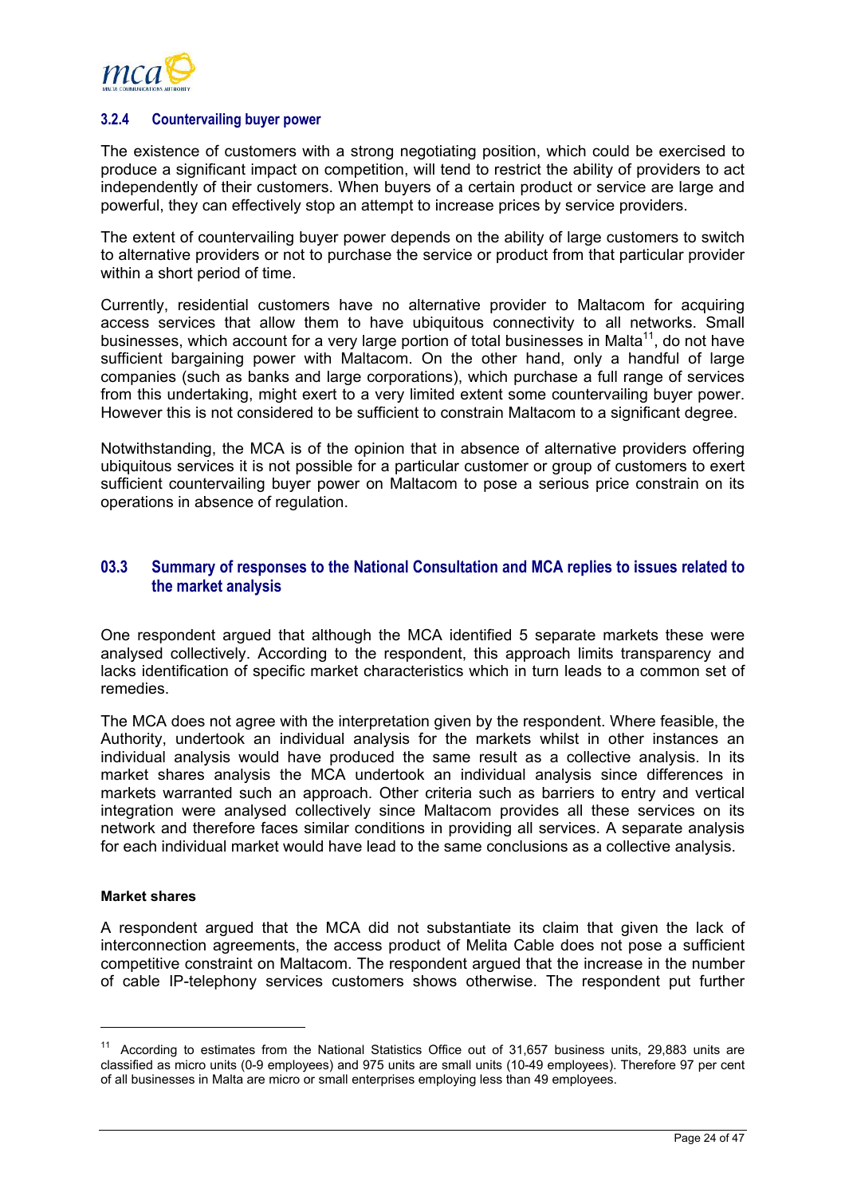### 3.2.4 Countervailing buyer power

The existence of customers with a strong negotiating position, which could be exercised to produce a significant impact on competition, will tend to restrict the ability of providers to act independently of their customers. When buyers of a certain product or service are large and powerful, they can effectively stop an attempt to increase prices by service providers.

The extent of countervailing buyer power depends on the ability of large customers to switch to alternative providers or not to purchase the service or product from that particular provider within a short period of time.

Currently, residential customers have no alternative provider to Maltacom for acquiring access services that allow them to have ubiquitous connectivity to all networks. Small businesses, which account for a very large portion of total businesses in Malta[11], do not have sufficient bargaining power with Maltacom. On the other hand, only a handful of large companies (such as banks and large corporations), which purchase a full range of services from this undertaking, might exert to a very limited extent some countervailing buyer power. However this is not considered to be sufficient to constrain Maltacom to a significant degree.

Notwithstanding, the MCA is of the opinion that in absence of alternative providers offering ubiquitous services it is not possible for a particular customer or group of customers to exert sufficient countervailing buyer power on Maltacom to pose a serious price constrain on its operations in absence of regulation.

## 03.3 Summary of responses to the National Consultation and MCA replies to issues related to the market analysis

One respondent argued that although the MCA identified 5 separate markets these were analysed collectively. According to the respondent, this approach limits transparency and lacks identification of specific market characteristics which in turn leads to a common set of remedies.

The MCA does not agree with the interpretation given by the respondent. Where feasible, the Authority, undertook an individual analysis for the markets whilst in other instances an individual analysis would have produced the same result as a collective analysis. In its market shares analysis the MCA undertook an individual analysis since differences in markets warranted such an approach. Other criteria such as barriers to entry and vertical integration were analysed collectively since Maltacom provides all these services on its network and therefore faces similar conditions in providing all services. A separate analysis for each individual market would have lead to the same conclusions as a collective analysis.

**Market shares**

A respondent argued that the MCA did not substantiate its claim that given the lack of interconnection agreements, the access product of Melita Cable does not pose a sufficient competitive constraint on Maltacom. The respondent argued that the increase in the number of cable IP-telephony services customers shows otherwise. The respondent put further

[11] According to estimates from the National Statistics Office out of 31,657 business units, 29,883 units are classified as micro units (0-9 employees) and 975 units are small units (10-49 employees). Therefore 97 per cent of all businesses in Malta are micro or small enterprises employing less than 49 employees.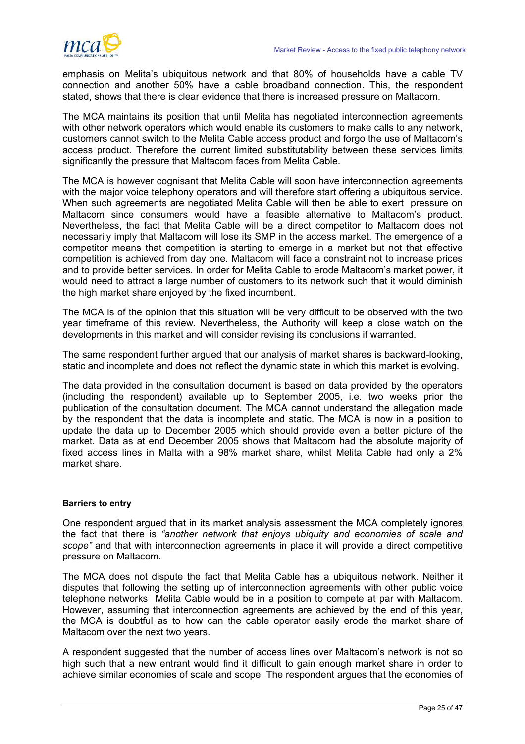emphasis on Melita's ubiquitous network and that 80% of households have a cable TV connection and another 50% have a cable broadband connection. This, the respondent stated, shows that there is clear evidence that there is increased pressure on Maltacom.

The MCA maintains its position that until Melita has negotiated interconnection agreements with other network operators which would enable its customers to make calls to any network, customers cannot switch to the Melita Cable access product and forgo the use of Maltacom's access product. Therefore the current limited substitutability between these services limits significantly the pressure that Maltacom faces from Melita Cable.

The MCA is however cognisant that Melita Cable will soon have interconnection agreements with the major voice telephony operators and will therefore start offering a ubiquitous service. When such agreements are negotiated Melita Cable will then be able to exert pressure on Maltacom since consumers would have a feasible alternative to Maltacom's product. Nevertheless, the fact that Melita Cable will be a direct competitor to Maltacom does not necessarily imply that Maltacom will lose its SMP in the access market. The emergence of a competitor means that competition is starting to emerge in a market but not that effective competition is achieved from day one. Maltacom will face a constraint not to increase prices and to provide better services. In order for Melita Cable to erode Maltacom's market power, it would need to attract a large number of customers to its network such that it would diminish the high market share enjoyed by the fixed incumbent.

The MCA is of the opinion that this situation will be very difficult to be observed with the two year timeframe of this review. Nevertheless, the Authority will keep a close watch on the developments in this market and will consider revising its conclusions if warranted.

The same respondent further argued that our analysis of market shares is backward-looking, static and incomplete and does not reflect the dynamic state in which this market is evolving.

The data provided in the consultation document is based on data provided by the operators (including the respondent) available up to September 2005, i.e. two weeks prior the publication of the consultation document. The MCA cannot understand the allegation made by the respondent that the data is incomplete and static. The MCA is now in a position to update the data up to December 2005 which should provide even a better picture of the market. Data as at end December 2005 shows that Maltacom had the absolute majority of fixed access lines in Malta with a 98% market share, whilst Melita Cable had only a 2% market share.

**Barriers to entry**

One respondent argued that in its market analysis assessment the MCA completely ignores the fact that there is *"another network that enjoys ubiquity and economies of scale and scope"* and that with interconnection agreements in place it will provide a direct competitive pressure on Maltacom.

The MCA does not dispute the fact that Melita Cable has a ubiquitous network. Neither it disputes that following the setting up of interconnection agreements with other public voice telephone networks Melita Cable would be in a position to compete at par with Maltacom. However, assuming that interconnection agreements are achieved by the end of this year, the MCA is doubtful as to how can the cable operator easily erode the market share of Maltacom over the next two years.

A respondent suggested that the number of access lines over Maltacom's network is not so high such that a new entrant would find it difficult to gain enough market share in order to achieve similar economies of scale and scope. The respondent argues that the economies of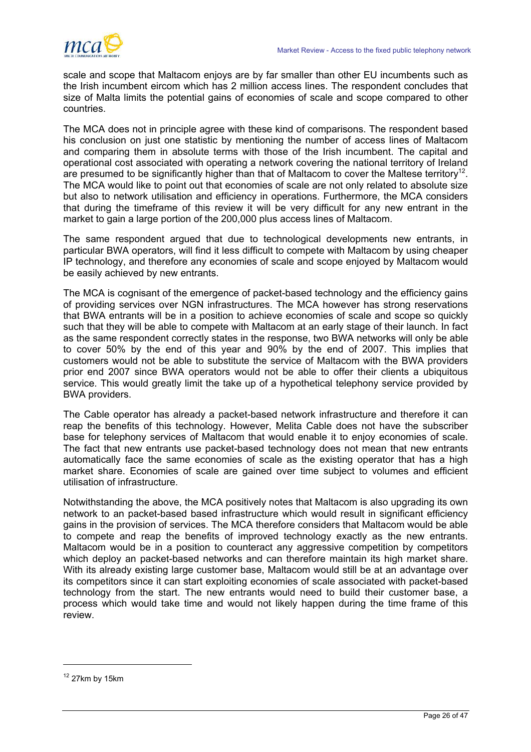scale and scope that Maltacom enjoys are by far smaller than other EU incumbents such as the Irish incumbent eircom which has 2 million access lines. The respondent concludes that size of Malta limits the potential gains of economies of scale and scope compared to other countries.

The MCA does not in principle agree with these kind of comparisons. The respondent based his conclusion on just one statistic by mentioning the number of access lines of Maltacom and comparing them in absolute terms with those of the Irish incumbent. The capital and operational cost associated with operating a network covering the national territory of Ireland are presumed to be significantly higher than that of Maltacom to cover the Maltese territory[12]. The MCA would like to point out that economies of scale are not only related to absolute size but also to network utilisation and efficiency in operations. Furthermore, the MCA considers that during the timeframe of this review it will be very difficult for any new entrant in the market to gain a large portion of the 200,000 plus access lines of Maltacom.

The same respondent argued that due to technological developments new entrants, in particular BWA operators, will find it less difficult to compete with Maltacom by using cheaper IP technology, and therefore any economies of scale and scope enjoyed by Maltacom would be easily achieved by new entrants.

The MCA is cognisant of the emergence of packet-based technology and the efficiency gains of providing services over NGN infrastructures. The MCA however has strong reservations that BWA entrants will be in a position to achieve economies of scale and scope so quickly such that they will be able to compete with Maltacom at an early stage of their launch. In fact as the same respondent correctly states in the response, two BWA networks will only be able to cover 50% by the end of this year and 90% by the end of 2007. This implies that customers would not be able to substitute the service of Maltacom with the BWA providers prior end 2007 since BWA operators would not be able to offer their clients a ubiquitous service. This would greatly limit the take up of a hypothetical telephony service provided by BWA providers.

The Cable operator has already a packet-based network infrastructure and therefore it can reap the benefits of this technology. However, Melita Cable does not have the subscriber base for telephony services of Maltacom that would enable it to enjoy economies of scale. The fact that new entrants use packet-based technology does not mean that new entrants automatically face the same economies of scale as the existing operator that has a high market share. Economies of scale are gained over time subject to volumes and efficient utilisation of infrastructure.

Notwithstanding the above, the MCA positively notes that Maltacom is also upgrading its own network to an packet-based based infrastructure which would result in significant efficiency gains in the provision of services. The MCA therefore considers that Maltacom would be able to compete and reap the benefits of improved technology exactly as the new entrants. Maltacom would be in a position to counteract any aggressive competition by competitors which deploy an packet-based networks and can therefore maintain its high market share. With its already existing large customer base, Maltacom would still be at an advantage over its competitors since it can start exploiting economies of scale associated with packet-based technology from the start. The new entrants would need to build their customer base, a process which would take time and would not likely happen during the time frame of this review.

[12] 27km by 15km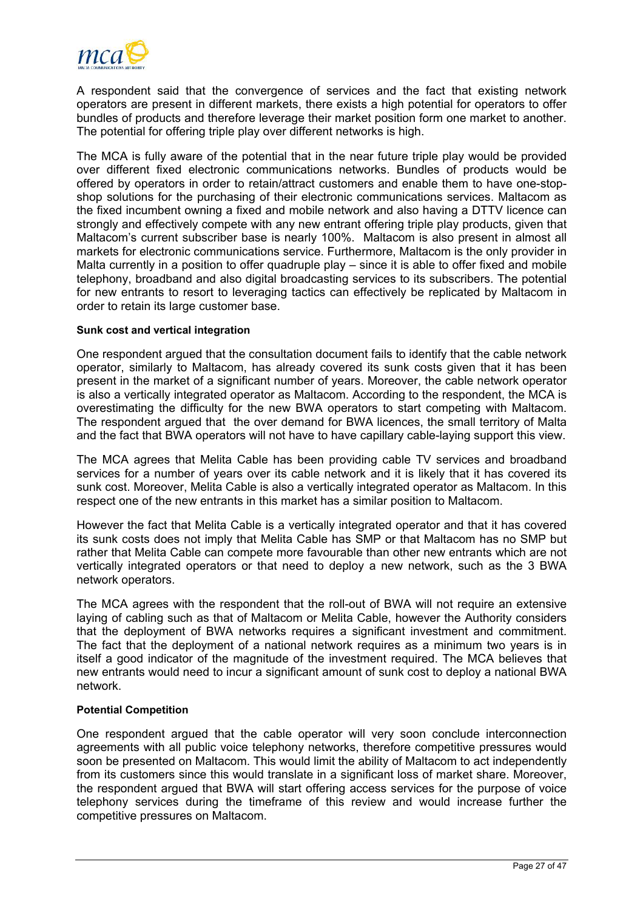A respondent said that the convergence of services and the fact that existing network operators are present in different markets, there exists a high potential for operators to offer bundles of products and therefore leverage their market position form one market to another. The potential for offering triple play over different networks is high.

The MCA is fully aware of the potential that in the near future triple play would be provided over different fixed electronic communications networks. Bundles of products would be offered by operators in order to retain/attract customers and enable them to have one-stop-shop solutions for the purchasing of their electronic communications services. Maltacom as the fixed incumbent owning a fixed and mobile network and also having a DTTV licence can strongly and effectively compete with any new entrant offering triple play products, given that Maltacom's current subscriber base is nearly 100%. Maltacom is also present in almost all markets for electronic communications service. Furthermore, Maltacom is the only provider in Malta currently in a position to offer quadruple play – since it is able to offer fixed and mobile telephony, broadband and also digital broadcasting services to its subscribers. The potential for new entrants to resort to leveraging tactics can effectively be replicated by Maltacom in order to retain its large customer base.

**Sunk cost and vertical integration**

One respondent argued that the consultation document fails to identify that the cable network operator, similarly to Maltacom, has already covered its sunk costs given that it has been present in the market of a significant number of years. Moreover, the cable network operator is also a vertically integrated operator as Maltacom. According to the respondent, the MCA is overestimating the difficulty for the new BWA operators to start competing with Maltacom. The respondent argued that the over demand for BWA licences, the small territory of Malta and the fact that BWA operators will not have to have capillary cable-laying support this view.

The MCA agrees that Melita Cable has been providing cable TV services and broadband services for a number of years over its cable network and it is likely that it has covered its sunk cost. Moreover, Melita Cable is also a vertically integrated operator as Maltacom. In this respect one of the new entrants in this market has a similar position to Maltacom.

However the fact that Melita Cable is a vertically integrated operator and that it has covered its sunk costs does not imply that Melita Cable has SMP or that Maltacom has no SMP but rather that Melita Cable can compete more favourable than other new entrants which are not vertically integrated operators or that need to deploy a new network, such as the 3 BWA network operators.

The MCA agrees with the respondent that the roll-out of BWA will not require an extensive laying of cabling such as that of Maltacom or Melita Cable, however the Authority considers that the deployment of BWA networks requires a significant investment and commitment. The fact that the deployment of a national network requires as a minimum two years is in itself a good indicator of the magnitude of the investment required. The MCA believes that new entrants would need to incur a significant amount of sunk cost to deploy a national BWA network.

**Potential Competition**

One respondent argued that the cable operator will very soon conclude interconnection agreements with all public voice telephony networks, therefore competitive pressures would soon be presented on Maltacom. This would limit the ability of Maltacom to act independently from its customers since this would translate in a significant loss of market share. Moreover, the respondent argued that BWA will start offering access services for the purpose of voice telephony services during the timeframe of this review and would increase further the competitive pressures on Maltacom.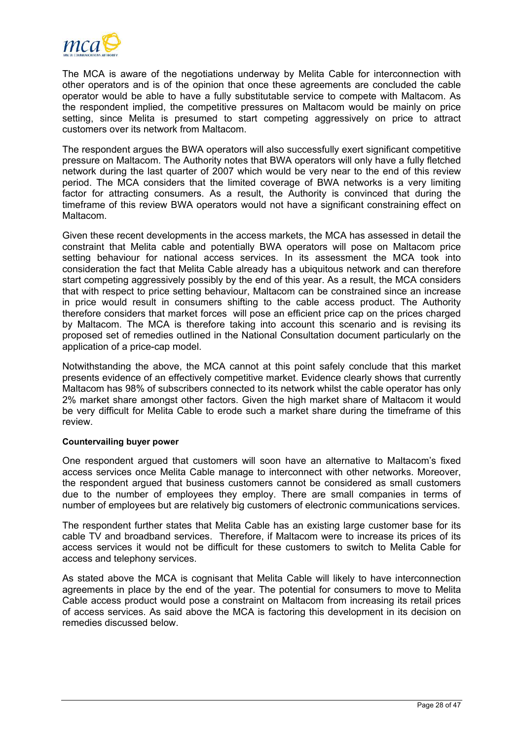The MCA is aware of the negotiations underway by Melita Cable for interconnection with other operators and is of the opinion that once these agreements are concluded the cable operator would be able to have a fully substitutable service to compete with Maltacom. As the respondent implied, the competitive pressures on Maltacom would be mainly on price setting, since Melita is presumed to start competing aggressively on price to attract customers over its network from Maltacom.

The respondent argues the BWA operators will also successfully exert significant competitive pressure on Maltacom. The Authority notes that BWA operators will only have a fully fletched network during the last quarter of 2007 which would be very near to the end of this review period. The MCA considers that the limited coverage of BWA networks is a very limiting factor for attracting consumers. As a result, the Authority is convinced that during the timeframe of this review BWA operators would not have a significant constraining effect on Maltacom.

Given these recent developments in the access markets, the MCA has assessed in detail the constraint that Melita cable and potentially BWA operators will pose on Maltacom price setting behaviour for national access services. In its assessment the MCA took into consideration the fact that Melita Cable already has a ubiquitous network and can therefore start competing aggressively possibly by the end of this year. As a result, the MCA considers that with respect to price setting behaviour, Maltacom can be constrained since an increase in price would result in consumers shifting to the cable access product. The Authority therefore considers that market forces will pose an efficient price cap on the prices charged by Maltacom. The MCA is therefore taking into account this scenario and is revising its proposed set of remedies outlined in the National Consultation document particularly on the application of a price-cap model.

Notwithstanding the above, the MCA cannot at this point safely conclude that this market presents evidence of an effectively competitive market. Evidence clearly shows that currently Maltacom has 98% of subscribers connected to its network whilst the cable operator has only 2% market share amongst other factors. Given the high market share of Maltacom it would be very difficult for Melita Cable to erode such a market share during the timeframe of this review.

**Countervailing buyer power**

One respondent argued that customers will soon have an alternative to Maltacom's fixed access services once Melita Cable manage to interconnect with other networks. Moreover, the respondent argued that business customers cannot be considered as small customers due to the number of employees they employ. There are small companies in terms of number of employees but are relatively big customers of electronic communications services.

The respondent further states that Melita Cable has an existing large customer base for its cable TV and broadband services. Therefore, if Maltacom were to increase its prices of its access services it would not be difficult for these customers to switch to Melita Cable for access and telephony services.

As stated above the MCA is cognisant that Melita Cable will likely to have interconnection agreements in place by the end of the year. The potential for consumers to move to Melita Cable access product would pose a constraint on Maltacom from increasing its retail prices of access services. As said above the MCA is factoring this development in its decision on remedies discussed below.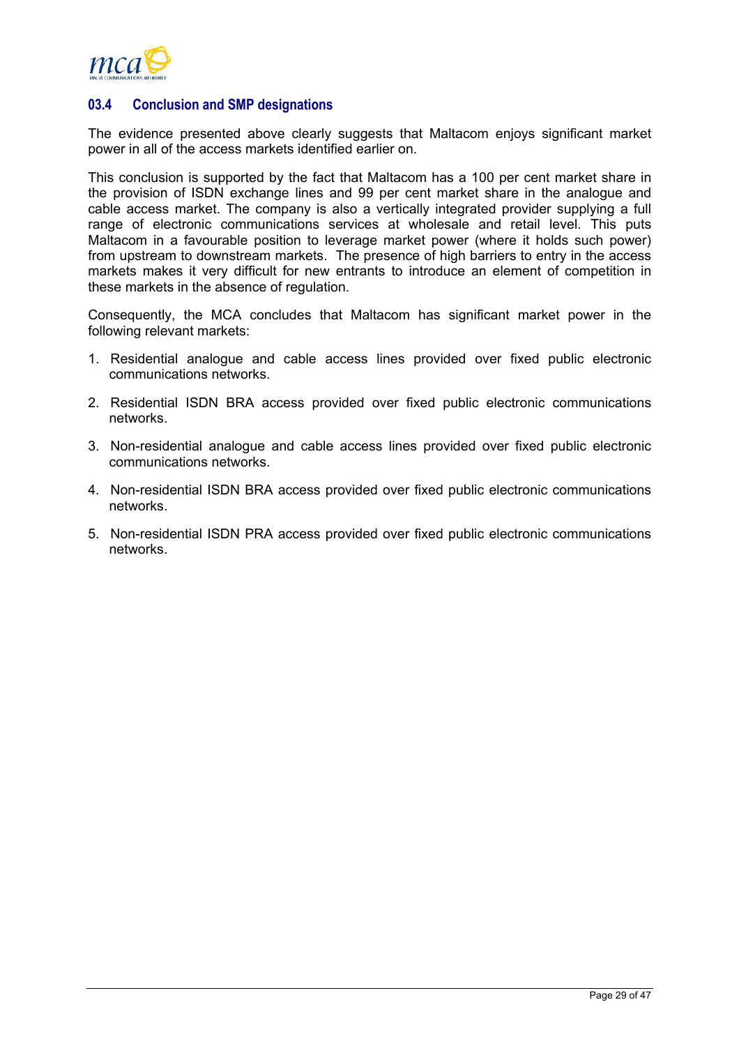### 03.4 Conclusion and SMP designations

The evidence presented above clearly suggests that Maltacom enjoys significant market power in all of the access markets identified earlier on.

This conclusion is supported by the fact that Maltacom has a 100 per cent market share in the provision of ISDN exchange lines and 99 per cent market share in the analogue and cable access market. The company is also a vertically integrated provider supplying a full range of electronic communications services at wholesale and retail level. This puts Maltacom in a favourable position to leverage market power (where it holds such power) from upstream to downstream markets. The presence of high barriers to entry in the access markets makes it very difficult for new entrants to introduce an element of competition in these markets in the absence of regulation.

Consequently, the MCA concludes that Maltacom has significant market power in the following relevant markets:

1. Residential analogue and cable access lines provided over fixed public electronic communications networks.

2. Residential ISDN BRA access provided over fixed public electronic communications networks.

3. Non-residential analogue and cable access lines provided over fixed public electronic communications networks.

4. Non-residential ISDN BRA access provided over fixed public electronic communications networks.

5. Non-residential ISDN PRA access provided over fixed public electronic communications networks.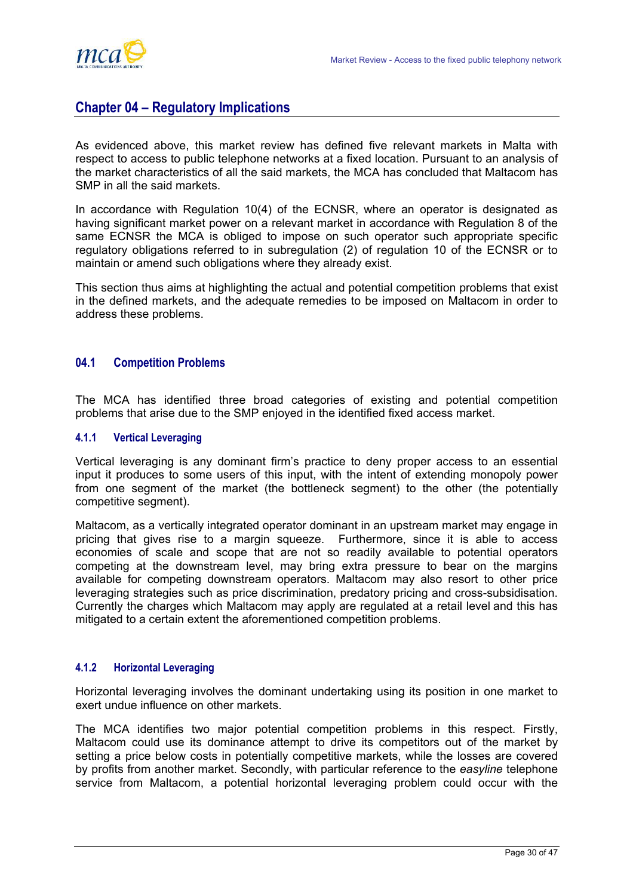# Chapter 04 – Regulatory Implications

As evidenced above, this market review has defined five relevant markets in Malta with respect to access to public telephone networks at a fixed location. Pursuant to an analysis of the market characteristics of all the said markets, the MCA has concluded that Maltacom has SMP in all the said markets.

In accordance with Regulation 10(4) of the ECNSR, where an operator is designated as having significant market power on a relevant market in accordance with Regulation 8 of the same ECNSR the MCA is obliged to impose on such operator such appropriate specific regulatory obligations referred to in subregulation (2) of regulation 10 of the ECNSR or to maintain or amend such obligations where they already exist.

This section thus aims at highlighting the actual and potential competition problems that exist in the defined markets, and the adequate remedies to be imposed on Maltacom in order to address these problems.

## 04.1 Competition Problems

The MCA has identified three broad categories of existing and potential competition problems that arise due to the SMP enjoyed in the identified fixed access market.

### 4.1.1 Vertical Leveraging

Vertical leveraging is any dominant firm's practice to deny proper access to an essential input it produces to some users of this input, with the intent of extending monopoly power from one segment of the market (the bottleneck segment) to the other (the potentially competitive segment).

Maltacom, as a vertically integrated operator dominant in an upstream market may engage in pricing that gives rise to a margin squeeze. Furthermore, since it is able to access economies of scale and scope that are not so readily available to potential operators competing at the downstream level, may bring extra pressure to bear on the margins available for competing downstream operators. Maltacom may also resort to other price leveraging strategies such as price discrimination, predatory pricing and cross-subsidisation. Currently the charges which Maltacom may apply are regulated at a retail level and this has mitigated to a certain extent the aforementioned competition problems.

### 4.1.2 Horizontal Leveraging

Horizontal leveraging involves the dominant undertaking using its position in one market to exert undue influence on other markets.

The MCA identifies two major potential competition problems in this respect. Firstly, Maltacom could use its dominance attempt to drive its competitors out of the market by setting a price below costs in potentially competitive markets, while the losses are covered by profits from another market. Secondly, with particular reference to the *easyline* telephone service from Maltacom, a potential horizontal leveraging problem could occur with the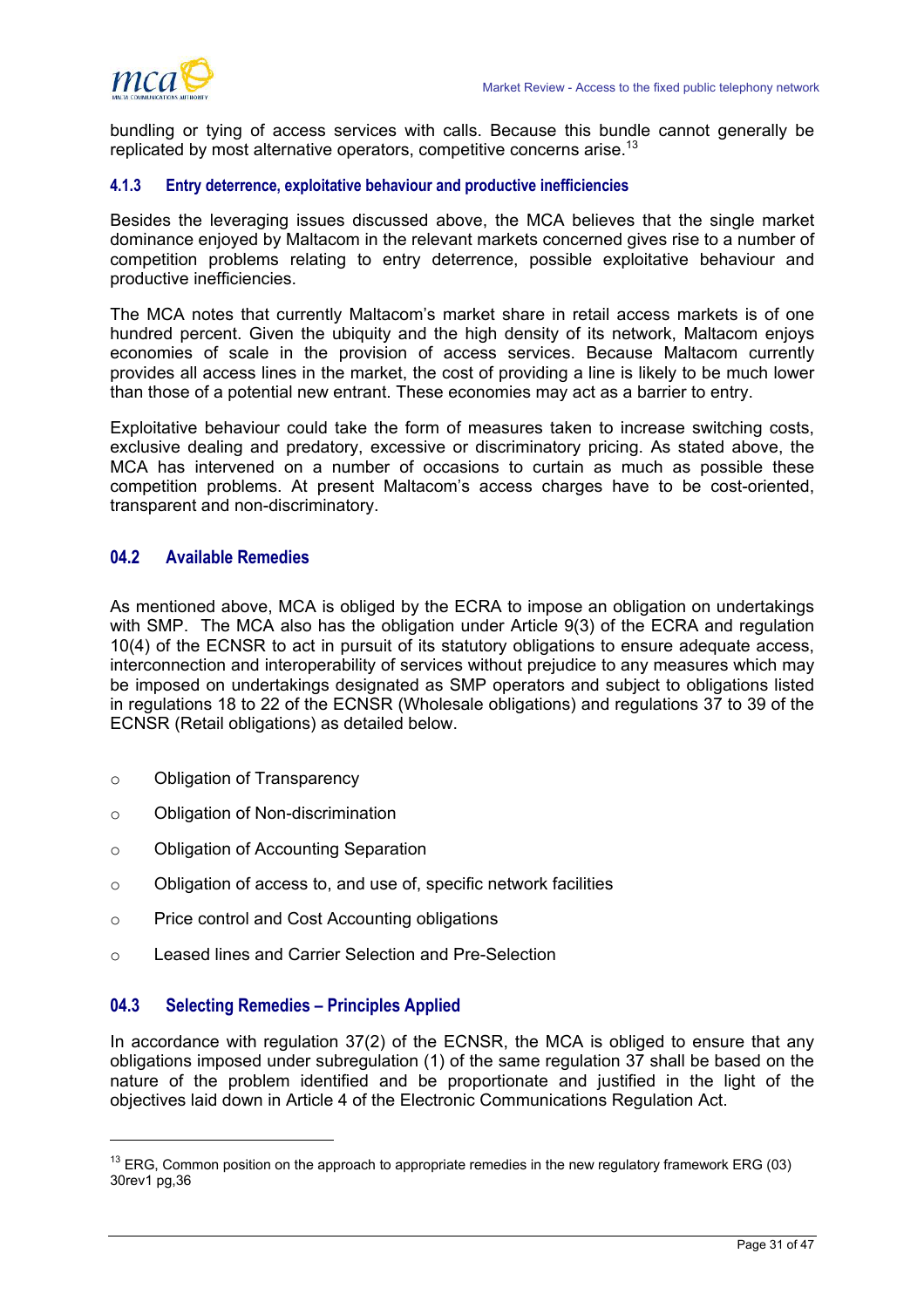bundling or tying of access services with calls. Because this bundle cannot generally be replicated by most alternative operators, competitive concerns arise.[13]

### 4.1.3 Entry deterrence, exploitative behaviour and productive inefficiencies

Besides the leveraging issues discussed above, the MCA believes that the single market dominance enjoyed by Maltacom in the relevant markets concerned gives rise to a number of competition problems relating to entry deterrence, possible exploitative behaviour and productive inefficiencies.

The MCA notes that currently Maltacom's market share in retail access markets is of one hundred percent. Given the ubiquity and the high density of its network, Maltacom enjoys economies of scale in the provision of access services. Because Maltacom currently provides all access lines in the market, the cost of providing a line is likely to be much lower than those of a potential new entrant. These economies may act as a barrier to entry.

Exploitative behaviour could take the form of measures taken to increase switching costs, exclusive dealing and predatory, excessive or discriminatory pricing. As stated above, the MCA has intervened on a number of occasions to curtain as much as possible these competition problems. At present Maltacom's access charges have to be cost-oriented, transparent and non-discriminatory.

## 04.2 Available Remedies

As mentioned above, MCA is obliged by the ECRA to impose an obligation on undertakings with SMP. The MCA also has the obligation under Article 9(3) of the ECRA and regulation 10(4) of the ECNSR to act in pursuit of its statutory obligations to ensure adequate access, interconnection and interoperability of services without prejudice to any measures which may be imposed on undertakings designated as SMP operators and subject to obligations listed in regulations 18 to 22 of the ECNSR (Wholesale obligations) and regulations 37 to 39 of the ECNSR (Retail obligations) as detailed below.

- Obligation of Transparency
- Obligation of Non-discrimination
- Obligation of Accounting Separation
- Obligation of access to, and use of, specific network facilities
- Price control and Cost Accounting obligations
- Leased lines and Carrier Selection and Pre-Selection

## 04.3 Selecting Remedies – Principles Applied

In accordance with regulation 37(2) of the ECNSR, the MCA is obliged to ensure that any obligations imposed under subregulation (1) of the same regulation 37 shall be based on the nature of the problem identified and be proportionate and justified in the light of the objectives laid down in Article 4 of the Electronic Communications Regulation Act.

---

[13] ERG, Common position on the approach to appropriate remedies in the new regulatory framework ERG (03) 30rev1 pg,36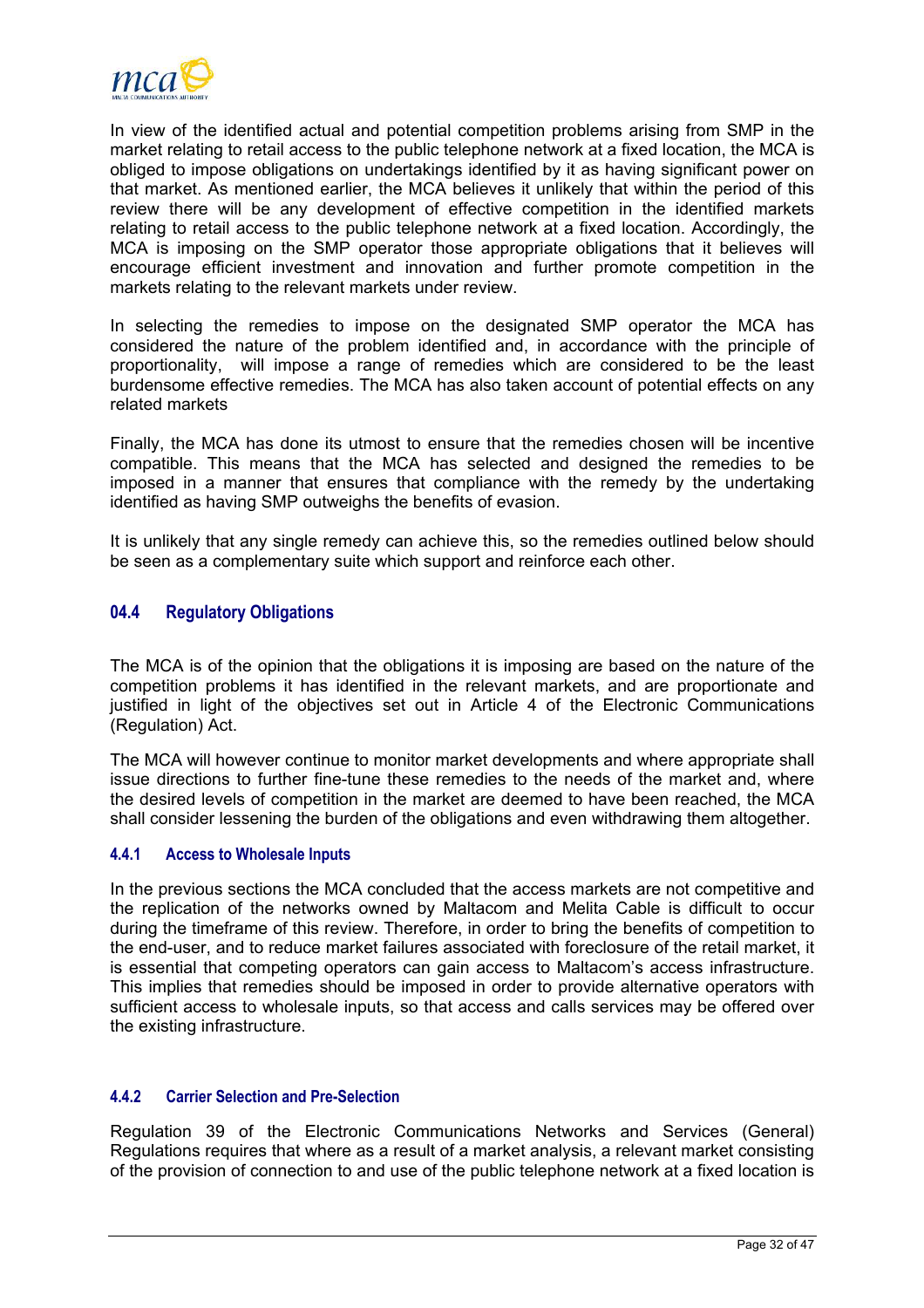In view of the identified actual and potential competition problems arising from SMP in the market relating to retail access to the public telephone network at a fixed location, the MCA is obliged to impose obligations on undertakings identified by it as having significant power on that market. As mentioned earlier, the MCA believes it unlikely that within the period of this review there will be any development of effective competition in the identified markets relating to retail access to the public telephone network at a fixed location. Accordingly, the MCA is imposing on the SMP operator those appropriate obligations that it believes will encourage efficient investment and innovation and further promote competition in the markets relating to the relevant markets under review.

In selecting the remedies to impose on the designated SMP operator the MCA has considered the nature of the problem identified and, in accordance with the principle of proportionality, will impose a range of remedies which are considered to be the least burdensome effective remedies. The MCA has also taken account of potential effects on any related markets

Finally, the MCA has done its utmost to ensure that the remedies chosen will be incentive compatible. This means that the MCA has selected and designed the remedies to be imposed in a manner that ensures that compliance with the remedy by the undertaking identified as having SMP outweighs the benefits of evasion.

It is unlikely that any single remedy can achieve this, so the remedies outlined below should be seen as a complementary suite which support and reinforce each other.

## 04.4 Regulatory Obligations

The MCA is of the opinion that the obligations it is imposing are based on the nature of the competition problems it has identified in the relevant markets, and are proportionate and justified in light of the objectives set out in Article 4 of the Electronic Communications (Regulation) Act.

The MCA will however continue to monitor market developments and where appropriate shall issue directions to further fine-tune these remedies to the needs of the market and, where the desired levels of competition in the market are deemed to have been reached, the MCA shall consider lessening the burden of the obligations and even withdrawing them altogether.

### 4.4.1 Access to Wholesale Inputs

In the previous sections the MCA concluded that the access markets are not competitive and the replication of the networks owned by Maltacom and Melita Cable is difficult to occur during the timeframe of this review. Therefore, in order to bring the benefits of competition to the end-user, and to reduce market failures associated with foreclosure of the retail market, it is essential that competing operators can gain access to Maltacom's access infrastructure. This implies that remedies should be imposed in order to provide alternative operators with sufficient access to wholesale inputs, so that access and calls services may be offered over the existing infrastructure.

### 4.4.2 Carrier Selection and Pre-Selection

Regulation 39 of the Electronic Communications Networks and Services (General) Regulations requires that where as a result of a market analysis, a relevant market consisting of the provision of connection to and use of the public telephone network at a fixed location is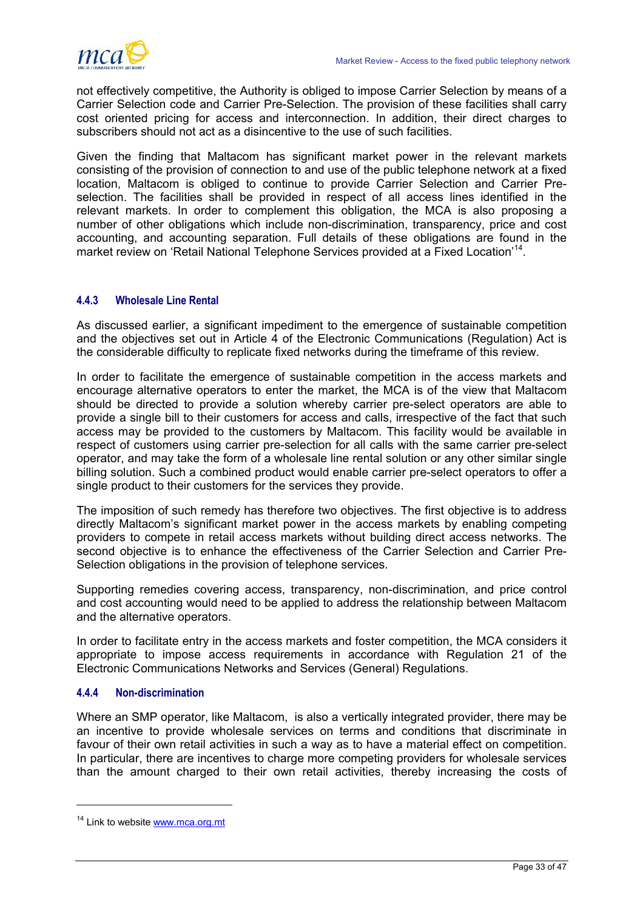not effectively competitive, the Authority is obliged to impose Carrier Selection by means of a Carrier Selection code and Carrier Pre-Selection. The provision of these facilities shall carry cost oriented pricing for access and interconnection. In addition, their direct charges to subscribers should not act as a disincentive to the use of such facilities.

Given the finding that Maltacom has significant market power in the relevant markets consisting of the provision of connection to and use of the public telephone network at a fixed location, Maltacom is obliged to continue to provide Carrier Selection and Carrier Pre-selection. The facilities shall be provided in respect of all access lines identified in the relevant markets. In order to complement this obligation, the MCA is also proposing a number of other obligations which include non-discrimination, transparency, price and cost accounting, and accounting separation. Full details of these obligations are found in the market review on 'Retail National Telephone Services provided at a Fixed Location'[14].

### 4.4.3 Wholesale Line Rental

As discussed earlier, a significant impediment to the emergence of sustainable competition and the objectives set out in Article 4 of the Electronic Communications (Regulation) Act is the considerable difficulty to replicate fixed networks during the timeframe of this review.

In order to facilitate the emergence of sustainable competition in the access markets and encourage alternative operators to enter the market, the MCA is of the view that Maltacom should be directed to provide a solution whereby carrier pre-select operators are able to provide a single bill to their customers for access and calls, irrespective of the fact that such access may be provided to the customers by Maltacom. This facility would be available in respect of customers using carrier pre-selection for all calls with the same carrier pre-select operator, and may take the form of a wholesale line rental solution or any other similar single billing solution. Such a combined product would enable carrier pre-select operators to offer a single product to their customers for the services they provide.

The imposition of such remedy has therefore two objectives. The first objective is to address directly Maltacom's significant market power in the access markets by enabling competing providers to compete in retail access markets without building direct access networks. The second objective is to enhance the effectiveness of the Carrier Selection and Carrier Pre-Selection obligations in the provision of telephone services.

Supporting remedies covering access, transparency, non-discrimination, and price control and cost accounting would need to be applied to address the relationship between Maltacom and the alternative operators.

In order to facilitate entry in the access markets and foster competition, the MCA considers it appropriate to impose access requirements in accordance with Regulation 21 of the Electronic Communications Networks and Services (General) Regulations.

### 4.4.4 Non-discrimination

Where an SMP operator, like Maltacom, is also a vertically integrated provider, there may be an incentive to provide wholesale services on terms and conditions that discriminate in favour of their own retail activities in such a way as to have a material effect on competition. In particular, there are incentives to charge more competing providers for wholesale services than the amount charged to their own retail activities, thereby increasing the costs of

[14] Link to website www.mca.org.mt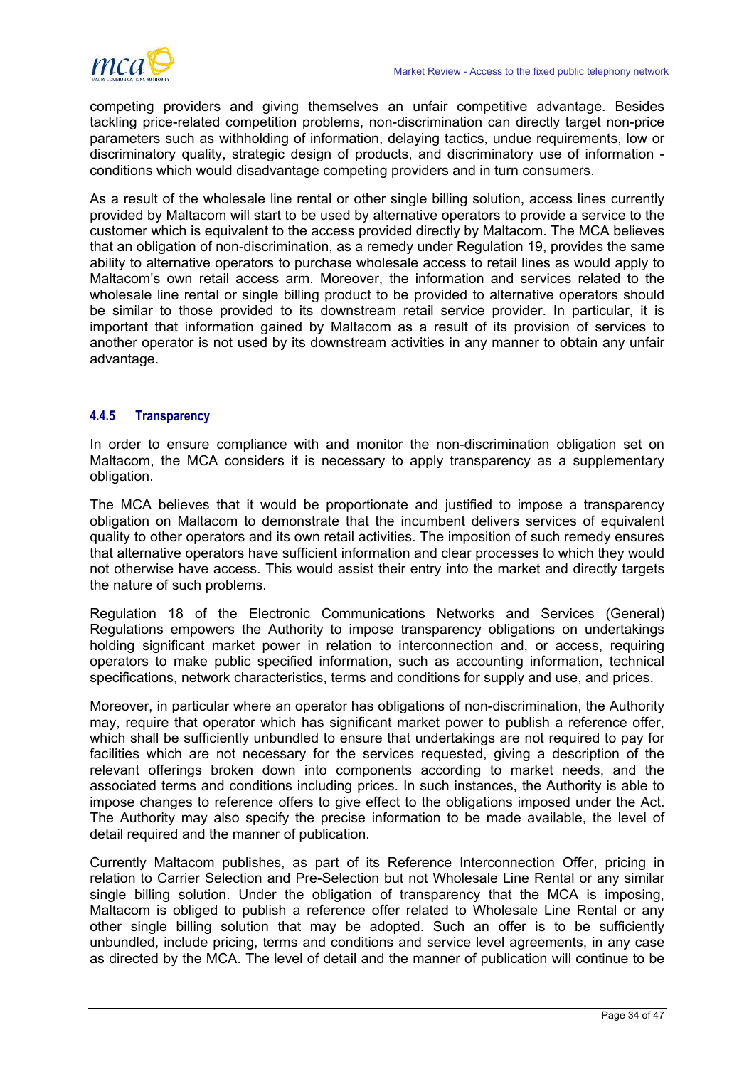competing providers and giving themselves an unfair competitive advantage. Besides tackling price-related competition problems, non-discrimination can directly target non-price parameters such as withholding of information, delaying tactics, undue requirements, low or discriminatory quality, strategic design of products, and discriminatory use of information - conditions which would disadvantage competing providers and in turn consumers.

As a result of the wholesale line rental or other single billing solution, access lines currently provided by Maltacom will start to be used by alternative operators to provide a service to the customer which is equivalent to the access provided directly by Maltacom. The MCA believes that an obligation of non-discrimination, as a remedy under Regulation 19, provides the same ability to alternative operators to purchase wholesale access to retail lines as would apply to Maltacom's own retail access arm. Moreover, the information and services related to the wholesale line rental or single billing product to be provided to alternative operators should be similar to those provided to its downstream retail service provider. In particular, it is important that information gained by Maltacom as a result of its provision of services to another operator is not used by its downstream activities in any manner to obtain any unfair advantage.

#### 4.4.5 Transparency

In order to ensure compliance with and monitor the non-discrimination obligation set on Maltacom, the MCA considers it is necessary to apply transparency as a supplementary obligation.

The MCA believes that it would be proportionate and justified to impose a transparency obligation on Maltacom to demonstrate that the incumbent delivers services of equivalent quality to other operators and its own retail activities. The imposition of such remedy ensures that alternative operators have sufficient information and clear processes to which they would not otherwise have access. This would assist their entry into the market and directly targets the nature of such problems.

Regulation 18 of the Electronic Communications Networks and Services (General) Regulations empowers the Authority to impose transparency obligations on undertakings holding significant market power in relation to interconnection and, or access, requiring operators to make public specified information, such as accounting information, technical specifications, network characteristics, terms and conditions for supply and use, and prices.

Moreover, in particular where an operator has obligations of non-discrimination, the Authority may, require that operator which has significant market power to publish a reference offer, which shall be sufficiently unbundled to ensure that undertakings are not required to pay for facilities which are not necessary for the services requested, giving a description of the relevant offerings broken down into components according to market needs, and the associated terms and conditions including prices. In such instances, the Authority is able to impose changes to reference offers to give effect to the obligations imposed under the Act. The Authority may also specify the precise information to be made available, the level of detail required and the manner of publication.

Currently Maltacom publishes, as part of its Reference Interconnection Offer, pricing in relation to Carrier Selection and Pre-Selection but not Wholesale Line Rental or any similar single billing solution. Under the obligation of transparency that the MCA is imposing, Maltacom is obliged to publish a reference offer related to Wholesale Line Rental or any other single billing solution that may be adopted. Such an offer is to be sufficiently unbundled, include pricing, terms and conditions and service level agreements, in any case as directed by the MCA. The level of detail and the manner of publication will continue to be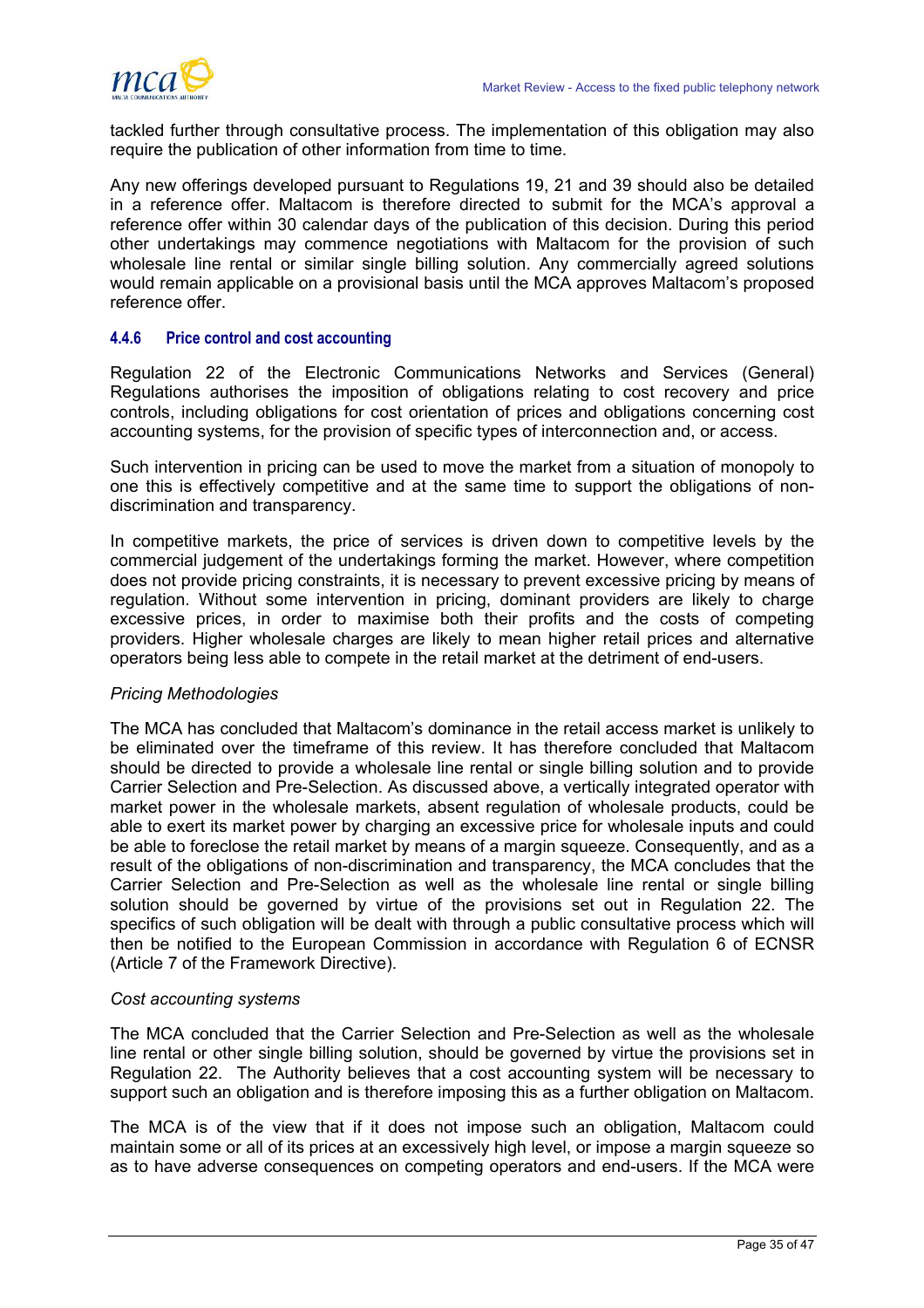tackled further through consultative process. The implementation of this obligation may also require the publication of other information from time to time.

Any new offerings developed pursuant to Regulations 19, 21 and 39 should also be detailed in a reference offer. Maltacom is therefore directed to submit for the MCA's approval a reference offer within 30 calendar days of the publication of this decision. During this period other undertakings may commence negotiations with Maltacom for the provision of such wholesale line rental or similar single billing solution. Any commercially agreed solutions would remain applicable on a provisional basis until the MCA approves Maltacom's proposed reference offer.

### 4.4.6 Price control and cost accounting

Regulation 22 of the Electronic Communications Networks and Services (General) Regulations authorises the imposition of obligations relating to cost recovery and price controls, including obligations for cost orientation of prices and obligations concerning cost accounting systems, for the provision of specific types of interconnection and, or access.

Such intervention in pricing can be used to move the market from a situation of monopoly to one this is effectively competitive and at the same time to support the obligations of non-discrimination and transparency.

In competitive markets, the price of services is driven down to competitive levels by the commercial judgement of the undertakings forming the market. However, where competition does not provide pricing constraints, it is necessary to prevent excessive pricing by means of regulation. Without some intervention in pricing, dominant providers are likely to charge excessive prices, in order to maximise both their profits and the costs of competing providers. Higher wholesale charges are likely to mean higher retail prices and alternative operators being less able to compete in the retail market at the detriment of end-users.

*Pricing Methodologies*

The MCA has concluded that Maltacom's dominance in the retail access market is unlikely to be eliminated over the timeframe of this review. It has therefore concluded that Maltacom should be directed to provide a wholesale line rental or single billing solution and to provide Carrier Selection and Pre-Selection. As discussed above, a vertically integrated operator with market power in the wholesale markets, absent regulation of wholesale products, could be able to exert its market power by charging an excessive price for wholesale inputs and could be able to foreclose the retail market by means of a margin squeeze. Consequently, and as a result of the obligations of non-discrimination and transparency, the MCA concludes that the Carrier Selection and Pre-Selection as well as the wholesale line rental or single billing solution should be governed by virtue of the provisions set out in Regulation 22. The specifics of such obligation will be dealt with through a public consultative process which will then be notified to the European Commission in accordance with Regulation 6 of ECNSR (Article 7 of the Framework Directive).

*Cost accounting systems*

The MCA concluded that the Carrier Selection and Pre-Selection as well as the wholesale line rental or other single billing solution, should be governed by virtue the provisions set in Regulation 22. The Authority believes that a cost accounting system will be necessary to support such an obligation and is therefore imposing this as a further obligation on Maltacom.

The MCA is of the view that if it does not impose such an obligation, Maltacom could maintain some or all of its prices at an excessively high level, or impose a margin squeeze so as to have adverse consequences on competing operators and end-users. If the MCA were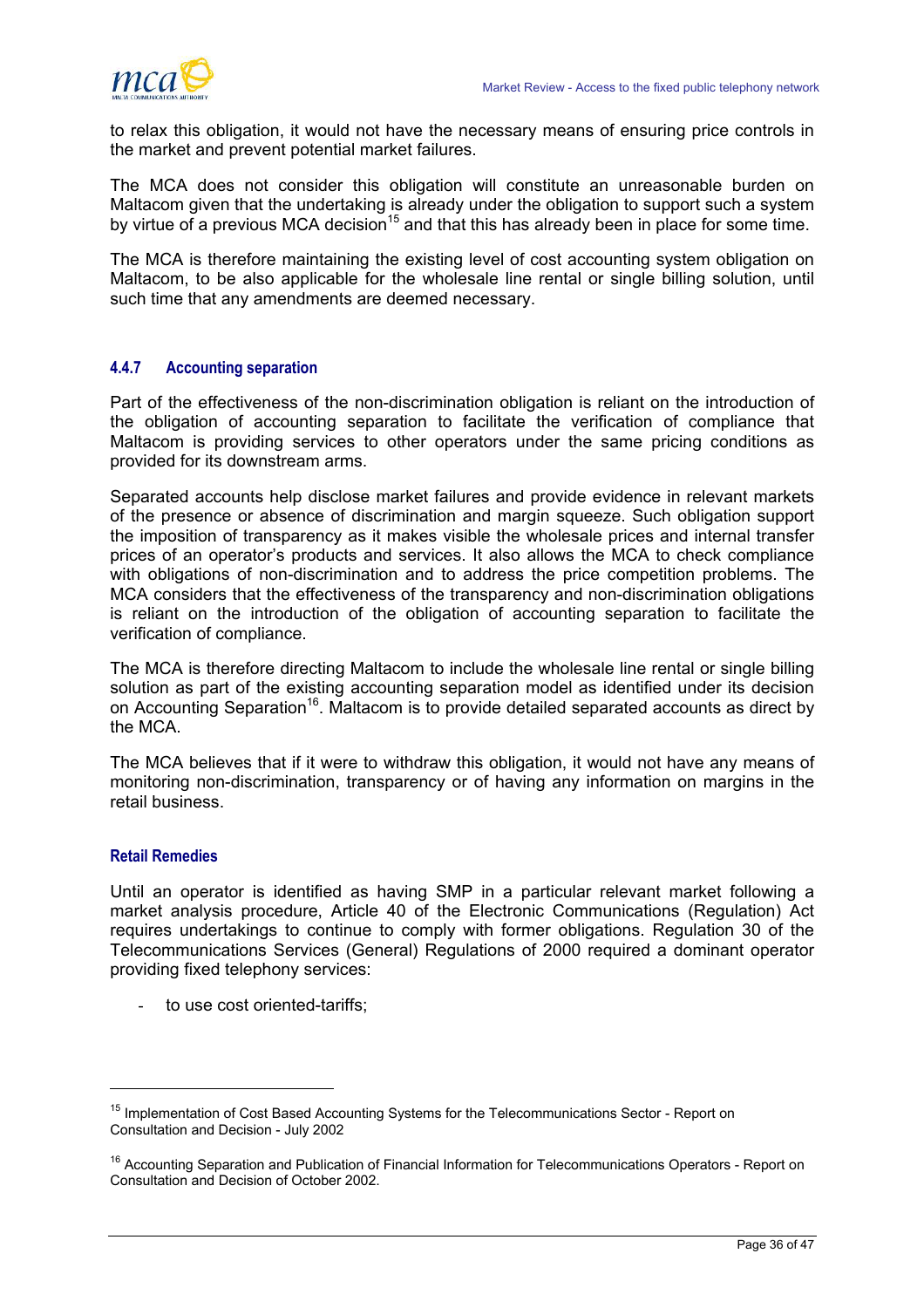to relax this obligation, it would not have the necessary means of ensuring price controls in the market and prevent potential market failures.

The MCA does not consider this obligation will constitute an unreasonable burden on Maltacom given that the undertaking is already under the obligation to support such a system by virtue of a previous MCA decision[15] and that this has already been in place for some time.

The MCA is therefore maintaining the existing level of cost accounting system obligation on Maltacom, to be also applicable for the wholesale line rental or single billing solution, until such time that any amendments are deemed necessary.

#### 4.4.7 Accounting separation

Part of the effectiveness of the non-discrimination obligation is reliant on the introduction of the obligation of accounting separation to facilitate the verification of compliance that Maltacom is providing services to other operators under the same pricing conditions as provided for its downstream arms.

Separated accounts help disclose market failures and provide evidence in relevant markets of the presence or absence of discrimination and margin squeeze. Such obligation support the imposition of transparency as it makes visible the wholesale prices and internal transfer prices of an operator's products and services. It also allows the MCA to check compliance with obligations of non-discrimination and to address the price competition problems. The MCA considers that the effectiveness of the transparency and non-discrimination obligations is reliant on the introduction of the obligation of accounting separation to facilitate the verification of compliance.

The MCA is therefore directing Maltacom to include the wholesale line rental or single billing solution as part of the existing accounting separation model as identified under its decision on Accounting Separation[16]. Maltacom is to provide detailed separated accounts as direct by the MCA.

The MCA believes that if it were to withdraw this obligation, it would not have any means of monitoring non-discrimination, transparency or of having any information on margins in the retail business.

#### Retail Remedies

Until an operator is identified as having SMP in a particular relevant market following a market analysis procedure, Article 40 of the Electronic Communications (Regulation) Act requires undertakings to continue to comply with former obligations. Regulation 30 of the Telecommunications Services (General) Regulations of 2000 required a dominant operator providing fixed telephony services:

- to use cost oriented-tariffs;

---

[15] Implementation of Cost Based Accounting Systems for the Telecommunications Sector - Report on Consultation and Decision - July 2002

[16] Accounting Separation and Publication of Financial Information for Telecommunications Operators - Report on Consultation and Decision of October 2002.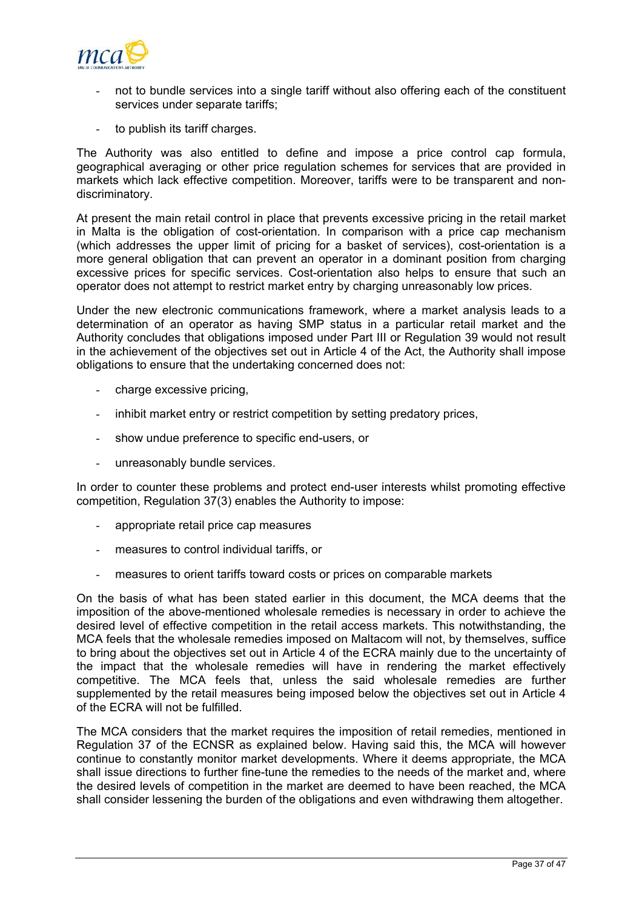- not to bundle services into a single tariff without also offering each of the constituent services under separate tariffs;
- to publish its tariff charges.

The Authority was also entitled to define and impose a price control cap formula, geographical averaging or other price regulation schemes for services that are provided in markets which lack effective competition. Moreover, tariffs were to be transparent and non-discriminatory.

At present the main retail control in place that prevents excessive pricing in the retail market in Malta is the obligation of cost-orientation. In comparison with a price cap mechanism (which addresses the upper limit of pricing for a basket of services), cost-orientation is a more general obligation that can prevent an operator in a dominant position from charging excessive prices for specific services. Cost-orientation also helps to ensure that such an operator does not attempt to restrict market entry by charging unreasonably low prices.

Under the new electronic communications framework, where a market analysis leads to a determination of an operator as having SMP status in a particular retail market and the Authority concludes that obligations imposed under Part III or Regulation 39 would not result in the achievement of the objectives set out in Article 4 of the Act, the Authority shall impose obligations to ensure that the undertaking concerned does not:

- charge excessive pricing,
- inhibit market entry or restrict competition by setting predatory prices,
- show undue preference to specific end-users, or
- unreasonably bundle services.

In order to counter these problems and protect end-user interests whilst promoting effective competition, Regulation 37(3) enables the Authority to impose:

- appropriate retail price cap measures
- measures to control individual tariffs, or
- measures to orient tariffs toward costs or prices on comparable markets

On the basis of what has been stated earlier in this document, the MCA deems that the imposition of the above-mentioned wholesale remedies is necessary in order to achieve the desired level of effective competition in the retail access markets. This notwithstanding, the MCA feels that the wholesale remedies imposed on Maltacom will not, by themselves, suffice to bring about the objectives set out in Article 4 of the ECRA mainly due to the uncertainty of the impact that the wholesale remedies will have in rendering the market effectively competitive. The MCA feels that, unless the said wholesale remedies are further supplemented by the retail measures being imposed below the objectives set out in Article 4 of the ECRA will not be fulfilled.

The MCA considers that the market requires the imposition of retail remedies, mentioned in Regulation 37 of the ECNSR as explained below. Having said this, the MCA will however continue to constantly monitor market developments. Where it deems appropriate, the MCA shall issue directions to further fine-tune the remedies to the needs of the market and, where the desired levels of competition in the market are deemed to have been reached, the MCA shall consider lessening the burden of the obligations and even withdrawing them altogether.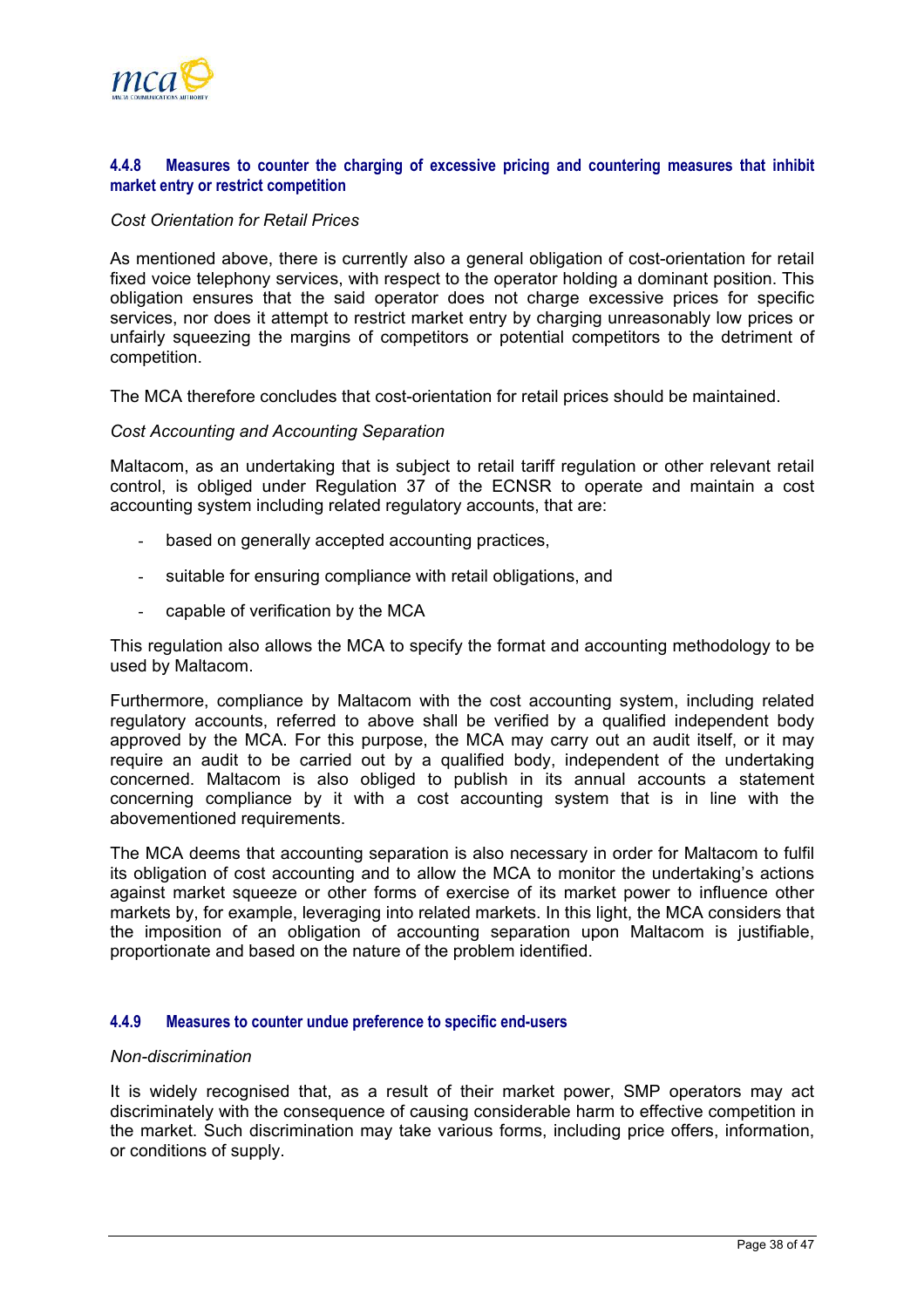#### 4.4.8 Measures to counter the charging of excessive pricing and countering measures that inhibit market entry or restrict competition

*Cost Orientation for Retail Prices*

As mentioned above, there is currently also a general obligation of cost-orientation for retail fixed voice telephony services, with respect to the operator holding a dominant position. This obligation ensures that the said operator does not charge excessive prices for specific services, nor does it attempt to restrict market entry by charging unreasonably low prices or unfairly squeezing the margins of competitors or potential competitors to the detriment of competition.

The MCA therefore concludes that cost-orientation for retail prices should be maintained.

*Cost Accounting and Accounting Separation*

Maltacom, as an undertaking that is subject to retail tariff regulation or other relevant retail control, is obliged under Regulation 37 of the ECNSR to operate and maintain a cost accounting system including related regulatory accounts, that are:

- based on generally accepted accounting practices,
- suitable for ensuring compliance with retail obligations, and
- capable of verification by the MCA

This regulation also allows the MCA to specify the format and accounting methodology to be used by Maltacom.

Furthermore, compliance by Maltacom with the cost accounting system, including related regulatory accounts, referred to above shall be verified by a qualified independent body approved by the MCA. For this purpose, the MCA may carry out an audit itself, or it may require an audit to be carried out by a qualified body, independent of the undertaking concerned. Maltacom is also obliged to publish in its annual accounts a statement concerning compliance by it with a cost accounting system that is in line with the abovementioned requirements.

The MCA deems that accounting separation is also necessary in order for Maltacom to fulfil its obligation of cost accounting and to allow the MCA to monitor the undertaking's actions against market squeeze or other forms of exercise of its market power to influence other markets by, for example, leveraging into related markets. In this light, the MCA considers that the imposition of an obligation of accounting separation upon Maltacom is justifiable, proportionate and based on the nature of the problem identified.

#### 4.4.9 Measures to counter undue preference to specific end-users

*Non-discrimination*

It is widely recognised that, as a result of their market power, SMP operators may act discriminately with the consequence of causing considerable harm to effective competition in the market. Such discrimination may take various forms, including price offers, information, or conditions of supply.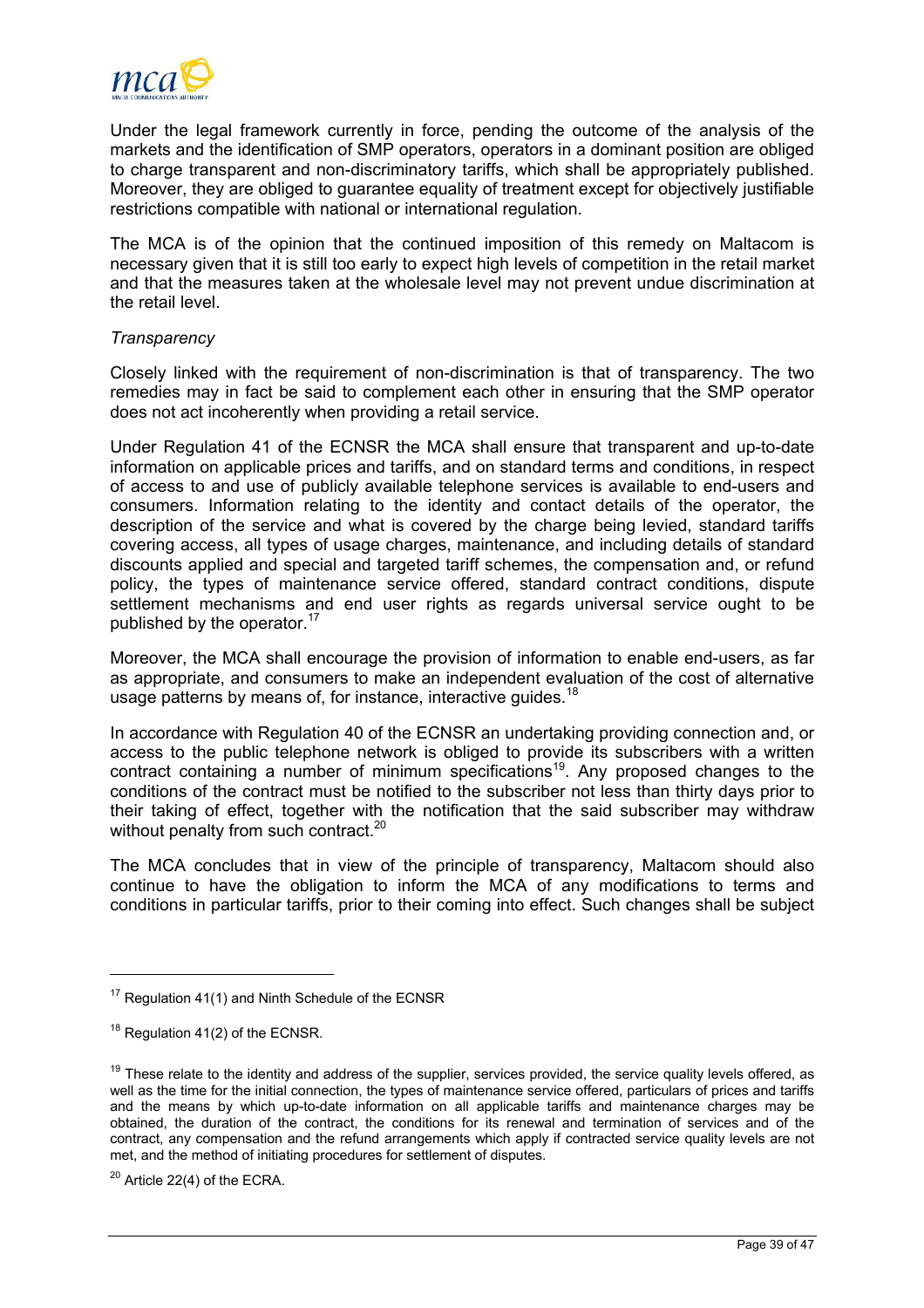Under the legal framework currently in force, pending the outcome of the analysis of the markets and the identification of SMP operators, operators in a dominant position are obliged to charge transparent and non-discriminatory tariffs, which shall be appropriately published. Moreover, they are obliged to guarantee equality of treatment except for objectively justifiable restrictions compatible with national or international regulation.

The MCA is of the opinion that the continued imposition of this remedy on Maltacom is necessary given that it is still too early to expect high levels of competition in the retail market and that the measures taken at the wholesale level may not prevent undue discrimination at the retail level.

*Transparency*

Closely linked with the requirement of non-discrimination is that of transparency. The two remedies may in fact be said to complement each other in ensuring that the SMP operator does not act incoherently when providing a retail service.

Under Regulation 41 of the ECNSR the MCA shall ensure that transparent and up-to-date information on applicable prices and tariffs, and on standard terms and conditions, in respect of access to and use of publicly available telephone services is available to end-users and consumers. Information relating to the identity and contact details of the operator, the description of the service and what is covered by the charge being levied, standard tariffs covering access, all types of usage charges, maintenance, and including details of standard discounts applied and special and targeted tariff schemes, the compensation and, or refund policy, the types of maintenance service offered, standard contract conditions, dispute settlement mechanisms and end user rights as regards universal service ought to be published by the operator.[17]

Moreover, the MCA shall encourage the provision of information to enable end-users, as far as appropriate, and consumers to make an independent evaluation of the cost of alternative usage patterns by means of, for instance, interactive guides.[18]

In accordance with Regulation 40 of the ECNSR an undertaking providing connection and, or access to the public telephone network is obliged to provide its subscribers with a written contract containing a number of minimum specifications[19]. Any proposed changes to the conditions of the contract must be notified to the subscriber not less than thirty days prior to their taking of effect, together with the notification that the said subscriber may withdraw without penalty from such contract.[20]

The MCA concludes that in view of the principle of transparency, Maltacom should also continue to have the obligation to inform the MCA of any modifications to terms and conditions in particular tariffs, prior to their coming into effect. Such changes shall be subject

---

[17] Regulation 41(1) and Ninth Schedule of the ECNSR

[18] Regulation 41(2) of the ECNSR.

[19] These relate to the identity and address of the supplier, services provided, the service quality levels offered, as well as the time for the initial connection, the types of maintenance service offered, particulars of prices and tariffs and the means by which up-to-date information on all applicable tariffs and maintenance charges may be obtained, the duration of the contract, the conditions for its renewal and termination of services and of the contract, any compensation and the refund arrangements which apply if contracted service quality levels are not met, and the method of initiating procedures for settlement of disputes.

[20] Article 22(4) of the ECRA.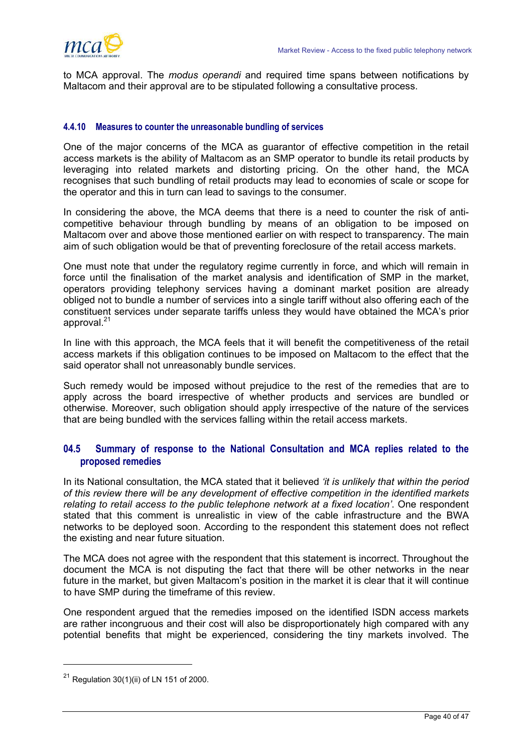to MCA approval. The *modus operandi* and required time spans between notifications by Maltacom and their approval are to be stipulated following a consultative process.

#### 4.4.10 Measures to counter the unreasonable bundling of services

One of the major concerns of the MCA as guarantor of effective competition in the retail access markets is the ability of Maltacom as an SMP operator to bundle its retail products by leveraging into related markets and distorting pricing. On the other hand, the MCA recognises that such bundling of retail products may lead to economies of scale or scope for the operator and this in turn can lead to savings to the consumer.

In considering the above, the MCA deems that there is a need to counter the risk of anti-competitive behaviour through bundling by means of an obligation to be imposed on Maltacom over and above those mentioned earlier on with respect to transparency. The main aim of such obligation would be that of preventing foreclosure of the retail access markets.

One must note that under the regulatory regime currently in force, and which will remain in force until the finalisation of the market analysis and identification of SMP in the market, operators providing telephony services having a dominant market position are already obliged not to bundle a number of services into a single tariff without also offering each of the constituent services under separate tariffs unless they would have obtained the MCA's prior approval.[21]

In line with this approach, the MCA feels that it will benefit the competitiveness of the retail access markets if this obligation continues to be imposed on Maltacom to the effect that the said operator shall not unreasonably bundle services.

Such remedy would be imposed without prejudice to the rest of the remedies that are to apply across the board irrespective of whether products and services are bundled or otherwise. Moreover, such obligation should apply irrespective of the nature of the services that are being bundled with the services falling within the retail access markets.

### 04.5 Summary of response to the National Consultation and MCA replies related to the proposed remedies

In its National consultation, the MCA stated that it believed *'it is unlikely that within the period of this review there will be any development of effective competition in the identified markets relating to retail access to the public telephone network at a fixed location'*. One respondent stated that this comment is unrealistic in view of the cable infrastructure and the BWA networks to be deployed soon. According to the respondent this statement does not reflect the existing and near future situation.

The MCA does not agree with the respondent that this statement is incorrect. Throughout the document the MCA is not disputing the fact that there will be other networks in the near future in the market, but given Maltacom's position in the market it is clear that it will continue to have SMP during the timeframe of this review.

One respondent argued that the remedies imposed on the identified ISDN access markets are rather incongruous and their cost will also be disproportionately high compared with any potential benefits that might be experienced, considering the tiny markets involved. The

---

[21] Regulation 30(1)(ii) of LN 151 of 2000.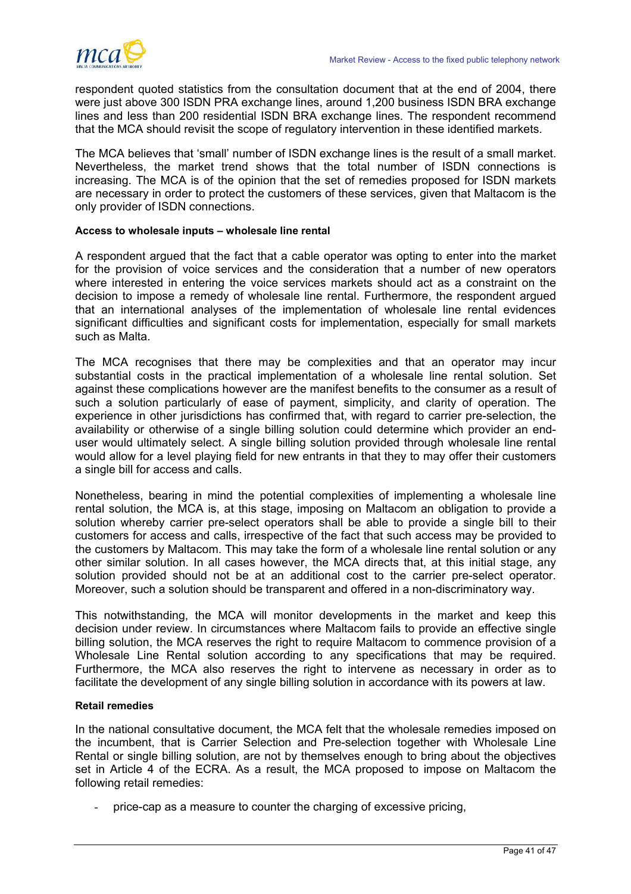respondent quoted statistics from the consultation document that at the end of 2004, there were just above 300 ISDN PRA exchange lines, around 1,200 business ISDN BRA exchange lines and less than 200 residential ISDN BRA exchange lines. The respondent recommend that the MCA should revisit the scope of regulatory intervention in these identified markets.

The MCA believes that 'small' number of ISDN exchange lines is the result of a small market. Nevertheless, the market trend shows that the total number of ISDN connections is increasing. The MCA is of the opinion that the set of remedies proposed for ISDN markets are necessary in order to protect the customers of these services, given that Maltacom is the only provider of ISDN connections.

**Access to wholesale inputs – wholesale line rental**

A respondent argued that the fact that a cable operator was opting to enter into the market for the provision of voice services and the consideration that a number of new operators where interested in entering the voice services markets should act as a constraint on the decision to impose a remedy of wholesale line rental. Furthermore, the respondent argued that an international analyses of the implementation of wholesale line rental evidences significant difficulties and significant costs for implementation, especially for small markets such as Malta.

The MCA recognises that there may be complexities and that an operator may incur substantial costs in the practical implementation of a wholesale line rental solution. Set against these complications however are the manifest benefits to the consumer as a result of such a solution particularly of ease of payment, simplicity, and clarity of operation. The experience in other jurisdictions has confirmed that, with regard to carrier pre-selection, the availability or otherwise of a single billing solution could determine which provider an end-user would ultimately select. A single billing solution provided through wholesale line rental would allow for a level playing field for new entrants in that they to may offer their customers a single bill for access and calls.

Nonetheless, bearing in mind the potential complexities of implementing a wholesale line rental solution, the MCA is, at this stage, imposing on Maltacom an obligation to provide a solution whereby carrier pre-select operators shall be able to provide a single bill to their customers for access and calls, irrespective of the fact that such access may be provided to the customers by Maltacom. This may take the form of a wholesale line rental solution or any other similar solution. In all cases however, the MCA directs that, at this initial stage, any solution provided should not be at an additional cost to the carrier pre-select operator. Moreover, such a solution should be transparent and offered in a non-discriminatory way.

This notwithstanding, the MCA will monitor developments in the market and keep this decision under review. In circumstances where Maltacom fails to provide an effective single billing solution, the MCA reserves the right to require Maltacom to commence provision of a Wholesale Line Rental solution according to any specifications that may be required. Furthermore, the MCA also reserves the right to intervene as necessary in order as to facilitate the development of any single billing solution in accordance with its powers at law.

**Retail remedies**

In the national consultative document, the MCA felt that the wholesale remedies imposed on the incumbent, that is Carrier Selection and Pre-selection together with Wholesale Line Rental or single billing solution, are not by themselves enough to bring about the objectives set in Article 4 of the ECRA. As a result, the MCA proposed to impose on Maltacom the following retail remedies:

- price-cap as a measure to counter the charging of excessive pricing,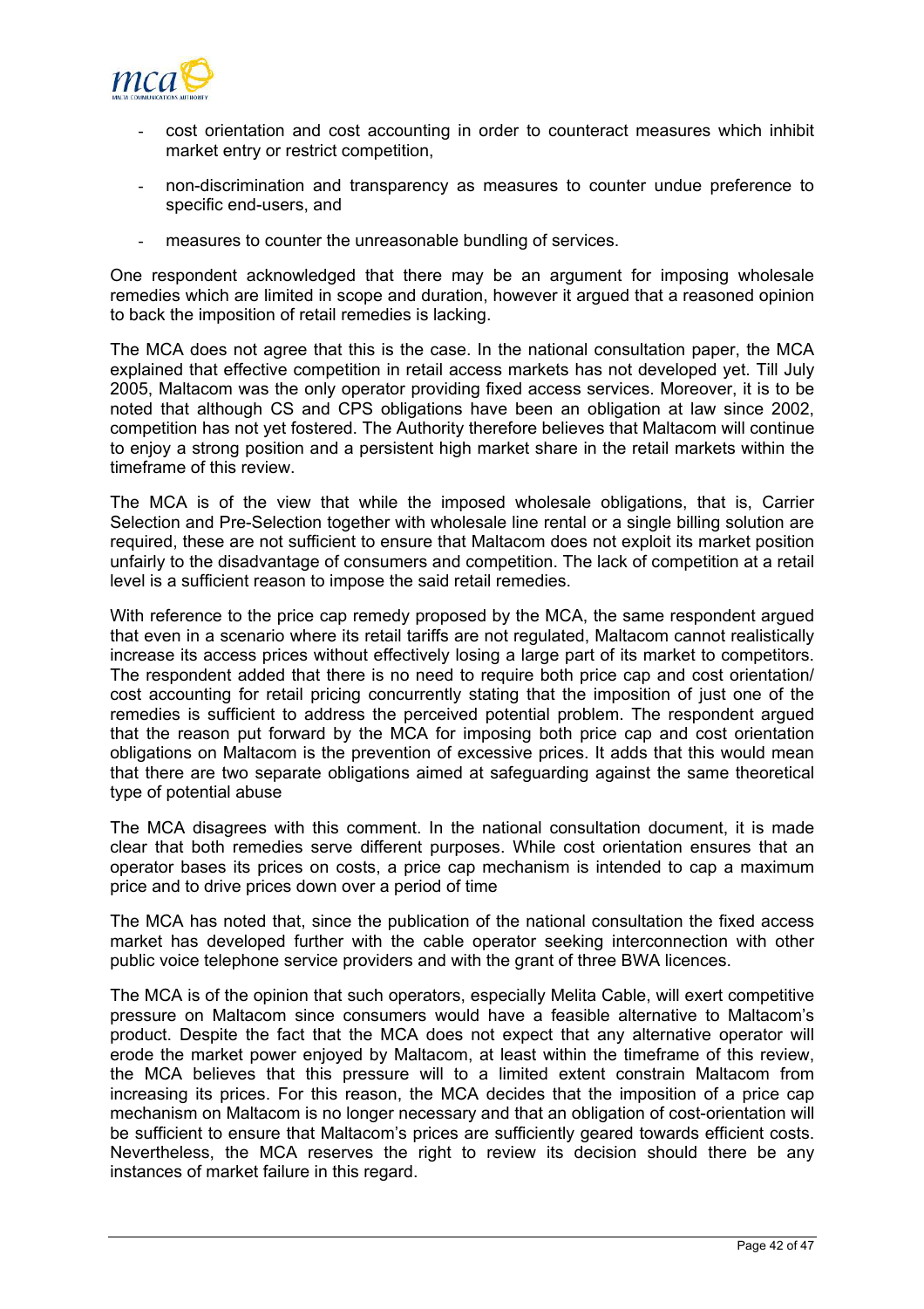- cost orientation and cost accounting in order to counteract measures which inhibit market entry or restrict competition,
- non-discrimination and transparency as measures to counter undue preference to specific end-users, and
- measures to counter the unreasonable bundling of services.

One respondent acknowledged that there may be an argument for imposing wholesale remedies which are limited in scope and duration, however it argued that a reasoned opinion to back the imposition of retail remedies is lacking.

The MCA does not agree that this is the case. In the national consultation paper, the MCA explained that effective competition in retail access markets has not developed yet. Till July 2005, Maltacom was the only operator providing fixed access services. Moreover, it is to be noted that although CS and CPS obligations have been an obligation at law since 2002, competition has not yet fostered. The Authority therefore believes that Maltacom will continue to enjoy a strong position and a persistent high market share in the retail markets within the timeframe of this review.

The MCA is of the view that while the imposed wholesale obligations, that is, Carrier Selection and Pre-Selection together with wholesale line rental or a single billing solution are required, these are not sufficient to ensure that Maltacom does not exploit its market position unfairly to the disadvantage of consumers and competition. The lack of competition at a retail level is a sufficient reason to impose the said retail remedies.

With reference to the price cap remedy proposed by the MCA, the same respondent argued that even in a scenario where its retail tariffs are not regulated, Maltacom cannot realistically increase its access prices without effectively losing a large part of its market to competitors. The respondent added that there is no need to require both price cap and cost orientation/ cost accounting for retail pricing concurrently stating that the imposition of just one of the remedies is sufficient to address the perceived potential problem. The respondent argued that the reason put forward by the MCA for imposing both price cap and cost orientation obligations on Maltacom is the prevention of excessive prices. It adds that this would mean that there are two separate obligations aimed at safeguarding against the same theoretical type of potential abuse

The MCA disagrees with this comment. In the national consultation document, it is made clear that both remedies serve different purposes. While cost orientation ensures that an operator bases its prices on costs, a price cap mechanism is intended to cap a maximum price and to drive prices down over a period of time

The MCA has noted that, since the publication of the national consultation the fixed access market has developed further with the cable operator seeking interconnection with other public voice telephone service providers and with the grant of three BWA licences.

The MCA is of the opinion that such operators, especially Melita Cable, will exert competitive pressure on Maltacom since consumers would have a feasible alternative to Maltacom's product. Despite the fact that the MCA does not expect that any alternative operator will erode the market power enjoyed by Maltacom, at least within the timeframe of this review, the MCA believes that this pressure will to a limited extent constrain Maltacom from increasing its prices. For this reason, the MCA decides that the imposition of a price cap mechanism on Maltacom is no longer necessary and that an obligation of cost-orientation will be sufficient to ensure that Maltacom's prices are sufficiently geared towards efficient costs. Nevertheless, the MCA reserves the right to review its decision should there be any instances of market failure in this regard.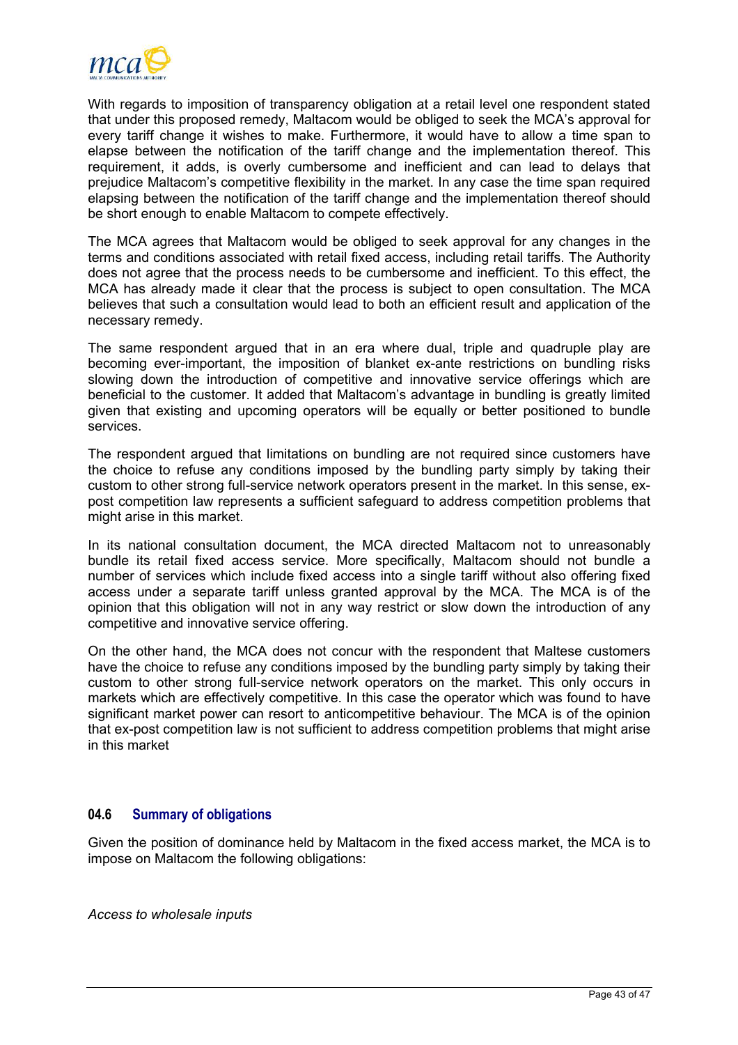With regards to imposition of transparency obligation at a retail level one respondent stated that under this proposed remedy, Maltacom would be obliged to seek the MCA's approval for every tariff change it wishes to make. Furthermore, it would have to allow a time span to elapse between the notification of the tariff change and the implementation thereof. This requirement, it adds, is overly cumbersome and inefficient and can lead to delays that prejudice Maltacom's competitive flexibility in the market. In any case the time span required elapsing between the notification of the tariff change and the implementation thereof should be short enough to enable Maltacom to compete effectively.

The MCA agrees that Maltacom would be obliged to seek approval for any changes in the terms and conditions associated with retail fixed access, including retail tariffs. The Authority does not agree that the process needs to be cumbersome and inefficient. To this effect, the MCA has already made it clear that the process is subject to open consultation. The MCA believes that such a consultation would lead to both an efficient result and application of the necessary remedy.

The same respondent argued that in an era where dual, triple and quadruple play are becoming ever-important, the imposition of blanket ex-ante restrictions on bundling risks slowing down the introduction of competitive and innovative service offerings which are beneficial to the customer. It added that Maltacom's advantage in bundling is greatly limited given that existing and upcoming operators will be equally or better positioned to bundle services.

The respondent argued that limitations on bundling are not required since customers have the choice to refuse any conditions imposed by the bundling party simply by taking their custom to other strong full-service network operators present in the market. In this sense, ex-post competition law represents a sufficient safeguard to address competition problems that might arise in this market.

In its national consultation document, the MCA directed Maltacom not to unreasonably bundle its retail fixed access service. More specifically, Maltacom should not bundle a number of services which include fixed access into a single tariff without also offering fixed access under a separate tariff unless granted approval by the MCA. The MCA is of the opinion that this obligation will not in any way restrict or slow down the introduction of any competitive and innovative service offering.

On the other hand, the MCA does not concur with the respondent that Maltese customers have the choice to refuse any conditions imposed by the bundling party simply by taking their custom to other strong full-service network operators on the market. This only occurs in markets which are effectively competitive. In this case the operator which was found to have significant market power can resort to anticompetitive behaviour. The MCA is of the opinion that ex-post competition law is not sufficient to address competition problems that might arise in this market

## 04.6 Summary of obligations

Given the position of dominance held by Maltacom in the fixed access market, the MCA is to impose on Maltacom the following obligations:

*Access to wholesale inputs*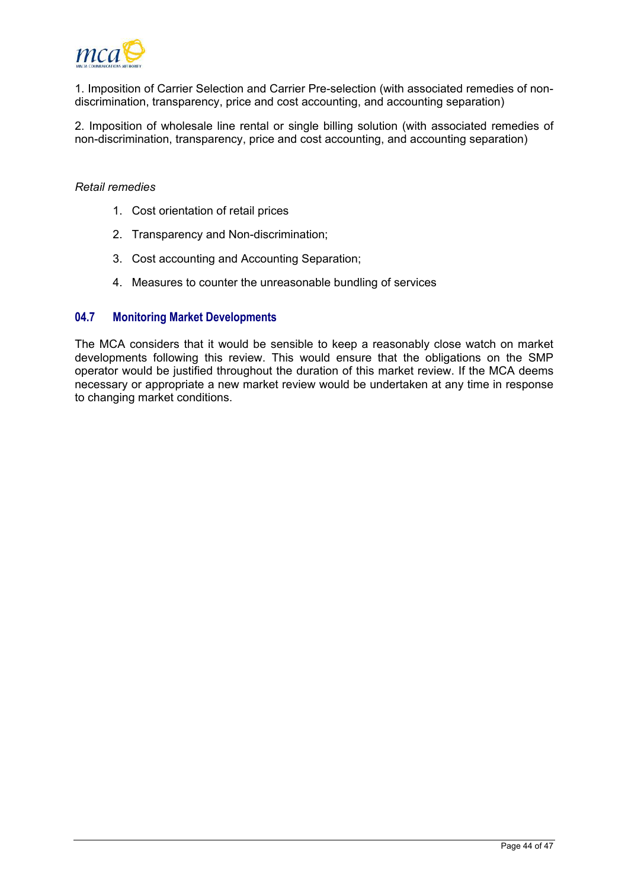1. Imposition of Carrier Selection and Carrier Pre-selection (with associated remedies of non-discrimination, transparency, price and cost accounting, and accounting separation)

2. Imposition of wholesale line rental or single billing solution (with associated remedies of non-discrimination, transparency, price and cost accounting, and accounting separation)

*Retail remedies*

1. Cost orientation of retail prices
2. Transparency and Non-discrimination;
3. Cost accounting and Accounting Separation;
4. Measures to counter the unreasonable bundling of services

## 04.7 Monitoring Market Developments

The MCA considers that it would be sensible to keep a reasonably close watch on market developments following this review. This would ensure that the obligations on the SMP operator would be justified throughout the duration of this market review. If the MCA deems necessary or appropriate a new market review would be undertaken at any time in response to changing market conditions.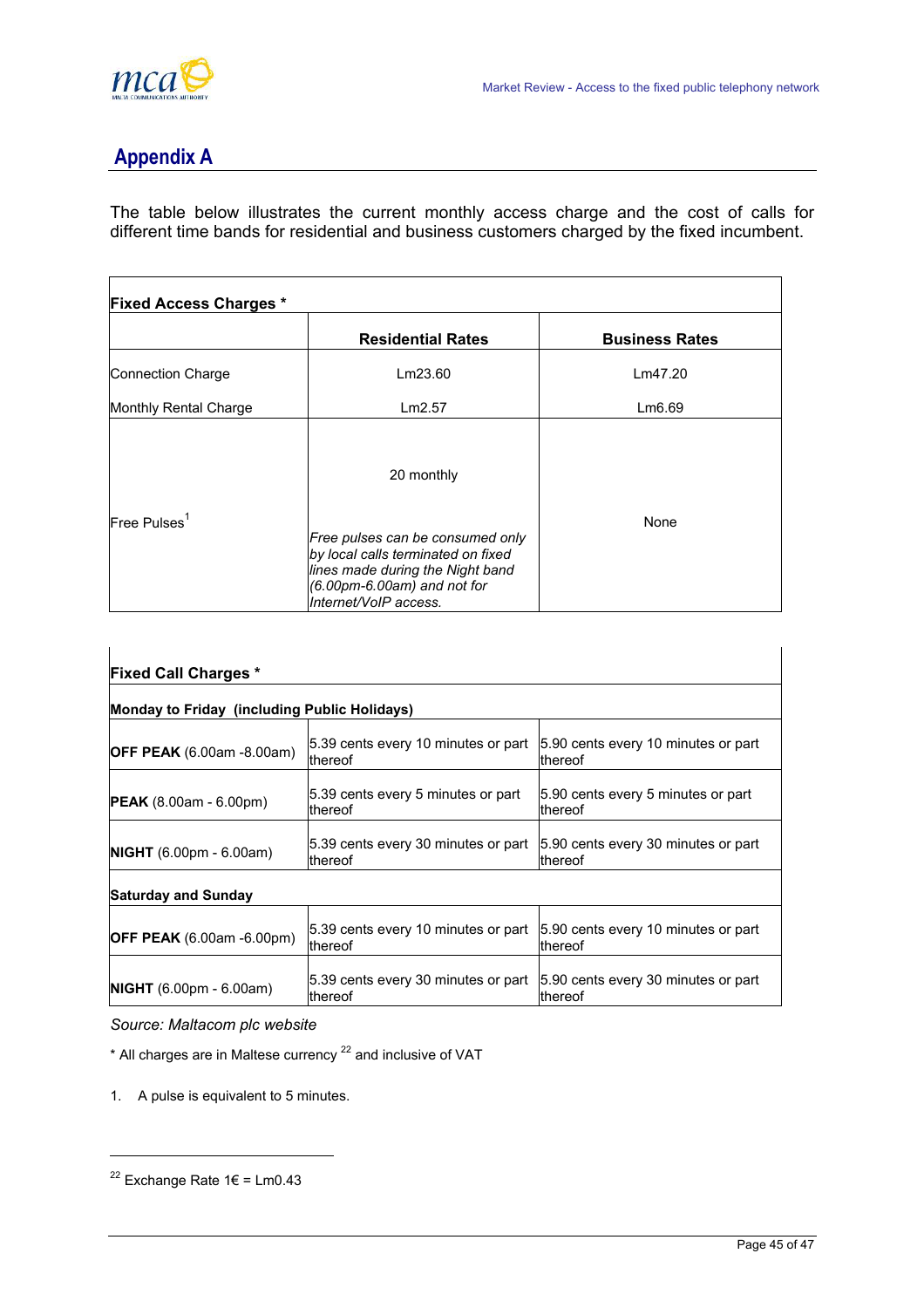## Appendix A

The table below illustrates the current monthly access charge and the cost of calls for different time bands for residential and business customers charged by the fixed incumbent.

| **Fixed Access Charges *** | | |
|---|---|---|
| | **Residential Rates** | **Business Rates** |
| Connection Charge | Lm23.60 | Lm47.20 |
| Monthly Rental Charge | Lm2.57 | Lm6.69 |
| Free Pulses[1] | 20 monthly<br><br>*Free pulses can be consumed only by local calls terminated on fixed lines made during the Night band (6.00pm-6.00am) and not for Internet/VoIP access.* | None |

| **Fixed Call Charges *** | | |
|---|---|---|
| **Monday to Friday (including Public Holidays)** | | |
| **OFF PEAK** (6.00am -8.00am) | 5.39 cents every 10 minutes or part thereof | 5.90 cents every 10 minutes or part thereof |
| **PEAK** (8.00am - 6.00pm) | 5.39 cents every 5 minutes or part thereof | 5.90 cents every 5 minutes or part thereof |
| **NIGHT** (6.00pm - 6.00am) | 5.39 cents every 30 minutes or part thereof | 5.90 cents every 30 minutes or part thereof |
| **Saturday and Sunday** | | |
| **OFF PEAK** (6.00am -6.00pm) | 5.39 cents every 10 minutes or part thereof | 5.90 cents every 10 minutes or part thereof |
| **NIGHT** (6.00pm - 6.00am) | 5.39 cents every 30 minutes or part thereof | 5.90 cents every 30 minutes or part thereof |

*Source: Maltacom plc website*

* All charges are in Maltese currency [22] and inclusive of VAT

1. A pulse is equivalent to 5 minutes.

---

[22] Exchange Rate 1€ = Lm0.43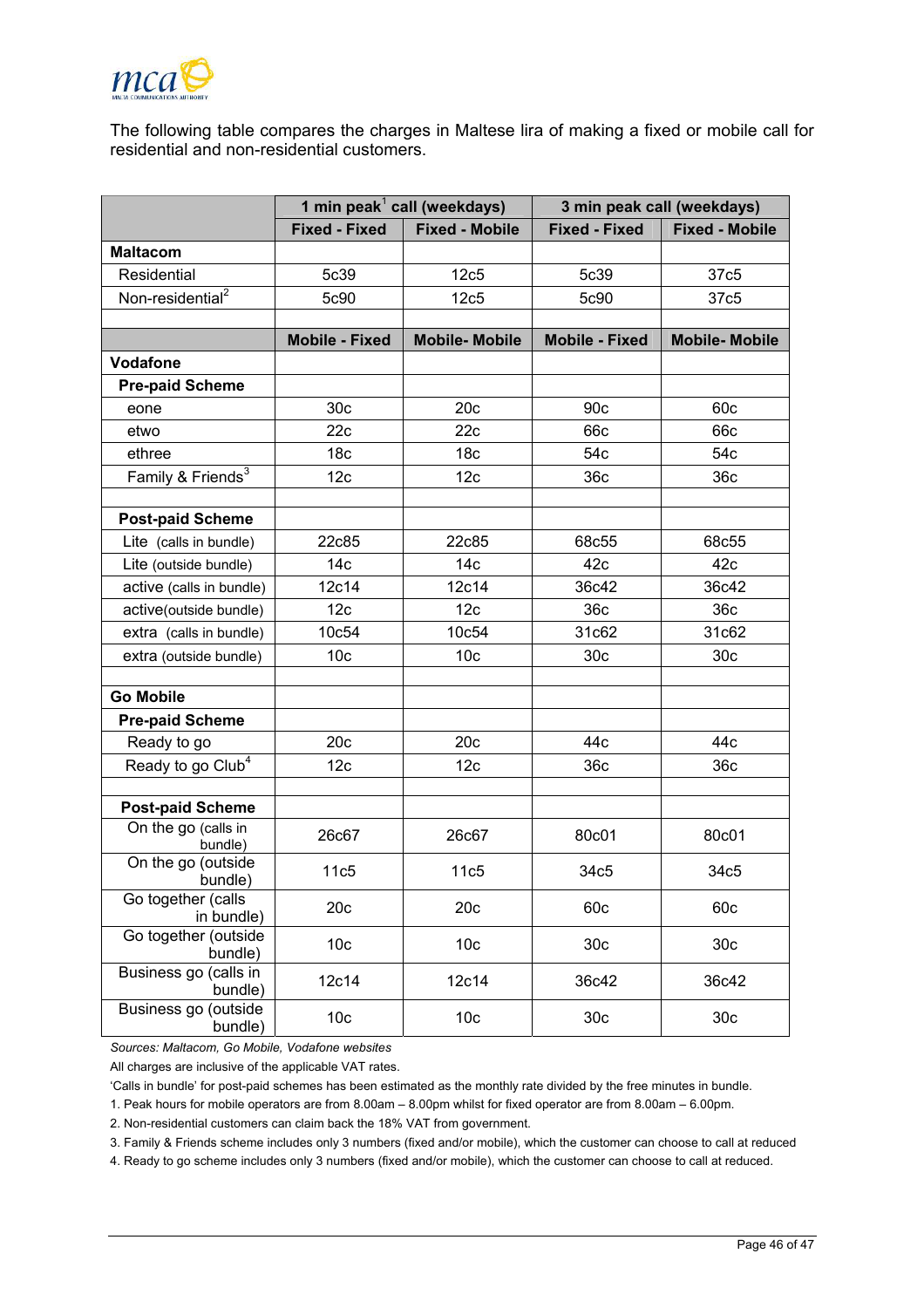The following table compares the charges in Maltese lira of making a fixed or mobile call for residential and non-residential customers.

| | 1 min peak[1] call (weekdays) | | 3 min peak call (weekdays) | |
|---|---|---|---|---|
| | **Fixed - Fixed** | **Fixed - Mobile** | **Fixed - Fixed** | **Fixed - Mobile** |
| **Maltacom** | | | | |
| Residential | 5c39 | 12c5 | 5c39 | 37c5 |
| Non-residential[2] | 5c90 | 12c5 | 5c90 | 37c5 |
| | | | | |
| | **Mobile - Fixed** | **Mobile- Mobile** | **Mobile - Fixed** | **Mobile- Mobile** |
| **Vodafone** | | | | |
| **Pre-paid Scheme** | | | | |
| eone | 30c | 20c | 90c | 60c |
| etwo | 22c | 22c | 66c | 66c |
| ethree | 18c | 18c | 54c | 54c |
| Family & Friends[3] | 12c | 12c | 36c | 36c |
| | | | | |
| **Post-paid Scheme** | | | | |
| Lite (calls in bundle) | 22c85 | 22c85 | 68c55 | 68c55 |
| Lite (outside bundle) | 14c | 14c | 42c | 42c |
| active (calls in bundle) | 12c14 | 12c14 | 36c42 | 36c42 |
| active(outside bundle) | 12c | 12c | 36c | 36c |
| extra (calls in bundle) | 10c54 | 10c54 | 31c62 | 31c62 |
| extra (outside bundle) | 10c | 10c | 30c | 30c |
| | | | | |
| **Go Mobile** | | | | |
| **Pre-paid Scheme** | | | | |
| Ready to go | 20c | 20c | 44c | 44c |
| Ready to go Club[4] | 12c | 12c | 36c | 36c |
| | | | | |
| **Post-paid Scheme** | | | | |
| On the go (calls in bundle) | 26c67 | 26c67 | 80c01 | 80c01 |
| On the go (outside bundle) | 11c5 | 11c5 | 34c5 | 34c5 |
| Go together (calls in bundle) | 20c | 20c | 60c | 60c |
| Go together (outside bundle) | 10c | 10c | 30c | 30c |
| Business go (calls in bundle) | 12c14 | 12c14 | 36c42 | 36c42 |
| Business go (outside bundle) | 10c | 10c | 30c | 30c |

*Sources: Maltacom, Go Mobile, Vodafone websites*

All charges are inclusive of the applicable VAT rates.

'Calls in bundle' for post-paid schemes has been estimated as the monthly rate divided by the free minutes in bundle.

1. Peak hours for mobile operators are from 8.00am – 8.00pm whilst for fixed operator are from 8.00am – 6.00pm.
2. Non-residential customers can claim back the 18% VAT from government.
3. Family & Friends scheme includes only 3 numbers (fixed and/or mobile), which the customer can choose to call at reduced
4. Ready to go scheme includes only 3 numbers (fixed and/or mobile), which the customer can choose to call at reduced.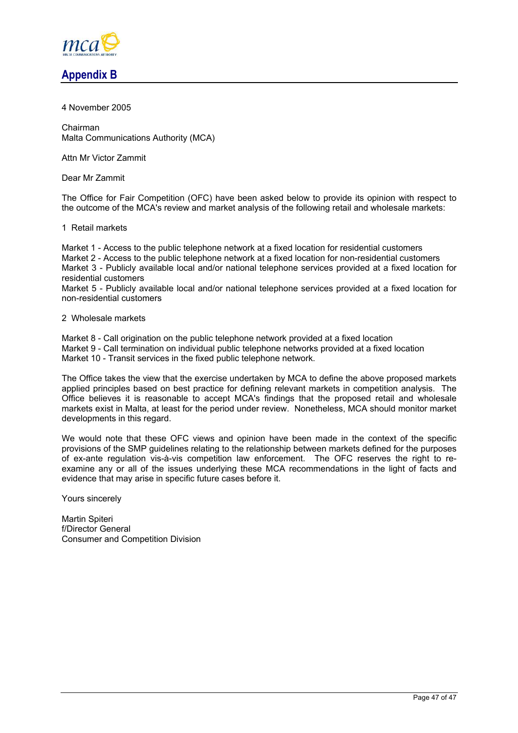## Appendix B

4 November 2005

Chairman
Malta Communications Authority (MCA)

Attn Mr Victor Zammit

Dear Mr Zammit

The Office for Fair Competition (OFC) have been asked below to provide its opinion with respect to the outcome of the MCA's review and market analysis of the following retail and wholesale markets:

1 Retail markets

Market 1 - Access to the public telephone network at a fixed location for residential customers
Market 2 - Access to the public telephone network at a fixed location for non-residential customers
Market 3 - Publicly available local and/or national telephone services provided at a fixed location for residential customers
Market 5 - Publicly available local and/or national telephone services provided at a fixed location for non-residential customers

2 Wholesale markets

Market 8 - Call origination on the public telephone network provided at a fixed location
Market 9 - Call termination on individual public telephone networks provided at a fixed location
Market 10 - Transit services in the fixed public telephone network.

The Office takes the view that the exercise undertaken by MCA to define the above proposed markets applied principles based on best practice for defining relevant markets in competition analysis. The Office believes it is reasonable to accept MCA's findings that the proposed retail and wholesale markets exist in Malta, at least for the period under review. Nonetheless, MCA should monitor market developments in this regard.

We would note that these OFC views and opinion have been made in the context of the specific provisions of the SMP guidelines relating to the relationship between markets defined for the purposes of ex-ante regulation vis-à-vis competition law enforcement. The OFC reserves the right to re-examine any or all of the issues underlying these MCA recommendations in the light of facts and evidence that may arise in specific future cases before it.

Yours sincerely

Martin Spiteri
f/Director General
Consumer and Competition Division